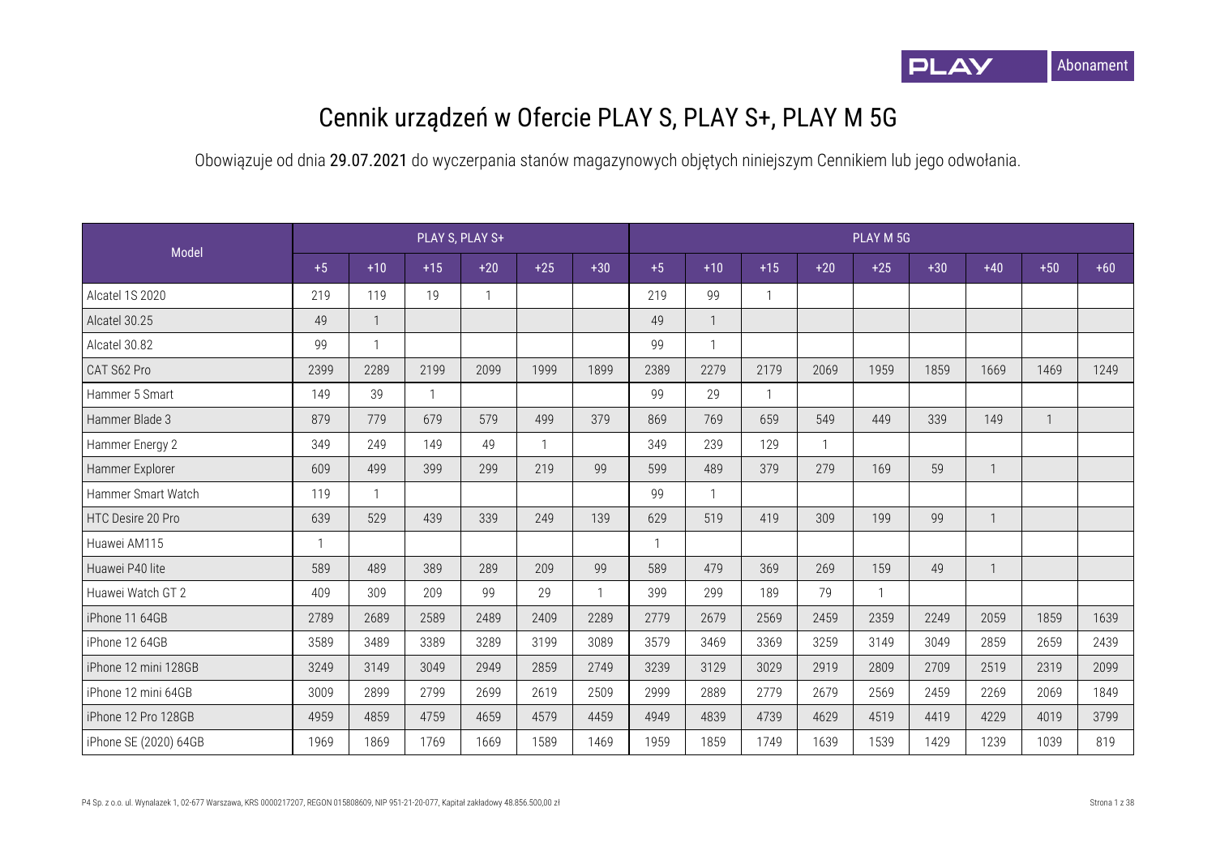# Cennik urządzeń w Ofercie PLAY S, PLAY S+, PLAY M 5G

Obowiązuje od dnia **29.07.2021** do wyczerpania stanów magazynowych objętych niniejszym Cennikiem lub jego odwołania.

| Model | PLAY S, PLAY S+ | | | | | | PLAY M 5G | | | | | | | | |
|---|---|---|---|---|---|---|---|---|---|---|---|---|---|---|---|
| | +5 | +10 | +15 | +20 | +25 | +30 | +5 | +10 | +15 | +20 | +25 | +30 | +40 | +50 | +60 |
| Alcatel 1S 2020 | 219 | 119 | 19 | 1 | | | 219 | 99 | 1 | | | | | | |
| Alcatel 30.25 | 49 | 1 | | | | | 49 | 1 | | | | | | | |
| Alcatel 30.82 | 99 | 1 | | | | | 99 | 1 | | | | | | | |
| CAT S62 Pro | 2399 | 2289 | 2199 | 2099 | 1999 | 1899 | 2389 | 2279 | 2179 | 2069 | 1959 | 1859 | 1669 | 1469 | 1249 |
| Hammer 5 Smart | 149 | 39 | 1 | | | | 99 | 29 | 1 | | | | | | |
| Hammer Blade 3 | 879 | 779 | 679 | 579 | 499 | 379 | 869 | 769 | 659 | 549 | 449 | 339 | 149 | 1 | |
| Hammer Energy 2 | 349 | 249 | 149 | 49 | 1 | | 349 | 239 | 129 | 1 | | | | | |
| Hammer Explorer | 609 | 499 | 399 | 299 | 219 | 99 | 599 | 489 | 379 | 279 | 169 | 59 | 1 | | |
| Hammer Smart Watch | 119 | 1 | | | | | 99 | 1 | | | | | | | |
| HTC Desire 20 Pro | 639 | 529 | 439 | 339 | 249 | 139 | 629 | 519 | 419 | 309 | 199 | 99 | 1 | | |
| Huawei AM115 | 1 | | | | | | 1 | | | | | | | | |
| Huawei P40 lite | 589 | 489 | 389 | 289 | 209 | 99 | 589 | 479 | 369 | 269 | 159 | 49 | 1 | | |
| Huawei Watch GT 2 | 409 | 309 | 209 | 99 | 29 | 1 | 399 | 299 | 189 | 79 | 1 | | | | |
| iPhone 11 64GB | 2789 | 2689 | 2589 | 2489 | 2409 | 2289 | 2779 | 2679 | 2569 | 2459 | 2359 | 2249 | 2059 | 1859 | 1639 |
| iPhone 12 64GB | 3589 | 3489 | 3389 | 3289 | 3199 | 3089 | 3579 | 3469 | 3369 | 3259 | 3149 | 3049 | 2859 | 2659 | 2439 |
| iPhone 12 mini 128GB | 3249 | 3149 | 3049 | 2949 | 2859 | 2749 | 3239 | 3129 | 3029 | 2919 | 2809 | 2709 | 2519 | 2319 | 2099 |
| iPhone 12 mini 64GB | 3009 | 2899 | 2799 | 2699 | 2619 | 2509 | 2999 | 2889 | 2779 | 2679 | 2569 | 2459 | 2269 | 2069 | 1849 |
| iPhone 12 Pro 128GB | 4959 | 4859 | 4759 | 4659 | 4579 | 4459 | 4949 | 4839 | 4739 | 4629 | 4519 | 4419 | 4229 | 4019 | 3799 |
| iPhone SE (2020) 64GB | 1969 | 1869 | 1769 | 1669 | 1589 | 1469 | 1959 | 1859 | 1749 | 1639 | 1539 | 1429 | 1239 | 1039 | 819 |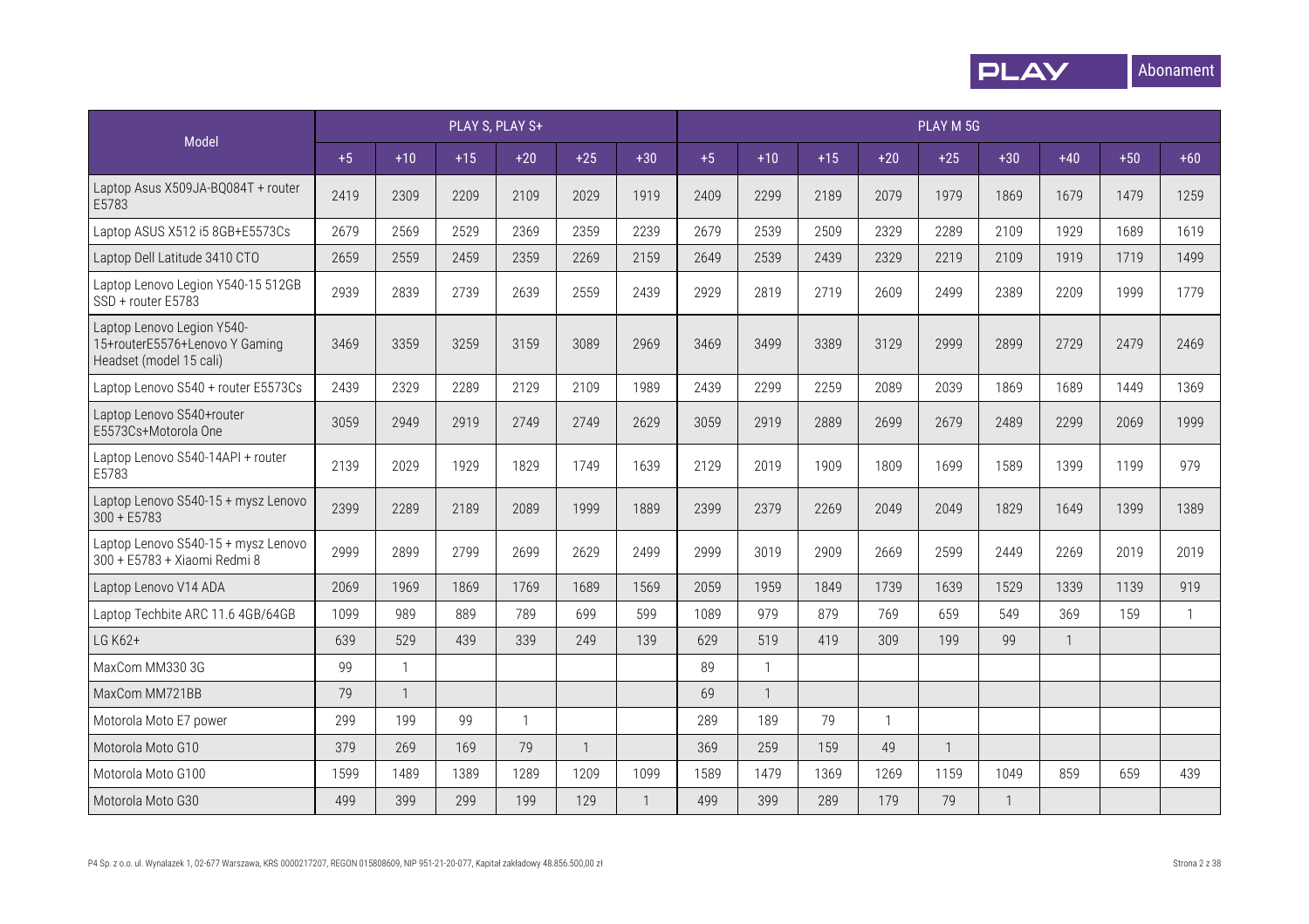| Model | PLAY S, PLAY S+ | | | | | | PLAY M 5G | | | | | | | | |
|---|---|---|---|---|---|---|---|---|---|---|---|---|---|---|---|
| | +5 | +10 | +15 | +20 | +25 | +30 | +5 | +10 | +15 | +20 | +25 | +30 | +40 | +50 | +60 |
| Laptop Asus X509JA-BQ084T + router E5783 | 2419 | 2309 | 2209 | 2109 | 2029 | 1919 | 2409 | 2299 | 2189 | 2079 | 1979 | 1869 | 1679 | 1479 | 1259 |
| Laptop ASUS X512 i5 8GB+E5573Cs | 2679 | 2569 | 2529 | 2369 | 2359 | 2239 | 2679 | 2539 | 2509 | 2329 | 2289 | 2109 | 1929 | 1689 | 1619 |
| Laptop Dell Latitude 3410 CTO | 2659 | 2559 | 2459 | 2359 | 2269 | 2159 | 2649 | 2539 | 2439 | 2329 | 2219 | 2109 | 1919 | 1719 | 1499 |
| Laptop Lenovo Legion Y540-15 512GB SSD + router E5783 | 2939 | 2839 | 2739 | 2639 | 2559 | 2439 | 2929 | 2819 | 2719 | 2609 | 2499 | 2389 | 2209 | 1999 | 1779 |
| Laptop Lenovo Legion Y540-15+routerE5576+Lenovo Y Gaming Headset (model 15 cali) | 3469 | 3359 | 3259 | 3159 | 3089 | 2969 | 3469 | 3499 | 3389 | 3129 | 2999 | 2899 | 2729 | 2479 | 2469 |
| Laptop Lenovo S540 + router E5573Cs | 2439 | 2329 | 2289 | 2129 | 2109 | 1989 | 2439 | 2299 | 2259 | 2089 | 2039 | 1869 | 1689 | 1449 | 1369 |
| Laptop Lenovo S540+router E5573Cs+Motorola One | 3059 | 2949 | 2919 | 2749 | 2749 | 2629 | 3059 | 2919 | 2889 | 2699 | 2679 | 2489 | 2299 | 2069 | 1999 |
| Laptop Lenovo S540-14API + router E5783 | 2139 | 2029 | 1929 | 1829 | 1749 | 1639 | 2129 | 2019 | 1909 | 1809 | 1699 | 1589 | 1399 | 1199 | 979 |
| Laptop Lenovo S540-15 + mysz Lenovo 300 + E5783 | 2399 | 2289 | 2189 | 2089 | 1999 | 1889 | 2399 | 2379 | 2269 | 2049 | 2049 | 1829 | 1649 | 1399 | 1389 |
| Laptop Lenovo S540-15 + mysz Lenovo 300 + E5783 + Xiaomi Redmi 8 | 2999 | 2899 | 2799 | 2699 | 2629 | 2499 | 2999 | 3019 | 2909 | 2669 | 2599 | 2449 | 2269 | 2019 | 2019 |
| Laptop Lenovo V14 ADA | 2069 | 1969 | 1869 | 1769 | 1689 | 1569 | 2059 | 1959 | 1849 | 1739 | 1639 | 1529 | 1339 | 1139 | 919 |
| Laptop Techbite ARC 11.6 4GB/64GB | 1099 | 989 | 889 | 789 | 699 | 599 | 1089 | 979 | 879 | 769 | 659 | 549 | 369 | 159 | 1 |
| LG K62+ | 639 | 529 | 439 | 339 | 249 | 139 | 629 | 519 | 419 | 309 | 199 | 99 | 1 | | |
| MaxCom MM330 3G | 99 | 1 | | | | | 89 | 1 | | | | | | | |
| MaxCom MM721BB | 79 | 1 | | | | | 69 | 1 | | | | | | | |
| Motorola Moto E7 power | 299 | 199 | 99 | 1 | | | 289 | 189 | 79 | 1 | | | | | |
| Motorola Moto G10 | 379 | 269 | 169 | 79 | 1 | | 369 | 259 | 159 | 49 | 1 | | | | |
| Motorola Moto G100 | 1599 | 1489 | 1389 | 1289 | 1209 | 1099 | 1589 | 1479 | 1369 | 1269 | 1159 | 1049 | 859 | 659 | 439 |
| Motorola Moto G30 | 499 | 399 | 299 | 199 | 129 | 1 | 499 | 399 | 289 | 179 | 79 | 1 | | | |

P4 Sp. z o.o. ul. Wynalazek 1, 02-677 Warszawa, KRS 0000217207, REGON 015808609, NIP 951-21-20-077, Kapitał zakładowy 48.856.500,00 zł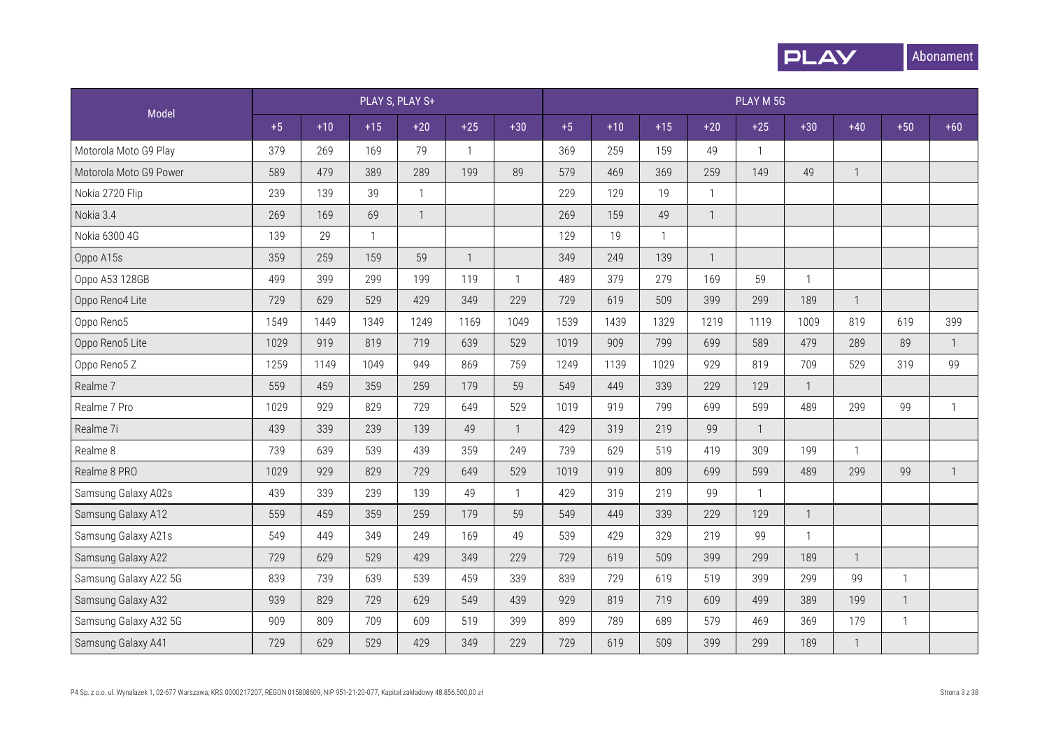PLAY Abonament

| Model | PLAY S, PLAY S+ | | | | | | PLAY M 5G | | | | | | | | |
|---|---|---|---|---|---|---|---|---|---|---|---|---|---|---|---|
| | +5 | +10 | +15 | +20 | +25 | +30 | +5 | +10 | +15 | +20 | +25 | +30 | +40 | +50 | +60 |
| Motorola Moto G9 Play | 379 | 269 | 169 | 79 | 1 | | 369 | 259 | 159 | 49 | 1 | | | | |
| Motorola Moto G9 Power | 589 | 479 | 389 | 289 | 199 | 89 | 579 | 469 | 369 | 259 | 149 | 49 | 1 | | |
| Nokia 2720 Flip | 239 | 139 | 39 | 1 | | | 229 | 129 | 19 | 1 | | | | | |
| Nokia 3.4 | 269 | 169 | 69 | 1 | | | 269 | 159 | 49 | 1 | | | | | |
| Nokia 6300 4G | 139 | 29 | 1 | | | | 129 | 19 | 1 | | | | | | |
| Oppo A15s | 359 | 259 | 159 | 59 | 1 | | 349 | 249 | 139 | 1 | | | | | |
| Oppo A53 128GB | 499 | 399 | 299 | 199 | 119 | 1 | 489 | 379 | 279 | 169 | 59 | 1 | | | |
| Oppo Reno4 Lite | 729 | 629 | 529 | 429 | 349 | 229 | 729 | 619 | 509 | 399 | 299 | 189 | 1 | | |
| Oppo Reno5 | 1549 | 1449 | 1349 | 1249 | 1169 | 1049 | 1539 | 1439 | 1329 | 1219 | 1119 | 1009 | 819 | 619 | 399 |
| Oppo Reno5 Lite | 1029 | 919 | 819 | 719 | 639 | 529 | 1019 | 909 | 799 | 699 | 589 | 479 | 289 | 89 | 1 |
| Oppo Reno5 Z | 1259 | 1149 | 1049 | 949 | 869 | 759 | 1249 | 1139 | 1029 | 929 | 819 | 709 | 529 | 319 | 99 |
| Realme 7 | 559 | 459 | 359 | 259 | 179 | 59 | 549 | 449 | 339 | 229 | 129 | 1 | | | |
| Realme 7 Pro | 1029 | 929 | 829 | 729 | 649 | 529 | 1019 | 919 | 799 | 699 | 599 | 489 | 299 | 99 | 1 |
| Realme 7i | 439 | 339 | 239 | 139 | 49 | 1 | 429 | 319 | 219 | 99 | 1 | | | | |
| Realme 8 | 739 | 639 | 539 | 439 | 359 | 249 | 739 | 629 | 519 | 419 | 309 | 199 | 1 | | |
| Realme 8 PRO | 1029 | 929 | 829 | 729 | 649 | 529 | 1019 | 919 | 809 | 699 | 599 | 489 | 299 | 99 | 1 |
| Samsung Galaxy A02s | 439 | 339 | 239 | 139 | 49 | 1 | 429 | 319 | 219 | 99 | 1 | | | | |
| Samsung Galaxy A12 | 559 | 459 | 359 | 259 | 179 | 59 | 549 | 449 | 339 | 229 | 129 | 1 | | | |
| Samsung Galaxy A21s | 549 | 449 | 349 | 249 | 169 | 49 | 539 | 429 | 329 | 219 | 99 | 1 | | | |
| Samsung Galaxy A22 | 729 | 629 | 529 | 429 | 349 | 229 | 729 | 619 | 509 | 399 | 299 | 189 | 1 | | |
| Samsung Galaxy A22 5G | 839 | 739 | 639 | 539 | 459 | 339 | 839 | 729 | 619 | 519 | 399 | 299 | 99 | 1 | |
| Samsung Galaxy A32 | 939 | 829 | 729 | 629 | 549 | 439 | 929 | 819 | 719 | 609 | 499 | 389 | 199 | 1 | |
| Samsung Galaxy A32 5G | 909 | 809 | 709 | 609 | 519 | 399 | 899 | 789 | 689 | 579 | 469 | 369 | 179 | 1 | |
| Samsung Galaxy A41 | 729 | 629 | 529 | 429 | 349 | 229 | 729 | 619 | 509 | 399 | 299 | 189 | 1 | | |

P4 Sp. z o.o. ul. Wynalazek 1, 02-677 Warszawa, KRS 0000217207, REGON 015808609, NIP 951-21-20-077, Kapitał zakładowy 48.856.500,00 zł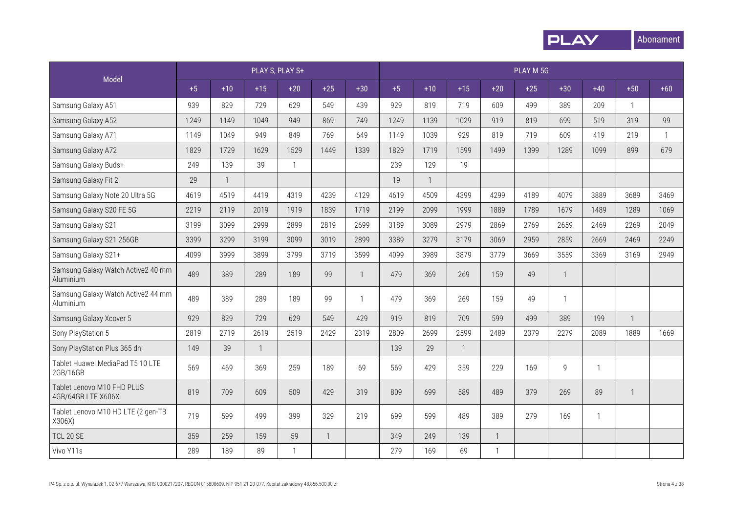| Model | PLAY S, PLAY S+ | | | | | | PLAY M 5G | | | | | | | | |
|---|---|---|---|---|---|---|---|---|---|---|---|---|---|---|---|
| | +5 | +10 | +15 | +20 | +25 | +30 | +5 | +10 | +15 | +20 | +25 | +30 | +40 | +50 | +60 |
| Samsung Galaxy A51 | 939 | 829 | 729 | 629 | 549 | 439 | 929 | 819 | 719 | 609 | 499 | 389 | 209 | 1 | |
| Samsung Galaxy A52 | 1249 | 1149 | 1049 | 949 | 869 | 749 | 1249 | 1139 | 1029 | 919 | 819 | 699 | 519 | 319 | 99 |
| Samsung Galaxy A71 | 1149 | 1049 | 949 | 849 | 769 | 649 | 1149 | 1039 | 929 | 819 | 719 | 609 | 419 | 219 | 1 |
| Samsung Galaxy A72 | 1829 | 1729 | 1629 | 1529 | 1449 | 1339 | 1829 | 1719 | 1599 | 1499 | 1399 | 1289 | 1099 | 899 | 679 |
| Samsung Galaxy Buds+ | 249 | 139 | 39 | 1 | | | 239 | 129 | 19 | | | | | | |
| Samsung Galaxy Fit 2 | 29 | 1 | | | | | 19 | 1 | | | | | | | |
| Samsung Galaxy Note 20 Ultra 5G | 4619 | 4519 | 4419 | 4319 | 4239 | 4129 | 4619 | 4509 | 4399 | 4299 | 4189 | 4079 | 3889 | 3689 | 3469 |
| Samsung Galaxy S20 FE 5G | 2219 | 2119 | 2019 | 1919 | 1839 | 1719 | 2199 | 2099 | 1999 | 1889 | 1789 | 1679 | 1489 | 1289 | 1069 |
| Samsung Galaxy S21 | 3199 | 3099 | 2999 | 2899 | 2819 | 2699 | 3189 | 3089 | 2979 | 2869 | 2769 | 2659 | 2469 | 2269 | 2049 |
| Samsung Galaxy S21 256GB | 3399 | 3299 | 3199 | 3099 | 3019 | 2899 | 3389 | 3279 | 3179 | 3069 | 2959 | 2859 | 2669 | 2469 | 2249 |
| Samsung Galaxy S21+ | 4099 | 3999 | 3899 | 3799 | 3719 | 3599 | 4099 | 3989 | 3879 | 3779 | 3669 | 3559 | 3369 | 3169 | 2949 |
| Samsung Galaxy Watch Active2 40 mm Aluminium | 489 | 389 | 289 | 189 | 99 | 1 | 479 | 369 | 269 | 159 | 49 | 1 | | | |
| Samsung Galaxy Watch Active2 44 mm Aluminium | 489 | 389 | 289 | 189 | 99 | 1 | 479 | 369 | 269 | 159 | 49 | 1 | | | |
| Samsung Galaxy Xcover 5 | 929 | 829 | 729 | 629 | 549 | 429 | 919 | 819 | 709 | 599 | 499 | 389 | 199 | 1 | |
| Sony PlayStation 5 | 2819 | 2719 | 2619 | 2519 | 2429 | 2319 | 2809 | 2699 | 2599 | 2489 | 2379 | 2279 | 2089 | 1889 | 1669 |
| Sony PlayStation Plus 365 dni | 149 | 39 | 1 | | | | 139 | 29 | 1 | | | | | | |
| Tablet Huawei MediaPad T5 10 LTE 2GB/16GB | 569 | 469 | 369 | 259 | 189 | 69 | 569 | 429 | 359 | 229 | 169 | 9 | 1 | | |
| Tablet Lenovo M10 FHD PLUS 4GB/64GB LTE X606X | 819 | 709 | 609 | 509 | 429 | 319 | 809 | 699 | 589 | 489 | 379 | 269 | 89 | 1 | |
| Tablet Lenovo M10 HD LTE (2 gen-TB X306X) | 719 | 599 | 499 | 399 | 329 | 219 | 699 | 599 | 489 | 389 | 279 | 169 | 1 | | |
| TCL 20 SE | 359 | 259 | 159 | 59 | 1 | | 349 | 249 | 139 | 1 | | | | | |
| Vivo Y11s | 289 | 189 | 89 | 1 | | | 279 | 169 | 69 | 1 | | | | | |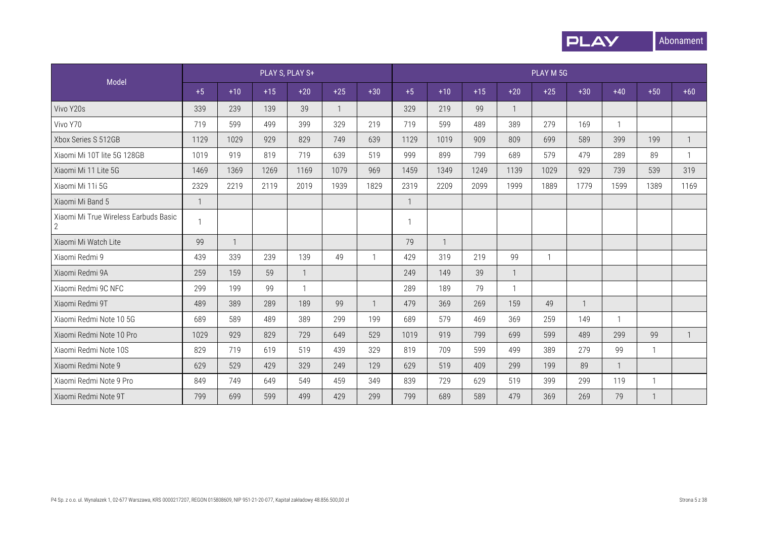| Model | PLAY S, PLAY S+ | | | | | | PLAY M 5G | | | | | | | | |
|---|---|---|---|---|---|---|---|---|---|---|---|---|---|---|---|
| | +5 | +10 | +15 | +20 | +25 | +30 | +5 | +10 | +15 | +20 | +25 | +30 | +40 | +50 | +60 |
| Vivo Y20s | 339 | 239 | 139 | 39 | 1 | | 329 | 219 | 99 | 1 | | | | | |
| Vivo Y70 | 719 | 599 | 499 | 399 | 329 | 219 | 719 | 599 | 489 | 389 | 279 | 169 | 1 | | |
| Xbox Series S 512GB | 1129 | 1029 | 929 | 829 | 749 | 639 | 1129 | 1019 | 909 | 809 | 699 | 589 | 399 | 199 | 1 |
| Xiaomi Mi 10T lite 5G 128GB | 1019 | 919 | 819 | 719 | 639 | 519 | 999 | 899 | 799 | 689 | 579 | 479 | 289 | 89 | 1 |
| Xiaomi Mi 11 Lite 5G | 1469 | 1369 | 1269 | 1169 | 1079 | 969 | 1459 | 1349 | 1249 | 1139 | 1029 | 929 | 739 | 539 | 319 |
| Xiaomi Mi 11i 5G | 2329 | 2219 | 2119 | 2019 | 1939 | 1829 | 2319 | 2209 | 2099 | 1999 | 1889 | 1779 | 1599 | 1389 | 1169 |
| Xiaomi Mi Band 5 | 1 | | | | | | 1 | | | | | | | | |
| Xiaomi Mi True Wireless Earbuds Basic 2 | 1 | | | | | | 1 | | | | | | | | |
| Xiaomi Mi Watch Lite | 99 | 1 | | | | | 79 | 1 | | | | | | | |
| Xiaomi Redmi 9 | 439 | 339 | 239 | 139 | 49 | 1 | 429 | 319 | 219 | 99 | 1 | | | | |
| Xiaomi Redmi 9A | 259 | 159 | 59 | 1 | | | 249 | 149 | 39 | 1 | | | | | |
| Xiaomi Redmi 9C NFC | 299 | 199 | 99 | 1 | | | 289 | 189 | 79 | 1 | | | | | |
| Xiaomi Redmi 9T | 489 | 389 | 289 | 189 | 99 | 1 | 479 | 369 | 269 | 159 | 49 | 1 | | | |
| Xiaomi Redmi Note 10 5G | 689 | 589 | 489 | 389 | 299 | 199 | 689 | 579 | 469 | 369 | 259 | 149 | 1 | | |
| Xiaomi Redmi Note 10 Pro | 1029 | 929 | 829 | 729 | 649 | 529 | 1019 | 919 | 799 | 699 | 599 | 489 | 299 | 99 | 1 |
| Xiaomi Redmi Note 10S | 829 | 719 | 619 | 519 | 439 | 329 | 819 | 709 | 599 | 499 | 389 | 279 | 99 | 1 | |
| Xiaomi Redmi Note 9 | 629 | 529 | 429 | 329 | 249 | 129 | 629 | 519 | 409 | 299 | 199 | 89 | 1 | | |
| Xiaomi Redmi Note 9 Pro | 849 | 749 | 649 | 549 | 459 | 349 | 839 | 729 | 629 | 519 | 399 | 299 | 119 | 1 | |
| Xiaomi Redmi Note 9T | 799 | 699 | 599 | 499 | 429 | 299 | 799 | 689 | 589 | 479 | 369 | 269 | 79 | 1 | |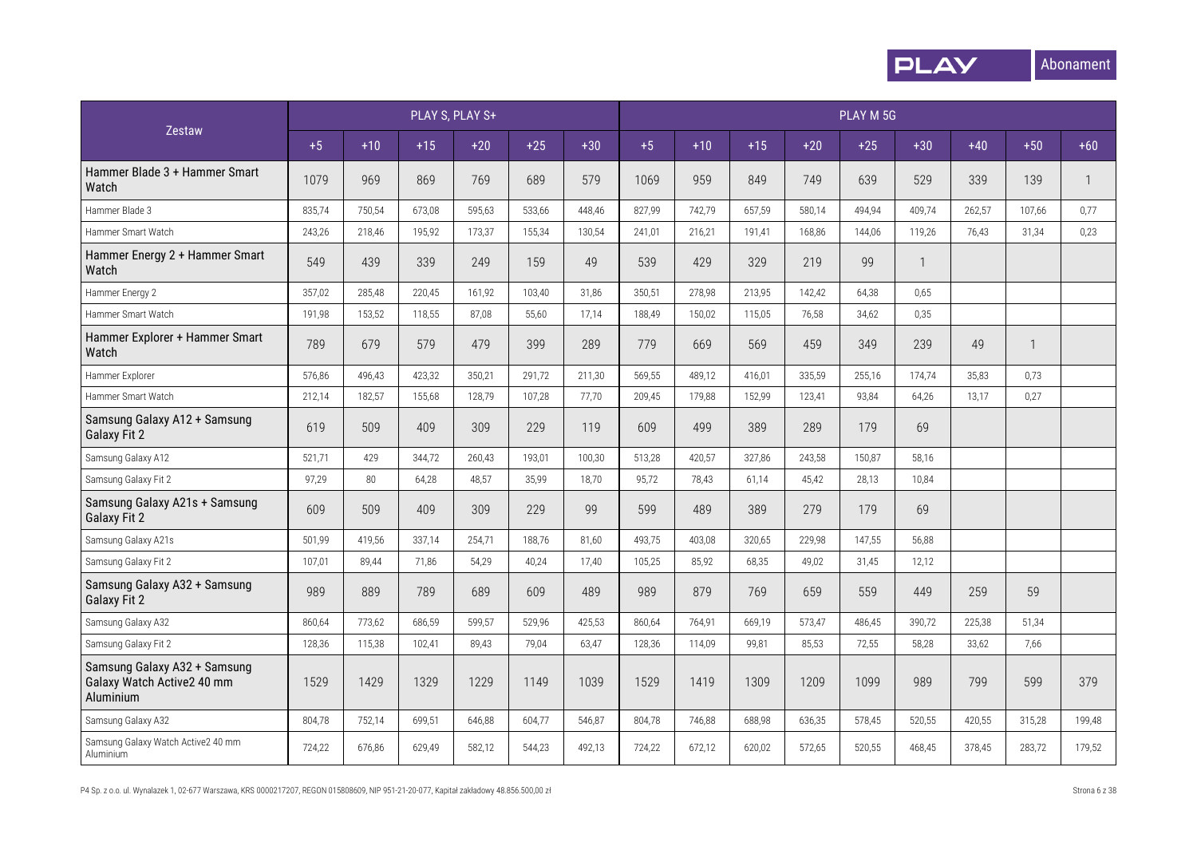| Zestaw | PLAY S, PLAY S+ | | | | | | PLAY M 5G | | | | | | | | |
|---|---|---|---|---|---|---|---|---|---|---|---|---|---|---|---|
| | +5 | +10 | +15 | +20 | +25 | +30 | +5 | +10 | +15 | +20 | +25 | +30 | +40 | +50 | +60 |
| Hammer Blade 3 + Hammer Smart Watch | 1079 | 969 | 869 | 769 | 689 | 579 | 1069 | 959 | 849 | 749 | 639 | 529 | 339 | 139 | 1 |
| Hammer Blade 3 | 835,74 | 750,54 | 673,08 | 595,63 | 533,66 | 448,46 | 827,99 | 742,79 | 657,59 | 580,14 | 494,94 | 409,74 | 262,57 | 107,66 | 0,77 |
| Hammer Smart Watch | 243,26 | 218,46 | 195,92 | 173,37 | 155,34 | 130,54 | 241,01 | 216,21 | 191,41 | 168,86 | 144,06 | 119,26 | 76,43 | 31,34 | 0,23 |
| Hammer Energy 2 + Hammer Smart Watch | 549 | 439 | 339 | 249 | 159 | 49 | 539 | 429 | 329 | 219 | 99 | 1 | | | |
| Hammer Energy 2 | 357,02 | 285,48 | 220,45 | 161,92 | 103,40 | 31,86 | 350,51 | 278,98 | 213,95 | 142,42 | 64,38 | 0,65 | | | |
| Hammer Smart Watch | 191,98 | 153,52 | 118,55 | 87,08 | 55,60 | 17,14 | 188,49 | 150,02 | 115,05 | 76,58 | 34,62 | 0,35 | | | |
| Hammer Explorer + Hammer Smart Watch | 789 | 679 | 579 | 479 | 399 | 289 | 779 | 669 | 569 | 459 | 349 | 239 | 49 | 1 | |
| Hammer Explorer | 576,86 | 496,43 | 423,32 | 350,21 | 291,72 | 211,30 | 569,55 | 489,12 | 416,01 | 335,59 | 255,16 | 174,74 | 35,83 | 0,73 | |
| Hammer Smart Watch | 212,14 | 182,57 | 155,68 | 128,79 | 107,28 | 77,70 | 209,45 | 179,88 | 152,99 | 123,41 | 93,84 | 64,26 | 13,17 | 0,27 | |
| Samsung Galaxy A12 + Samsung Galaxy Fit 2 | 619 | 509 | 409 | 309 | 229 | 119 | 609 | 499 | 389 | 289 | 179 | 69 | | | |
| Samsung Galaxy A12 | 521,71 | 429 | 344,72 | 260,43 | 193,01 | 100,30 | 513,28 | 420,57 | 327,86 | 243,58 | 150,87 | 58,16 | | | |
| Samsung Galaxy Fit 2 | 97,29 | 80 | 64,28 | 48,57 | 35,99 | 18,70 | 95,72 | 78,43 | 61,14 | 45,42 | 28,13 | 10,84 | | | |
| Samsung Galaxy A21s + Samsung Galaxy Fit 2 | 609 | 509 | 409 | 309 | 229 | 99 | 599 | 489 | 389 | 279 | 179 | 69 | | | |
| Samsung Galaxy A21s | 501,99 | 419,56 | 337,14 | 254,71 | 188,76 | 81,60 | 493,75 | 403,08 | 320,65 | 229,98 | 147,55 | 56,88 | | | |
| Samsung Galaxy Fit 2 | 107,01 | 89,44 | 71,86 | 54,29 | 40,24 | 17,40 | 105,25 | 85,92 | 68,35 | 49,02 | 31,45 | 12,12 | | | |
| Samsung Galaxy A32 + Samsung Galaxy Fit 2 | 989 | 889 | 789 | 689 | 609 | 489 | 989 | 879 | 769 | 659 | 559 | 449 | 259 | 59 | |
| Samsung Galaxy A32 | 860,64 | 773,62 | 686,59 | 599,57 | 529,96 | 425,53 | 860,64 | 764,91 | 669,19 | 573,47 | 486,45 | 390,72 | 225,38 | 51,34 | |
| Samsung Galaxy Fit 2 | 128,36 | 115,38 | 102,41 | 89,43 | 79,04 | 63,47 | 128,36 | 114,09 | 99,81 | 85,53 | 72,55 | 58,28 | 33,62 | 7,66 | |
| Samsung Galaxy A32 + Samsung Galaxy Watch Active2 40 mm Aluminium | 1529 | 1429 | 1329 | 1229 | 1149 | 1039 | 1529 | 1419 | 1309 | 1209 | 1099 | 989 | 799 | 599 | 379 |
| Samsung Galaxy A32 | 804,78 | 752,14 | 699,51 | 646,88 | 604,77 | 546,87 | 804,78 | 746,88 | 688,98 | 636,35 | 578,45 | 520,55 | 420,55 | 315,28 | 199,48 |
| Samsung Galaxy Watch Active2 40 mm Aluminium | 724,22 | 676,86 | 629,49 | 582,12 | 544,23 | 492,13 | 724,22 | 672,12 | 620,02 | 572,65 | 520,55 | 468,45 | 378,45 | 283,72 | 179,52 |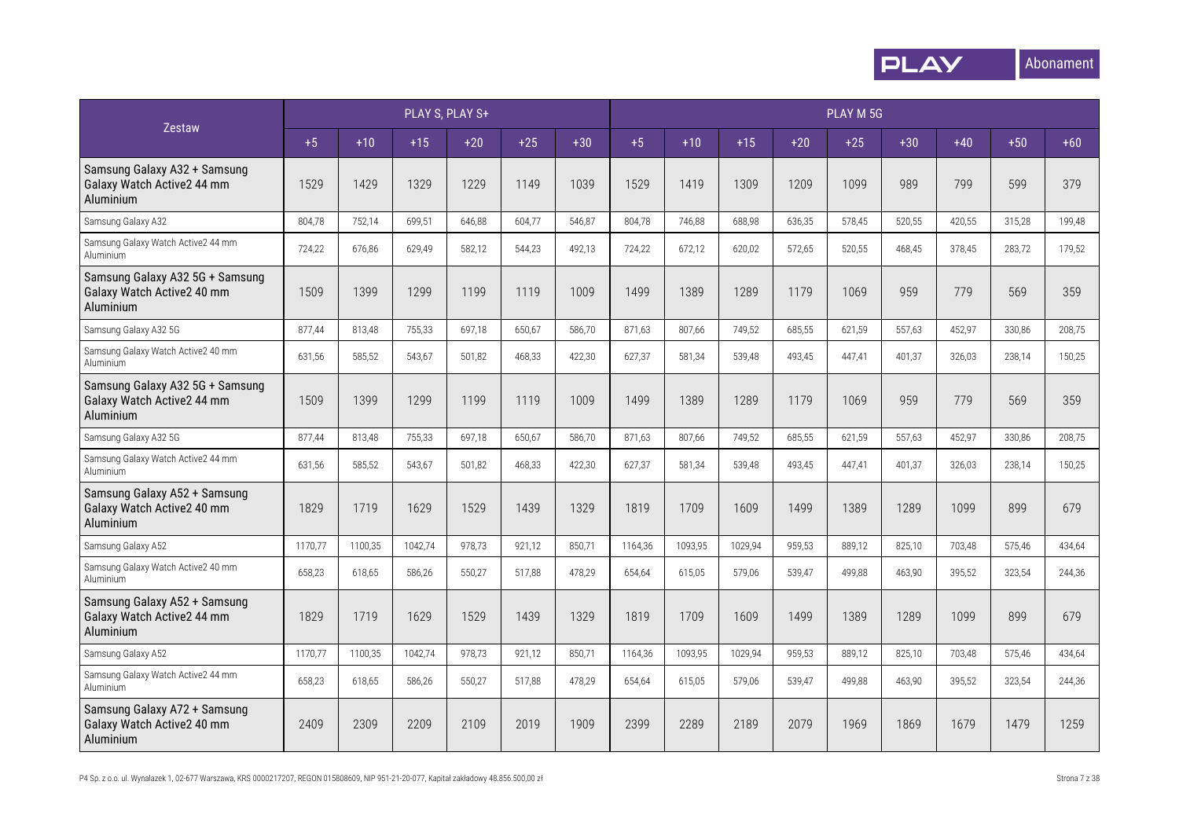| Zestaw | PLAY S, PLAY S+ | | | | | | PLAY M 5G | | | | | | | | |
|---|---|---|---|---|---|---|---|---|---|---|---|---|---|---|---|
| | +5 | +10 | +15 | +20 | +25 | +30 | +5 | +10 | +15 | +20 | +25 | +30 | +40 | +50 | +60 |
| Samsung Galaxy A32 + Samsung Galaxy Watch Active2 44 mm Aluminium | 1529 | 1429 | 1329 | 1229 | 1149 | 1039 | 1529 | 1419 | 1309 | 1209 | 1099 | 989 | 799 | 599 | 379 |
| Samsung Galaxy A32 | 804,78 | 752,14 | 699,51 | 646,88 | 604,77 | 546,87 | 804,78 | 746,88 | 688,98 | 636,35 | 578,45 | 520,55 | 420,55 | 315,28 | 199,48 |
| Samsung Galaxy Watch Active2 44 mm Aluminium | 724,22 | 676,86 | 629,49 | 582,12 | 544,23 | 492,13 | 724,22 | 672,12 | 620,02 | 572,65 | 520,55 | 468,45 | 378,45 | 283,72 | 179,52 |
| Samsung Galaxy A32 5G + Samsung Galaxy Watch Active2 40 mm Aluminium | 1509 | 1399 | 1299 | 1199 | 1119 | 1009 | 1499 | 1389 | 1289 | 1179 | 1069 | 959 | 779 | 569 | 359 |
| Samsung Galaxy A32 5G | 877,44 | 813,48 | 755,33 | 697,18 | 650,67 | 586,70 | 871,63 | 807,66 | 749,52 | 685,55 | 621,59 | 557,63 | 452,97 | 330,86 | 208,75 |
| Samsung Galaxy Watch Active2 40 mm Aluminium | 631,56 | 585,52 | 543,67 | 501,82 | 468,33 | 422,30 | 627,37 | 581,34 | 539,48 | 493,45 | 447,41 | 401,37 | 326,03 | 238,14 | 150,25 |
| Samsung Galaxy A32 5G + Samsung Galaxy Watch Active2 44 mm Aluminium | 1509 | 1399 | 1299 | 1199 | 1119 | 1009 | 1499 | 1389 | 1289 | 1179 | 1069 | 959 | 779 | 569 | 359 |
| Samsung Galaxy A32 5G | 877,44 | 813,48 | 755,33 | 697,18 | 650,67 | 586,70 | 871,63 | 807,66 | 749,52 | 685,55 | 621,59 | 557,63 | 452,97 | 330,86 | 208,75 |
| Samsung Galaxy Watch Active2 44 mm Aluminium | 631,56 | 585,52 | 543,67 | 501,82 | 468,33 | 422,30 | 627,37 | 581,34 | 539,48 | 493,45 | 447,41 | 401,37 | 326,03 | 238,14 | 150,25 |
| Samsung Galaxy A52 + Samsung Galaxy Watch Active2 40 mm Aluminium | 1829 | 1719 | 1629 | 1529 | 1439 | 1329 | 1819 | 1709 | 1609 | 1499 | 1389 | 1289 | 1099 | 899 | 679 |
| Samsung Galaxy A52 | 1170,77 | 1100,35 | 1042,74 | 978,73 | 921,12 | 850,71 | 1164,36 | 1093,95 | 1029,94 | 959,53 | 889,12 | 825,10 | 703,48 | 575,46 | 434,64 |
| Samsung Galaxy Watch Active2 40 mm Aluminium | 658,23 | 618,65 | 586,26 | 550,27 | 517,88 | 478,29 | 654,64 | 615,05 | 579,06 | 539,47 | 499,88 | 463,90 | 395,52 | 323,54 | 244,36 |
| Samsung Galaxy A52 + Samsung Galaxy Watch Active2 44 mm Aluminium | 1829 | 1719 | 1629 | 1529 | 1439 | 1329 | 1819 | 1709 | 1609 | 1499 | 1389 | 1289 | 1099 | 899 | 679 |
| Samsung Galaxy A52 | 1170,77 | 1100,35 | 1042,74 | 978,73 | 921,12 | 850,71 | 1164,36 | 1093,95 | 1029,94 | 959,53 | 889,12 | 825,10 | 703,48 | 575,46 | 434,64 |
| Samsung Galaxy Watch Active2 44 mm Aluminium | 658,23 | 618,65 | 586,26 | 550,27 | 517,88 | 478,29 | 654,64 | 615,05 | 579,06 | 539,47 | 499,88 | 463,90 | 395,52 | 323,54 | 244,36 |
| Samsung Galaxy A72 + Samsung Galaxy Watch Active2 40 mm Aluminium | 2409 | 2309 | 2209 | 2109 | 2019 | 1909 | 2399 | 2289 | 2189 | 2079 | 1969 | 1869 | 1679 | 1479 | 1259 |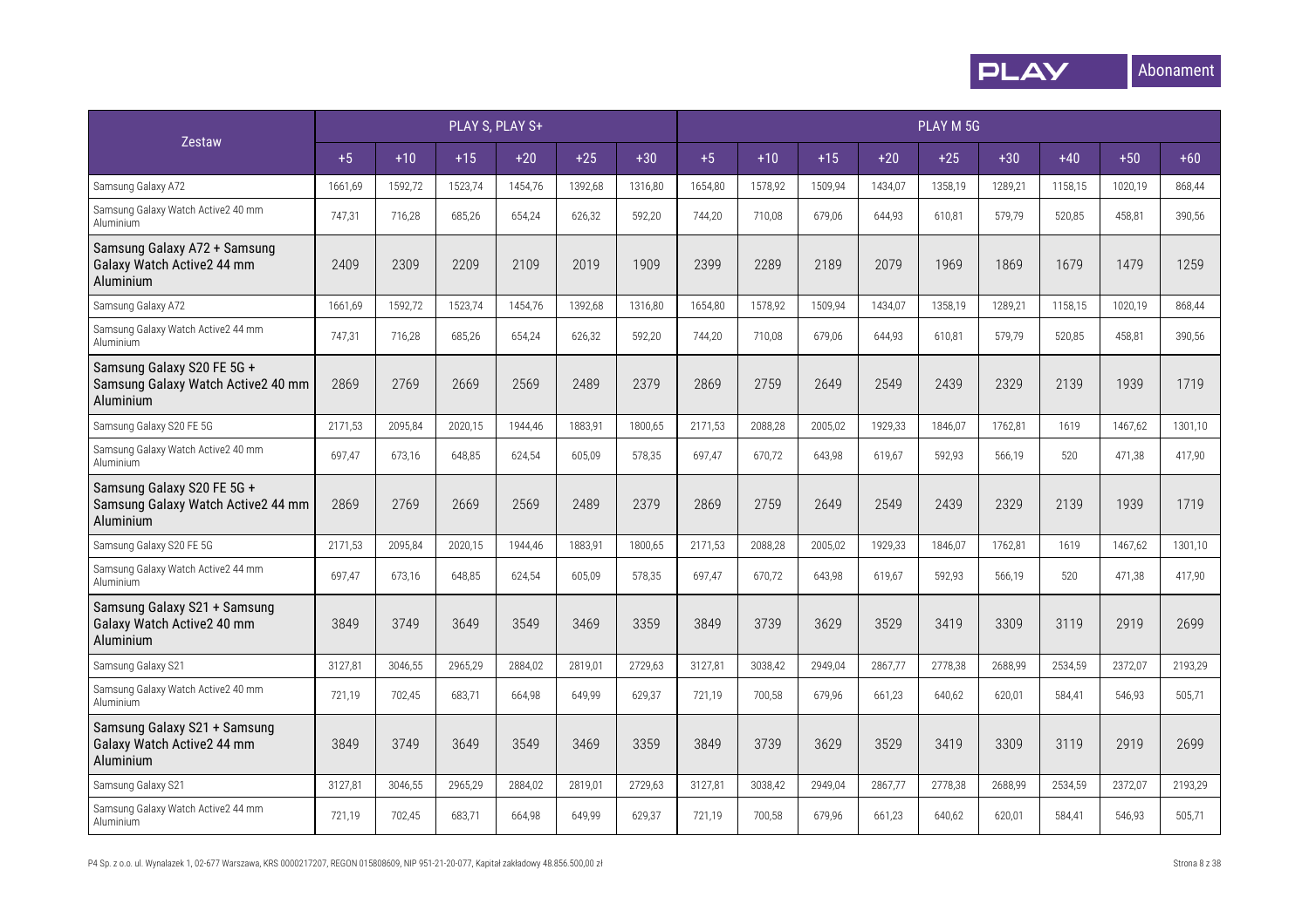| Zestaw | PLAY S, PLAY S+ | | | | | | PLAY M 5G | | | | | | | | |
|---|---|---|---|---|---|---|---|---|---|---|---|---|---|---|---|
| | +5 | +10 | +15 | +20 | +25 | +30 | +5 | +10 | +15 | +20 | +25 | +30 | +40 | +50 | +60 |
| Samsung Galaxy A72 | 1661,69 | 1592,72 | 1523,74 | 1454,76 | 1392,68 | 1316,80 | 1654,80 | 1578,92 | 1509,94 | 1434,07 | 1358,19 | 1289,21 | 1158,15 | 1020,19 | 868,44 |
| Samsung Galaxy Watch Active2 40 mm Aluminium | 747,31 | 716,28 | 685,26 | 654,24 | 626,32 | 592,20 | 744,20 | 710,08 | 679,06 | 644,93 | 610,81 | 579,79 | 520,85 | 458,81 | 390,56 |
| **Samsung Galaxy A72 + Samsung Galaxy Watch Active2 44 mm Aluminium** | 2409 | 2309 | 2209 | 2109 | 2019 | 1909 | 2399 | 2289 | 2189 | 2079 | 1969 | 1869 | 1679 | 1479 | 1259 |
| Samsung Galaxy A72 | 1661,69 | 1592,72 | 1523,74 | 1454,76 | 1392,68 | 1316,80 | 1654,80 | 1578,92 | 1509,94 | 1434,07 | 1358,19 | 1289,21 | 1158,15 | 1020,19 | 868,44 |
| Samsung Galaxy Watch Active2 44 mm Aluminium | 747,31 | 716,28 | 685,26 | 654,24 | 626,32 | 592,20 | 744,20 | 710,08 | 679,06 | 644,93 | 610,81 | 579,79 | 520,85 | 458,81 | 390,56 |
| **Samsung Galaxy S20 FE 5G + Samsung Galaxy Watch Active2 40 mm Aluminium** | 2869 | 2769 | 2669 | 2569 | 2489 | 2379 | 2869 | 2759 | 2649 | 2549 | 2439 | 2329 | 2139 | 1939 | 1719 |
| Samsung Galaxy S20 FE 5G | 2171,53 | 2095,84 | 2020,15 | 1944,46 | 1883,91 | 1800,65 | 2171,53 | 2088,28 | 2005,02 | 1929,33 | 1846,07 | 1762,81 | 1619 | 1467,62 | 1301,10 |
| Samsung Galaxy Watch Active2 40 mm Aluminium | 697,47 | 673,16 | 648,85 | 624,54 | 605,09 | 578,35 | 697,47 | 670,72 | 643,98 | 619,67 | 592,93 | 566,19 | 520 | 471,38 | 417,90 |
| **Samsung Galaxy S20 FE 5G + Samsung Galaxy Watch Active2 44 mm Aluminium** | 2869 | 2769 | 2669 | 2569 | 2489 | 2379 | 2869 | 2759 | 2649 | 2549 | 2439 | 2329 | 2139 | 1939 | 1719 |
| Samsung Galaxy S20 FE 5G | 2171,53 | 2095,84 | 2020,15 | 1944,46 | 1883,91 | 1800,65 | 2171,53 | 2088,28 | 2005,02 | 1929,33 | 1846,07 | 1762,81 | 1619 | 1467,62 | 1301,10 |
| Samsung Galaxy Watch Active2 44 mm Aluminium | 697,47 | 673,16 | 648,85 | 624,54 | 605,09 | 578,35 | 697,47 | 670,72 | 643,98 | 619,67 | 592,93 | 566,19 | 520 | 471,38 | 417,90 |
| **Samsung Galaxy S21 + Samsung Galaxy Watch Active2 40 mm Aluminium** | 3849 | 3749 | 3649 | 3549 | 3469 | 3359 | 3849 | 3739 | 3629 | 3529 | 3419 | 3309 | 3119 | 2919 | 2699 |
| Samsung Galaxy S21 | 3127,81 | 3046,55 | 2965,29 | 2884,02 | 2819,01 | 2729,63 | 3127,81 | 3038,42 | 2949,04 | 2867,77 | 2778,38 | 2688,99 | 2534,59 | 2372,07 | 2193,29 |
| Samsung Galaxy Watch Active2 40 mm Aluminium | 721,19 | 702,45 | 683,71 | 664,98 | 649,99 | 629,37 | 721,19 | 700,58 | 679,96 | 661,23 | 640,62 | 620,01 | 584,41 | 546,93 | 505,71 |
| **Samsung Galaxy S21 + Samsung Galaxy Watch Active2 44 mm Aluminium** | 3849 | 3749 | 3649 | 3549 | 3469 | 3359 | 3849 | 3739 | 3629 | 3529 | 3419 | 3309 | 3119 | 2919 | 2699 |
| Samsung Galaxy S21 | 3127,81 | 3046,55 | 2965,29 | 2884,02 | 2819,01 | 2729,63 | 3127,81 | 3038,42 | 2949,04 | 2867,77 | 2778,38 | 2688,99 | 2534,59 | 2372,07 | 2193,29 |
| Samsung Galaxy Watch Active2 44 mm Aluminium | 721,19 | 702,45 | 683,71 | 664,98 | 649,99 | 629,37 | 721,19 | 700,58 | 679,96 | 661,23 | 640,62 | 620,01 | 584,41 | 546,93 | 505,71 |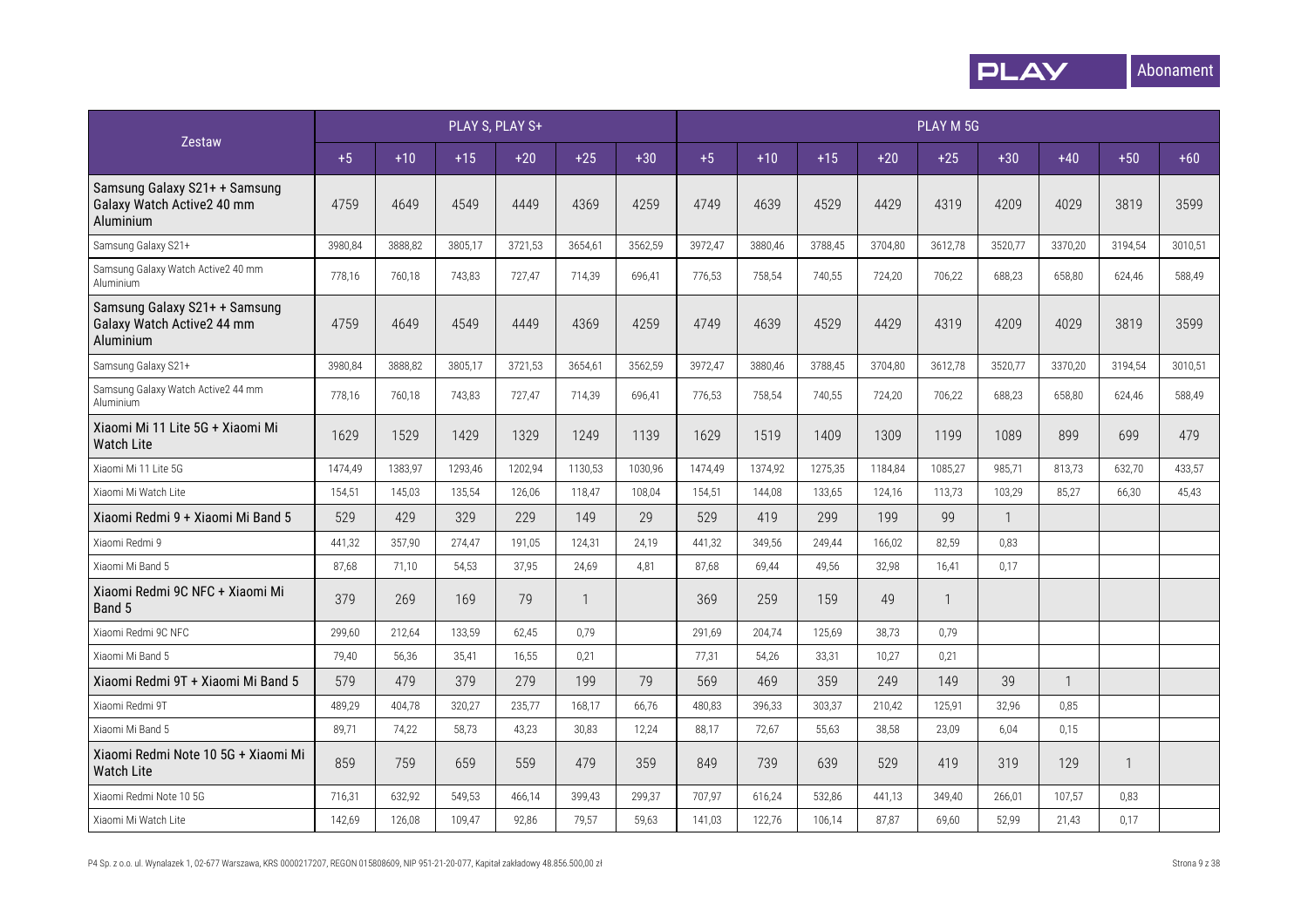| Zestaw | PLAY S, PLAY S+ | | | | | | PLAY M 5G | | | | | | | | |
|---|---|---|---|---|---|---|---|---|---|---|---|---|---|---|---|
| | +5 | +10 | +15 | +20 | +25 | +30 | +5 | +10 | +15 | +20 | +25 | +30 | +40 | +50 | +60 |
| Samsung Galaxy S21+ + Samsung Galaxy Watch Active2 40 mm Aluminium | 4759 | 4649 | 4549 | 4449 | 4369 | 4259 | 4749 | 4639 | 4529 | 4429 | 4319 | 4209 | 4029 | 3819 | 3599 |
| Samsung Galaxy S21+ | 3980,84 | 3888,82 | 3805,17 | 3721,53 | 3654,61 | 3562,59 | 3972,47 | 3880,46 | 3788,45 | 3704,80 | 3612,78 | 3520,77 | 3370,20 | 3194,54 | 3010,51 |
| Samsung Galaxy Watch Active2 40 mm Aluminium | 778,16 | 760,18 | 743,83 | 727,47 | 714,39 | 696,41 | 776,53 | 758,54 | 740,55 | 724,20 | 706,22 | 688,23 | 658,80 | 624,46 | 588,49 |
| Samsung Galaxy S21+ + Samsung Galaxy Watch Active2 44 mm Aluminium | 4759 | 4649 | 4549 | 4449 | 4369 | 4259 | 4749 | 4639 | 4529 | 4429 | 4319 | 4209 | 4029 | 3819 | 3599 |
| Samsung Galaxy S21+ | 3980,84 | 3888,82 | 3805,17 | 3721,53 | 3654,61 | 3562,59 | 3972,47 | 3880,46 | 3788,45 | 3704,80 | 3612,78 | 3520,77 | 3370,20 | 3194,54 | 3010,51 |
| Samsung Galaxy Watch Active2 44 mm Aluminium | 778,16 | 760,18 | 743,83 | 727,47 | 714,39 | 696,41 | 776,53 | 758,54 | 740,55 | 724,20 | 706,22 | 688,23 | 658,80 | 624,46 | 588,49 |
| Xiaomi Mi 11 Lite 5G + Xiaomi Mi Watch Lite | 1629 | 1529 | 1429 | 1329 | 1249 | 1139 | 1629 | 1519 | 1409 | 1309 | 1199 | 1089 | 899 | 699 | 479 |
| Xiaomi Mi 11 Lite 5G | 1474,49 | 1383,97 | 1293,46 | 1202,94 | 1130,53 | 1030,96 | 1474,49 | 1374,92 | 1275,35 | 1184,84 | 1085,27 | 985,71 | 813,73 | 632,70 | 433,57 |
| Xiaomi Mi Watch Lite | 154,51 | 145,03 | 135,54 | 126,06 | 118,47 | 108,04 | 154,51 | 144,08 | 133,65 | 124,16 | 113,73 | 103,29 | 85,27 | 66,30 | 45,43 |
| Xiaomi Redmi 9 + Xiaomi Mi Band 5 | 529 | 429 | 329 | 229 | 149 | 29 | 529 | 419 | 299 | 199 | 99 | 1 | | | |
| Xiaomi Redmi 9 | 441,32 | 357,90 | 274,47 | 191,05 | 124,31 | 24,19 | 441,32 | 349,56 | 249,44 | 166,02 | 82,59 | 0,83 | | | |
| Xiaomi Mi Band 5 | 87,68 | 71,10 | 54,53 | 37,95 | 24,69 | 4,81 | 87,68 | 69,44 | 49,56 | 32,98 | 16,41 | 0,17 | | | |
| Xiaomi Redmi 9C NFC + Xiaomi Mi Band 5 | 379 | 269 | 169 | 79 | 1 | | 369 | 259 | 159 | 49 | 1 | | | | |
| Xiaomi Redmi 9C NFC | 299,60 | 212,64 | 133,59 | 62,45 | 0,79 | | 291,69 | 204,74 | 125,69 | 38,73 | 0,79 | | | | |
| Xiaomi Mi Band 5 | 79,40 | 56,36 | 35,41 | 16,55 | 0,21 | | 77,31 | 54,26 | 33,31 | 10,27 | 0,21 | | | | |
| Xiaomi Redmi 9T + Xiaomi Mi Band 5 | 579 | 479 | 379 | 279 | 199 | 79 | 569 | 469 | 359 | 249 | 149 | 39 | 1 | | |
| Xiaomi Redmi 9T | 489,29 | 404,78 | 320,27 | 235,77 | 168,17 | 66,76 | 480,83 | 396,33 | 303,37 | 210,42 | 125,91 | 32,96 | 0,85 | | |
| Xiaomi Mi Band 5 | 89,71 | 74,22 | 58,73 | 43,23 | 30,83 | 12,24 | 88,17 | 72,67 | 55,63 | 38,58 | 23,09 | 6,04 | 0,15 | | |
| Xiaomi Redmi Note 10 5G + Xiaomi Mi Watch Lite | 859 | 759 | 659 | 559 | 479 | 359 | 849 | 739 | 639 | 529 | 419 | 319 | 129 | 1 | |
| Xiaomi Redmi Note 10 5G | 716,31 | 632,92 | 549,53 | 466,14 | 399,43 | 299,37 | 707,97 | 616,24 | 532,86 | 441,13 | 349,40 | 266,01 | 107,57 | 0,83 | |
| Xiaomi Mi Watch Lite | 142,69 | 126,08 | 109,47 | 92,86 | 79,57 | 59,63 | 141,03 | 122,76 | 106,14 | 87,87 | 69,60 | 52,99 | 21,43 | 0,17 | |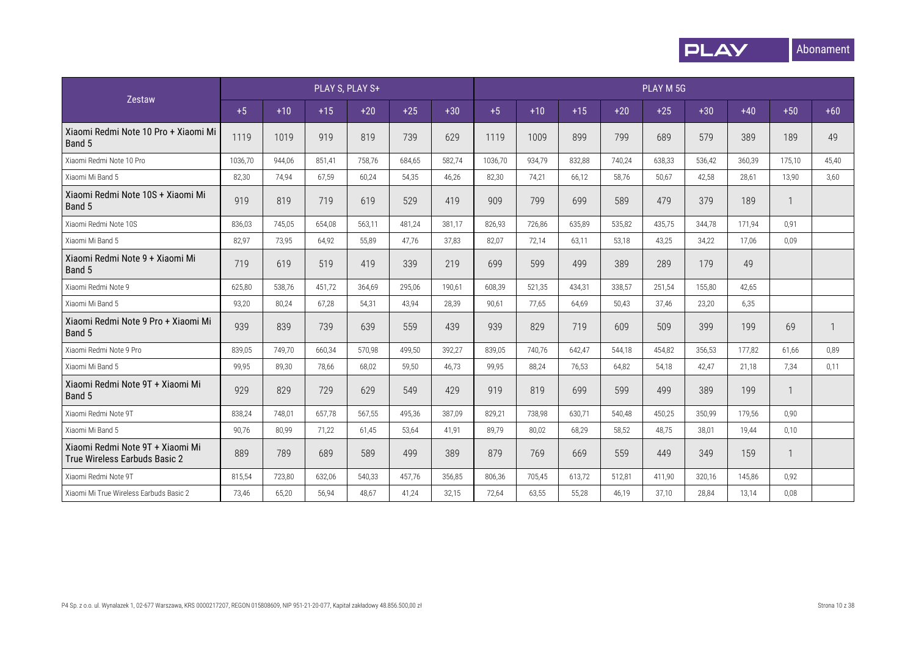| Zestaw | PLAY S, PLAY S+ | | | | | | PLAY M 5G | | | | | | | | |
|---|---|---|---|---|---|---|---|---|---|---|---|---|---|---|---|
| | +5 | +10 | +15 | +20 | +25 | +30 | +5 | +10 | +15 | +20 | +25 | +30 | +40 | +50 | +60 |
| Xiaomi Redmi Note 10 Pro + Xiaomi Mi Band 5 | 1119 | 1019 | 919 | 819 | 739 | 629 | 1119 | 1009 | 899 | 799 | 689 | 579 | 389 | 189 | 49 |
| Xiaomi Redmi Note 10 Pro | 1036,70 | 944,06 | 851,41 | 758,76 | 684,65 | 582,74 | 1036,70 | 934,79 | 832,88 | 740,24 | 638,33 | 536,42 | 360,39 | 175,10 | 45,40 |
| Xiaomi Mi Band 5 | 82,30 | 74,94 | 67,59 | 60,24 | 54,35 | 46,26 | 82,30 | 74,21 | 66,12 | 58,76 | 50,67 | 42,58 | 28,61 | 13,90 | 3,60 |
| Xiaomi Redmi Note 10S + Xiaomi Mi Band 5 | 919 | 819 | 719 | 619 | 529 | 419 | 909 | 799 | 699 | 589 | 479 | 379 | 189 | 1 | |
| Xiaomi Redmi Note 10S | 836,03 | 745,05 | 654,08 | 563,11 | 481,24 | 381,17 | 826,93 | 726,86 | 635,89 | 535,82 | 435,75 | 344,78 | 171,94 | 0,91 | |
| Xiaomi Mi Band 5 | 82,97 | 73,95 | 64,92 | 55,89 | 47,76 | 37,83 | 82,07 | 72,14 | 63,11 | 53,18 | 43,25 | 34,22 | 17,06 | 0,09 | |
| Xiaomi Redmi Note 9 + Xiaomi Mi Band 5 | 719 | 619 | 519 | 419 | 339 | 219 | 699 | 599 | 499 | 389 | 289 | 179 | 49 | | |
| Xiaomi Redmi Note 9 | 625,80 | 538,76 | 451,72 | 364,69 | 295,06 | 190,61 | 608,39 | 521,35 | 434,31 | 338,57 | 251,54 | 155,80 | 42,65 | | |
| Xiaomi Mi Band 5 | 93,20 | 80,24 | 67,28 | 54,31 | 43,94 | 28,39 | 90,61 | 77,65 | 64,69 | 50,43 | 37,46 | 23,20 | 6,35 | | |
| Xiaomi Redmi Note 9 Pro + Xiaomi Mi Band 5 | 939 | 839 | 739 | 639 | 559 | 439 | 939 | 829 | 719 | 609 | 509 | 399 | 199 | 69 | 1 |
| Xiaomi Redmi Note 9 Pro | 839,05 | 749,70 | 660,34 | 570,98 | 499,50 | 392,27 | 839,05 | 740,76 | 642,47 | 544,18 | 454,82 | 356,53 | 177,82 | 61,66 | 0,89 |
| Xiaomi Mi Band 5 | 99,95 | 89,30 | 78,66 | 68,02 | 59,50 | 46,73 | 99,95 | 88,24 | 76,53 | 64,82 | 54,18 | 42,47 | 21,18 | 7,34 | 0,11 |
| Xiaomi Redmi Note 9T + Xiaomi Mi Band 5 | 929 | 829 | 729 | 629 | 549 | 429 | 919 | 819 | 699 | 599 | 499 | 389 | 199 | 1 | |
| Xiaomi Redmi Note 9T | 838,24 | 748,01 | 657,78 | 567,55 | 495,36 | 387,09 | 829,21 | 738,98 | 630,71 | 540,48 | 450,25 | 350,99 | 179,56 | 0,90 | |
| Xiaomi Mi Band 5 | 90,76 | 80,99 | 71,22 | 61,45 | 53,64 | 41,91 | 89,79 | 80,02 | 68,29 | 58,52 | 48,75 | 38,01 | 19,44 | 0,10 | |
| Xiaomi Redmi Note 9T + Xiaomi Mi True Wireless Earbuds Basic 2 | 889 | 789 | 689 | 589 | 499 | 389 | 879 | 769 | 669 | 559 | 449 | 349 | 159 | 1 | |
| Xiaomi Redmi Note 9T | 815,54 | 723,80 | 632,06 | 540,33 | 457,76 | 356,85 | 806,36 | 705,45 | 613,72 | 512,81 | 411,90 | 320,16 | 145,86 | 0,92 | |
| Xiaomi Mi True Wireless Earbuds Basic 2 | 73,46 | 65,20 | 56,94 | 48,67 | 41,24 | 32,15 | 72,64 | 63,55 | 55,28 | 46,19 | 37,10 | 28,84 | 13,14 | 0,08 | |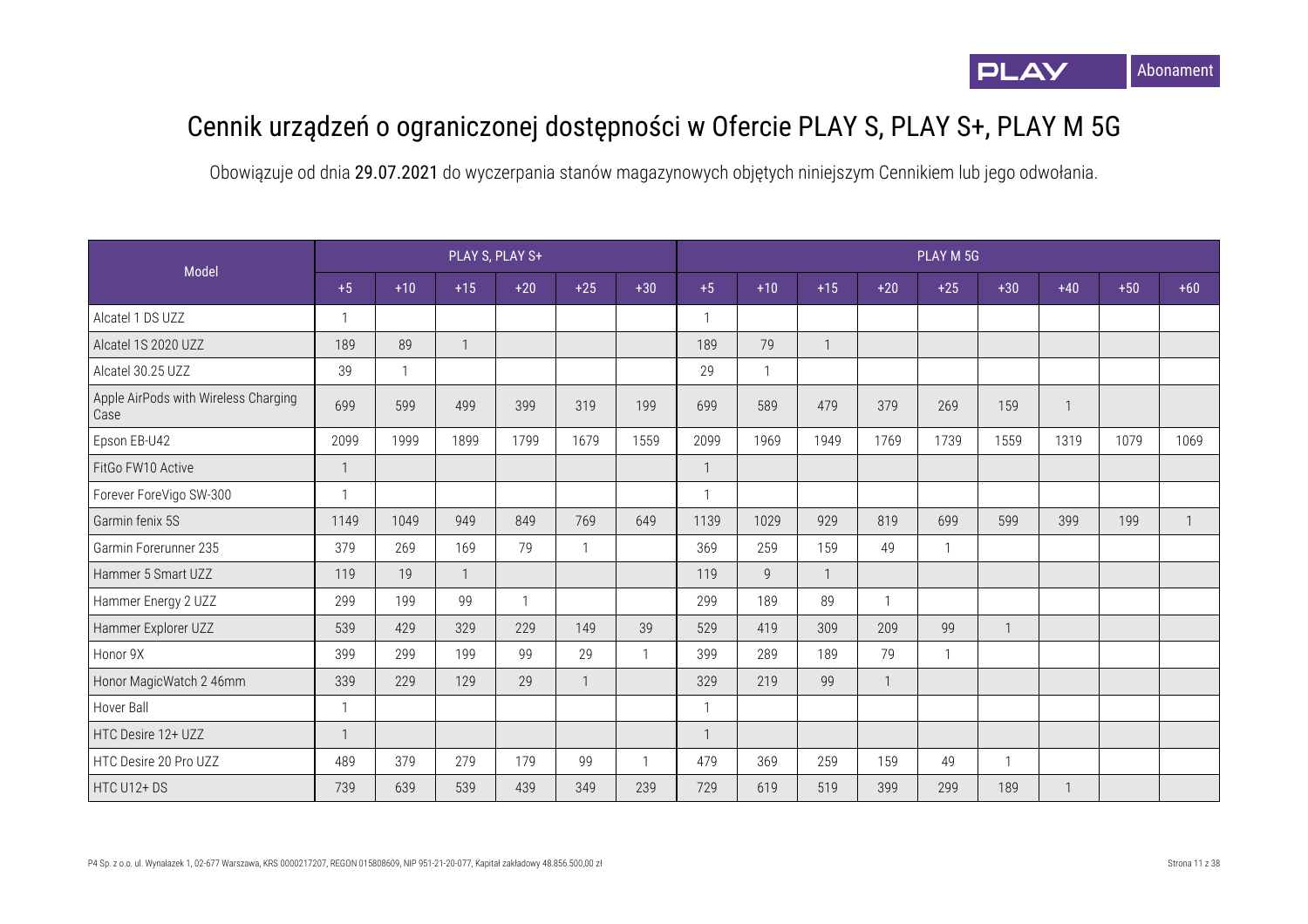# Cennik urządzeń o ograniczonej dostępności w Ofercie PLAY S, PLAY S+, PLAY M 5G

Obowiązuje od dnia 29.07.2021 do wyczerpania stanów magazynowych objętych niniejszym Cennikiem lub jego odwołania.

| Model | PLAY S, PLAY S+ | | | | | | PLAY M 5G | | | | | | | | |
|---|---|---|---|---|---|---|---|---|---|---|---|---|---|---|---|
| | +5 | +10 | +15 | +20 | +25 | +30 | +5 | +10 | +15 | +20 | +25 | +30 | +40 | +50 | +60 |
| Alcatel 1 DS UZZ | 1 | | | | | | 1 | | | | | | | | |
| Alcatel 1S 2020 UZZ | 189 | 89 | 1 | | | | 189 | 79 | 1 | | | | | | |
| Alcatel 30.25 UZZ | 39 | 1 | | | | | 29 | 1 | | | | | | | |
| Apple AirPods with Wireless Charging Case | 699 | 599 | 499 | 399 | 319 | 199 | 699 | 589 | 479 | 379 | 269 | 159 | 1 | | |
| Epson EB-U42 | 2099 | 1999 | 1899 | 1799 | 1679 | 1559 | 2099 | 1969 | 1949 | 1769 | 1739 | 1559 | 1319 | 1079 | 1069 |
| FitGo FW10 Active | 1 | | | | | | 1 | | | | | | | | |
| Forever ForeVigo SW-300 | 1 | | | | | | 1 | | | | | | | | |
| Garmin fenix 5S | 1149 | 1049 | 949 | 849 | 769 | 649 | 1139 | 1029 | 929 | 819 | 699 | 599 | 399 | 199 | 1 |
| Garmin Forerunner 235 | 379 | 269 | 169 | 79 | 1 | | 369 | 259 | 159 | 49 | 1 | | | | |
| Hammer 5 Smart UZZ | 119 | 19 | 1 | | | | 119 | 9 | 1 | | | | | | |
| Hammer Energy 2 UZZ | 299 | 199 | 99 | 1 | | | 299 | 189 | 89 | 1 | | | | | |
| Hammer Explorer UZZ | 539 | 429 | 329 | 229 | 149 | 39 | 529 | 419 | 309 | 209 | 99 | 1 | | | |
| Honor 9X | 399 | 299 | 199 | 99 | 29 | 1 | 399 | 289 | 189 | 79 | 1 | | | | |
| Honor MagicWatch 2 46mm | 339 | 229 | 129 | 29 | 1 | | 329 | 219 | 99 | 1 | | | | | |
| Hover Ball | 1 | | | | | | 1 | | | | | | | | |
| HTC Desire 12+ UZZ | 1 | | | | | | 1 | | | | | | | | |
| HTC Desire 20 Pro UZZ | 489 | 379 | 279 | 179 | 99 | 1 | 479 | 369 | 259 | 159 | 49 | 1 | | | |
| HTC U12+ DS | 739 | 639 | 539 | 439 | 349 | 239 | 729 | 619 | 519 | 399 | 299 | 189 | 1 | | |

P4 Sp. z o.o. ul. Wynalazek 1, 02-677 Warszawa, KRS 0000217207, REGON 015808609, NIP 951-21-20-077, Kapitał zakładowy 48.856.500,00 zł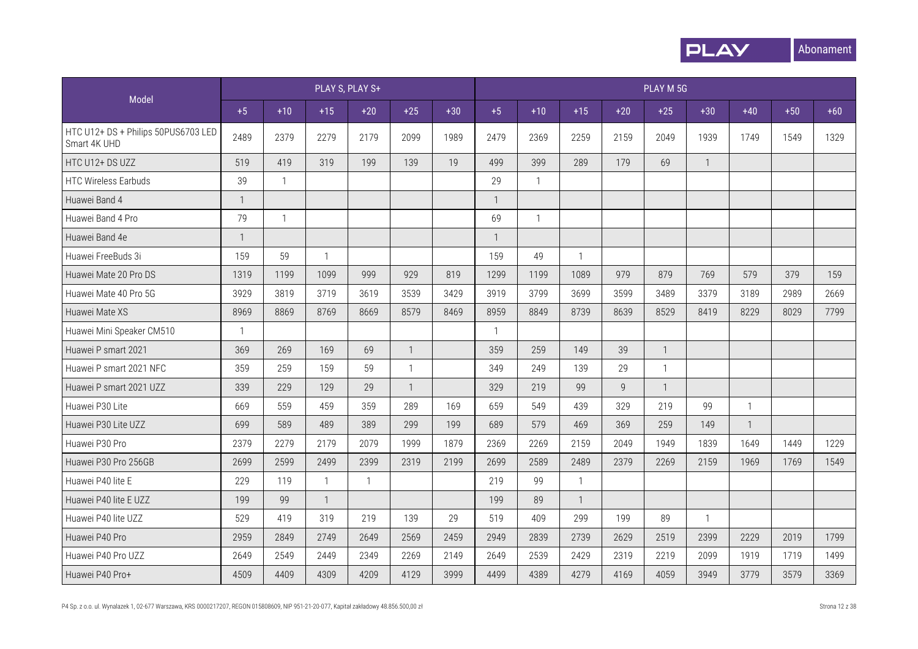| Model | PLAY S, PLAY S+ | | | | | | PLAY M 5G | | | | | | | | |
|---|---|---|---|---|---|---|---|---|---|---|---|---|---|---|---|
| | +5 | +10 | +15 | +20 | +25 | +30 | +5 | +10 | +15 | +20 | +25 | +30 | +40 | +50 | +60 |
| HTC U12+ DS + Philips 50PUS6703 LED Smart 4K UHD | 2489 | 2379 | 2279 | 2179 | 2099 | 1989 | 2479 | 2369 | 2259 | 2159 | 2049 | 1939 | 1749 | 1549 | 1329 |
| HTC U12+ DS UZZ | 519 | 419 | 319 | 199 | 139 | 19 | 499 | 399 | 289 | 179 | 69 | 1 | | | |
| HTC Wireless Earbuds | 39 | 1 | | | | | 29 | 1 | | | | | | | |
| Huawei Band 4 | 1 | | | | | | 1 | | | | | | | | |
| Huawei Band 4 Pro | 79 | 1 | | | | | 69 | 1 | | | | | | | |
| Huawei Band 4e | 1 | | | | | | 1 | | | | | | | | |
| Huawei FreeBuds 3i | 159 | 59 | 1 | | | | 159 | 49 | 1 | | | | | | |
| Huawei Mate 20 Pro DS | 1319 | 1199 | 1099 | 999 | 929 | 819 | 1299 | 1199 | 1089 | 979 | 879 | 769 | 579 | 379 | 159 |
| Huawei Mate 40 Pro 5G | 3929 | 3819 | 3719 | 3619 | 3539 | 3429 | 3919 | 3799 | 3699 | 3599 | 3489 | 3379 | 3189 | 2989 | 2669 |
| Huawei Mate XS | 8969 | 8869 | 8769 | 8669 | 8579 | 8469 | 8959 | 8849 | 8739 | 8639 | 8529 | 8419 | 8229 | 8029 | 7799 |
| Huawei Mini Speaker CM510 | 1 | | | | | | 1 | | | | | | | | |
| Huawei P smart 2021 | 369 | 269 | 169 | 69 | 1 | | 359 | 259 | 149 | 39 | 1 | | | | |
| Huawei P smart 2021 NFC | 359 | 259 | 159 | 59 | 1 | | 349 | 249 | 139 | 29 | 1 | | | | |
| Huawei P smart 2021 UZZ | 339 | 229 | 129 | 29 | 1 | | 329 | 219 | 99 | 9 | 1 | | | | |
| Huawei P30 Lite | 669 | 559 | 459 | 359 | 289 | 169 | 659 | 549 | 439 | 329 | 219 | 99 | 1 | | |
| Huawei P30 Lite UZZ | 699 | 589 | 489 | 389 | 299 | 199 | 689 | 579 | 469 | 369 | 259 | 149 | 1 | | |
| Huawei P30 Pro | 2379 | 2279 | 2179 | 2079 | 1999 | 1879 | 2369 | 2269 | 2159 | 2049 | 1949 | 1839 | 1649 | 1449 | 1229 |
| Huawei P30 Pro 256GB | 2699 | 2599 | 2499 | 2399 | 2319 | 2199 | 2699 | 2589 | 2489 | 2379 | 2269 | 2159 | 1969 | 1769 | 1549 |
| Huawei P40 lite E | 229 | 119 | 1 | 1 | | | 219 | 99 | 1 | | | | | | |
| Huawei P40 lite E UZZ | 199 | 99 | 1 | | | | 199 | 89 | 1 | | | | | | |
| Huawei P40 lite UZZ | 529 | 419 | 319 | 219 | 139 | 29 | 519 | 409 | 299 | 199 | 89 | 1 | | | |
| Huawei P40 Pro | 2959 | 2849 | 2749 | 2649 | 2569 | 2459 | 2949 | 2839 | 2739 | 2629 | 2519 | 2399 | 2229 | 2019 | 1799 |
| Huawei P40 Pro UZZ | 2649 | 2549 | 2449 | 2349 | 2269 | 2149 | 2649 | 2539 | 2429 | 2319 | 2219 | 2099 | 1919 | 1719 | 1499 |
| Huawei P40 Pro+ | 4509 | 4409 | 4309 | 4209 | 4129 | 3999 | 4499 | 4389 | 4279 | 4169 | 4059 | 3949 | 3779 | 3579 | 3369 |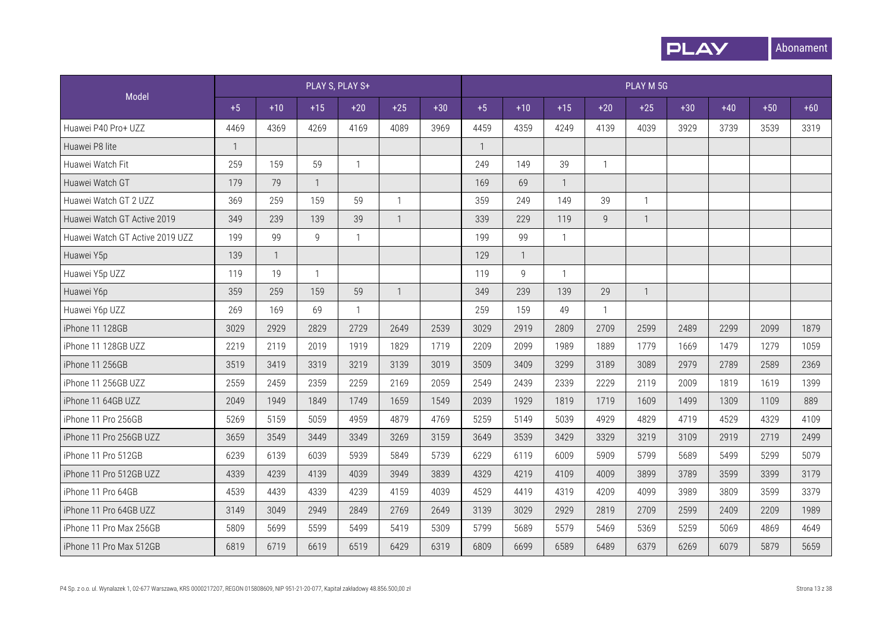PLAY Abonament

| Model | PLAY S, PLAY S+ | | | | | | PLAY M 5G | | | | | | | | |
|---|---|---|---|---|---|---|---|---|---|---|---|---|---|---|---|
| | +5 | +10 | +15 | +20 | +25 | +30 | +5 | +10 | +15 | +20 | +25 | +30 | +40 | +50 | +60 |
| Huawei P40 Pro+ UZZ | 4469 | 4369 | 4269 | 4169 | 4089 | 3969 | 4459 | 4359 | 4249 | 4139 | 4039 | 3929 | 3739 | 3539 | 3319 |
| Huawei P8 lite | 1 | | | | | | 1 | | | | | | | | |
| Huawei Watch Fit | 259 | 159 | 59 | 1 | | | 249 | 149 | 39 | 1 | | | | | |
| Huawei Watch GT | 179 | 79 | 1 | | | | 169 | 69 | 1 | | | | | | |
| Huawei Watch GT 2 UZZ | 369 | 259 | 159 | 59 | 1 | | 359 | 249 | 149 | 39 | 1 | | | | |
| Huawei Watch GT Active 2019 | 349 | 239 | 139 | 39 | 1 | | 339 | 229 | 119 | 9 | 1 | | | | |
| Huawei Watch GT Active 2019 UZZ | 199 | 99 | 9 | 1 | | | 199 | 99 | 1 | | | | | | |
| Huawei Y5p | 139 | 1 | | | | | 129 | 1 | | | | | | | |
| Huawei Y5p UZZ | 119 | 19 | 1 | | | | 119 | 9 | 1 | | | | | | |
| Huawei Y6p | 359 | 259 | 159 | 59 | 1 | | 349 | 239 | 139 | 29 | 1 | | | | |
| Huawei Y6p UZZ | 269 | 169 | 69 | 1 | | | 259 | 159 | 49 | 1 | | | | | |
| iPhone 11 128GB | 3029 | 2929 | 2829 | 2729 | 2649 | 2539 | 3029 | 2919 | 2809 | 2709 | 2599 | 2489 | 2299 | 2099 | 1879 |
| iPhone 11 128GB UZZ | 2219 | 2119 | 2019 | 1919 | 1829 | 1719 | 2209 | 2099 | 1989 | 1889 | 1779 | 1669 | 1479 | 1279 | 1059 |
| iPhone 11 256GB | 3519 | 3419 | 3319 | 3219 | 3139 | 3019 | 3509 | 3409 | 3299 | 3189 | 3089 | 2979 | 2789 | 2589 | 2369 |
| iPhone 11 256GB UZZ | 2559 | 2459 | 2359 | 2259 | 2169 | 2059 | 2549 | 2439 | 2339 | 2229 | 2119 | 2009 | 1819 | 1619 | 1399 |
| iPhone 11 64GB UZZ | 2049 | 1949 | 1849 | 1749 | 1659 | 1549 | 2039 | 1929 | 1819 | 1719 | 1609 | 1499 | 1309 | 1109 | 889 |
| iPhone 11 Pro 256GB | 5269 | 5159 | 5059 | 4959 | 4879 | 4769 | 5259 | 5149 | 5039 | 4929 | 4829 | 4719 | 4529 | 4329 | 4109 |
| iPhone 11 Pro 256GB UZZ | 3659 | 3549 | 3449 | 3349 | 3269 | 3159 | 3649 | 3539 | 3429 | 3329 | 3219 | 3109 | 2919 | 2719 | 2499 |
| iPhone 11 Pro 512GB | 6239 | 6139 | 6039 | 5939 | 5849 | 5739 | 6229 | 6119 | 6009 | 5909 | 5799 | 5689 | 5499 | 5299 | 5079 |
| iPhone 11 Pro 512GB UZZ | 4339 | 4239 | 4139 | 4039 | 3949 | 3839 | 4329 | 4219 | 4109 | 4009 | 3899 | 3789 | 3599 | 3399 | 3179 |
| iPhone 11 Pro 64GB | 4539 | 4439 | 4339 | 4239 | 4159 | 4039 | 4529 | 4419 | 4319 | 4209 | 4099 | 3989 | 3809 | 3599 | 3379 |
| iPhone 11 Pro 64GB UZZ | 3149 | 3049 | 2949 | 2849 | 2769 | 2649 | 3139 | 3029 | 2929 | 2819 | 2709 | 2599 | 2409 | 2209 | 1989 |
| iPhone 11 Pro Max 256GB | 5809 | 5699 | 5599 | 5499 | 5419 | 5309 | 5799 | 5689 | 5579 | 5469 | 5369 | 5259 | 5069 | 4869 | 4649 |
| iPhone 11 Pro Max 512GB | 6819 | 6719 | 6619 | 6519 | 6429 | 6319 | 6809 | 6699 | 6589 | 6489 | 6379 | 6269 | 6079 | 5879 | 5659 |

P4 Sp. z o.o. ul. Wynalazek 1, 02-677 Warszawa, KRS 0000217207, REGON 015808609, NIP 951-21-20-077, Kapitał zakładowy 48.856.500,00 zł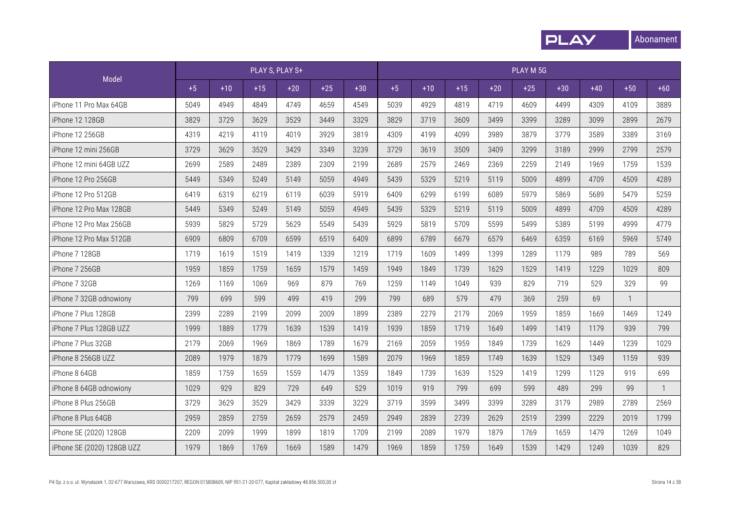| Model | PLAY S, PLAY S+ | | | | | | PLAY M 5G | | | | | | | | |
|---|---|---|---|---|---|---|---|---|---|---|---|---|---|---|---|
| | +5 | +10 | +15 | +20 | +25 | +30 | +5 | +10 | +15 | +20 | +25 | +30 | +40 | +50 | +60 |
| iPhone 11 Pro Max 64GB | 5049 | 4949 | 4849 | 4749 | 4659 | 4549 | 5039 | 4929 | 4819 | 4719 | 4609 | 4499 | 4309 | 4109 | 3889 |
| iPhone 12 128GB | 3829 | 3729 | 3629 | 3529 | 3449 | 3329 | 3829 | 3719 | 3609 | 3499 | 3399 | 3289 | 3099 | 2899 | 2679 |
| iPhone 12 256GB | 4319 | 4219 | 4119 | 4019 | 3929 | 3819 | 4309 | 4199 | 4099 | 3989 | 3879 | 3779 | 3589 | 3389 | 3169 |
| iPhone 12 mini 256GB | 3729 | 3629 | 3529 | 3429 | 3349 | 3239 | 3729 | 3619 | 3509 | 3409 | 3299 | 3189 | 2999 | 2799 | 2579 |
| iPhone 12 mini 64GB UZZ | 2699 | 2589 | 2489 | 2389 | 2309 | 2199 | 2689 | 2579 | 2469 | 2369 | 2259 | 2149 | 1969 | 1759 | 1539 |
| iPhone 12 Pro 256GB | 5449 | 5349 | 5249 | 5149 | 5059 | 4949 | 5439 | 5329 | 5219 | 5119 | 5009 | 4899 | 4709 | 4509 | 4289 |
| iPhone 12 Pro 512GB | 6419 | 6319 | 6219 | 6119 | 6039 | 5919 | 6409 | 6299 | 6199 | 6089 | 5979 | 5869 | 5689 | 5479 | 5259 |
| iPhone 12 Pro Max 128GB | 5449 | 5349 | 5249 | 5149 | 5059 | 4949 | 5439 | 5329 | 5219 | 5119 | 5009 | 4899 | 4709 | 4509 | 4289 |
| iPhone 12 Pro Max 256GB | 5939 | 5829 | 5729 | 5629 | 5549 | 5439 | 5929 | 5819 | 5709 | 5599 | 5499 | 5389 | 5199 | 4999 | 4779 |
| iPhone 12 Pro Max 512GB | 6909 | 6809 | 6709 | 6599 | 6519 | 6409 | 6899 | 6789 | 6679 | 6579 | 6469 | 6359 | 6169 | 5969 | 5749 |
| iPhone 7 128GB | 1719 | 1619 | 1519 | 1419 | 1339 | 1219 | 1719 | 1609 | 1499 | 1399 | 1289 | 1179 | 989 | 789 | 569 |
| iPhone 7 256GB | 1959 | 1859 | 1759 | 1659 | 1579 | 1459 | 1949 | 1849 | 1739 | 1629 | 1529 | 1419 | 1229 | 1029 | 809 |
| iPhone 7 32GB | 1269 | 1169 | 1069 | 969 | 879 | 769 | 1259 | 1149 | 1049 | 939 | 829 | 719 | 529 | 329 | 99 |
| iPhone 7 32GB odnowiony | 799 | 699 | 599 | 499 | 419 | 299 | 799 | 689 | 579 | 479 | 369 | 259 | 69 | 1 | |
| iPhone 7 Plus 128GB | 2399 | 2289 | 2199 | 2099 | 2009 | 1899 | 2389 | 2279 | 2179 | 2069 | 1959 | 1859 | 1669 | 1469 | 1249 |
| iPhone 7 Plus 128GB UZZ | 1999 | 1889 | 1779 | 1639 | 1539 | 1419 | 1939 | 1859 | 1719 | 1649 | 1499 | 1419 | 1179 | 939 | 799 |
| iPhone 7 Plus 32GB | 2179 | 2069 | 1969 | 1869 | 1789 | 1679 | 2169 | 2059 | 1959 | 1849 | 1739 | 1629 | 1449 | 1239 | 1029 |
| iPhone 8 256GB UZZ | 2089 | 1979 | 1879 | 1779 | 1699 | 1589 | 2079 | 1969 | 1859 | 1749 | 1639 | 1529 | 1349 | 1159 | 939 |
| iPhone 8 64GB | 1859 | 1759 | 1659 | 1559 | 1479 | 1359 | 1849 | 1739 | 1639 | 1529 | 1419 | 1299 | 1129 | 919 | 699 |
| iPhone 8 64GB odnowiony | 1029 | 929 | 829 | 729 | 649 | 529 | 1019 | 919 | 799 | 699 | 599 | 489 | 299 | 99 | 1 |
| iPhone 8 Plus 256GB | 3729 | 3629 | 3529 | 3429 | 3339 | 3229 | 3719 | 3599 | 3499 | 3399 | 3289 | 3179 | 2989 | 2789 | 2569 |
| iPhone 8 Plus 64GB | 2959 | 2859 | 2759 | 2659 | 2579 | 2459 | 2949 | 2839 | 2739 | 2629 | 2519 | 2399 | 2229 | 2019 | 1799 |
| iPhone SE (2020) 128GB | 2209 | 2099 | 1999 | 1899 | 1819 | 1709 | 2199 | 2089 | 1979 | 1879 | 1769 | 1659 | 1479 | 1269 | 1049 |
| iPhone SE (2020) 128GB UZZ | 1979 | 1869 | 1769 | 1669 | 1589 | 1479 | 1969 | 1859 | 1759 | 1649 | 1539 | 1429 | 1249 | 1039 | 829 |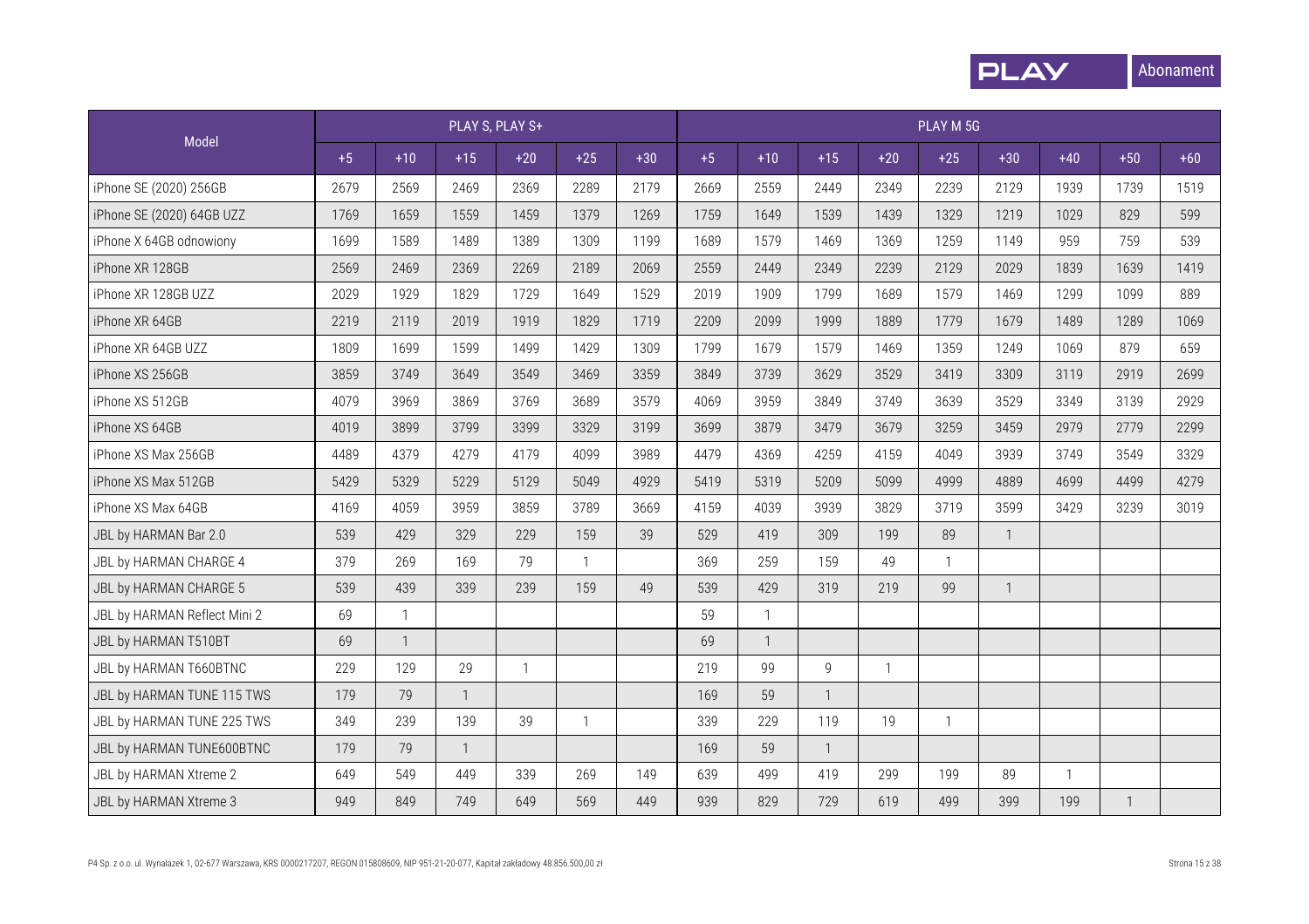| Model | PLAY S, PLAY S+ | | | | | | PLAY M 5G | | | | | | | | |
|---|---|---|---|---|---|---|---|---|---|---|---|---|---|---|---|
| | +5 | +10 | +15 | +20 | +25 | +30 | +5 | +10 | +15 | +20 | +25 | +30 | +40 | +50 | +60 |
| iPhone SE (2020) 256GB | 2679 | 2569 | 2469 | 2369 | 2289 | 2179 | 2669 | 2559 | 2449 | 2349 | 2239 | 2129 | 1939 | 1739 | 1519 |
| iPhone SE (2020) 64GB UZZ | 1769 | 1659 | 1559 | 1459 | 1379 | 1269 | 1759 | 1649 | 1539 | 1439 | 1329 | 1219 | 1029 | 829 | 599 |
| iPhone X 64GB odnowiony | 1699 | 1589 | 1489 | 1389 | 1309 | 1199 | 1689 | 1579 | 1469 | 1369 | 1259 | 1149 | 959 | 759 | 539 |
| iPhone XR 128GB | 2569 | 2469 | 2369 | 2269 | 2189 | 2069 | 2559 | 2449 | 2349 | 2239 | 2129 | 2029 | 1839 | 1639 | 1419 |
| iPhone XR 128GB UZZ | 2029 | 1929 | 1829 | 1729 | 1649 | 1529 | 2019 | 1909 | 1799 | 1689 | 1579 | 1469 | 1299 | 1099 | 889 |
| iPhone XR 64GB | 2219 | 2119 | 2019 | 1919 | 1829 | 1719 | 2209 | 2099 | 1999 | 1889 | 1779 | 1679 | 1489 | 1289 | 1069 |
| iPhone XR 64GB UZZ | 1809 | 1699 | 1599 | 1499 | 1429 | 1309 | 1799 | 1679 | 1579 | 1469 | 1359 | 1249 | 1069 | 879 | 659 |
| iPhone XS 256GB | 3859 | 3749 | 3649 | 3549 | 3469 | 3359 | 3849 | 3739 | 3629 | 3529 | 3419 | 3309 | 3119 | 2919 | 2699 |
| iPhone XS 512GB | 4079 | 3969 | 3869 | 3769 | 3689 | 3579 | 4069 | 3959 | 3849 | 3749 | 3639 | 3529 | 3349 | 3139 | 2929 |
| iPhone XS 64GB | 4019 | 3899 | 3799 | 3399 | 3329 | 3199 | 3699 | 3879 | 3479 | 3679 | 3259 | 3459 | 2979 | 2779 | 2299 |
| iPhone XS Max 256GB | 4489 | 4379 | 4279 | 4179 | 4099 | 3989 | 4479 | 4369 | 4259 | 4159 | 4049 | 3939 | 3749 | 3549 | 3329 |
| iPhone XS Max 512GB | 5429 | 5329 | 5229 | 5129 | 5049 | 4929 | 5419 | 5319 | 5209 | 5099 | 4999 | 4889 | 4699 | 4499 | 4279 |
| iPhone XS Max 64GB | 4169 | 4059 | 3959 | 3859 | 3789 | 3669 | 4159 | 4039 | 3939 | 3829 | 3719 | 3599 | 3429 | 3239 | 3019 |
| JBL by HARMAN Bar 2.0 | 539 | 429 | 329 | 229 | 159 | 39 | 529 | 419 | 309 | 199 | 89 | 1 | | | |
| JBL by HARMAN CHARGE 4 | 379 | 269 | 169 | 79 | 1 | | 369 | 259 | 159 | 49 | 1 | | | | |
| JBL by HARMAN CHARGE 5 | 539 | 439 | 339 | 239 | 159 | 49 | 539 | 429 | 319 | 219 | 99 | 1 | | | |
| JBL by HARMAN Reflect Mini 2 | 69 | 1 | | | | | 59 | 1 | | | | | | | |
| JBL by HARMAN T510BT | 69 | 1 | | | | | 69 | 1 | | | | | | | |
| JBL by HARMAN T660BTNC | 229 | 129 | 29 | 1 | | | 219 | 99 | 9 | 1 | | | | | |
| JBL by HARMAN TUNE 115 TWS | 179 | 79 | 1 | | | | 169 | 59 | 1 | | | | | | |
| JBL by HARMAN TUNE 225 TWS | 349 | 239 | 139 | 39 | 1 | | 339 | 229 | 119 | 19 | 1 | | | | |
| JBL by HARMAN TUNE600BTNC | 179 | 79 | 1 | | | | 169 | 59 | 1 | | | | | | |
| JBL by HARMAN Xtreme 2 | 649 | 549 | 449 | 339 | 269 | 149 | 639 | 499 | 419 | 299 | 199 | 89 | 1 | | |
| JBL by HARMAN Xtreme 3 | 949 | 849 | 749 | 649 | 569 | 449 | 939 | 829 | 729 | 619 | 499 | 399 | 199 | 1 | |

P4 Sp. z o.o. ul. Wynalazek 1, 02-677 Warszawa, KRS 0000217207, REGON 015808609, NIP 951-21-20-077, Kapitał zakładowy 48.856.500,00 zł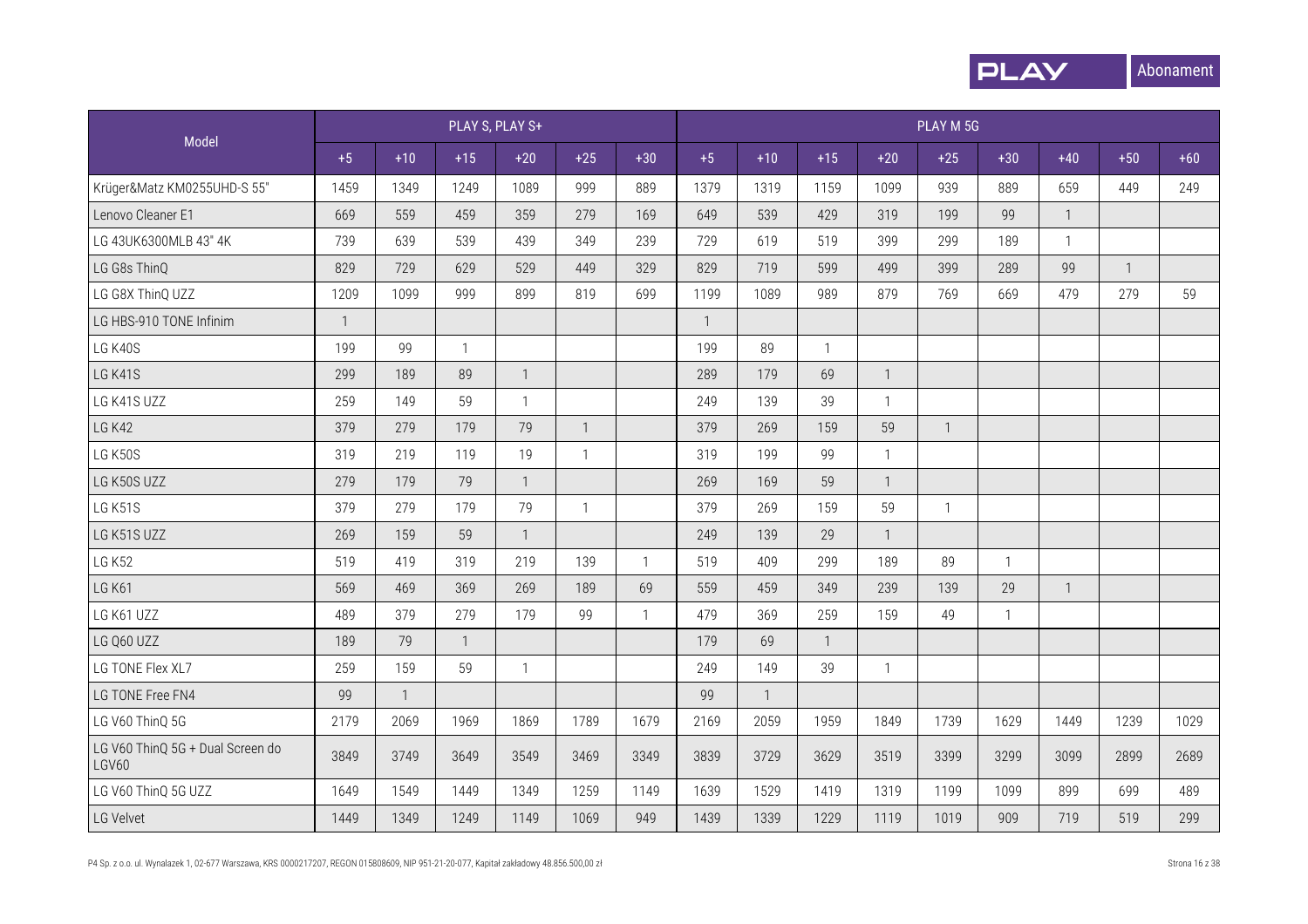| Model | PLAY S, PLAY S+ | | | | | | PLAY M 5G | | | | | | | | |
|---|---|---|---|---|---|---|---|---|---|---|---|---|---|---|---|
| | +5 | +10 | +15 | +20 | +25 | +30 | +5 | +10 | +15 | +20 | +25 | +30 | +40 | +50 | +60 |
| Krüger&Matz KM0255UHD-S 55" | 1459 | 1349 | 1249 | 1089 | 999 | 889 | 1379 | 1319 | 1159 | 1099 | 939 | 889 | 659 | 449 | 249 |
| Lenovo Cleaner E1 | 669 | 559 | 459 | 359 | 279 | 169 | 649 | 539 | 429 | 319 | 199 | 99 | 1 | | |
| LG 43UK6300MLB 43" 4K | 739 | 639 | 539 | 439 | 349 | 239 | 729 | 619 | 519 | 399 | 299 | 189 | 1 | | |
| LG G8s ThinQ | 829 | 729 | 629 | 529 | 449 | 329 | 829 | 719 | 599 | 499 | 399 | 289 | 99 | 1 | |
| LG G8X ThinQ UZZ | 1209 | 1099 | 999 | 899 | 819 | 699 | 1199 | 1089 | 989 | 879 | 769 | 669 | 479 | 279 | 59 |
| LG HBS-910 TONE Infinim | 1 | | | | | | 1 | | | | | | | | |
| LG K40S | 199 | 99 | 1 | | | | 199 | 89 | 1 | | | | | | |
| LG K41S | 299 | 189 | 89 | 1 | | | 289 | 179 | 69 | 1 | | | | | |
| LG K41S UZZ | 259 | 149 | 59 | 1 | | | 249 | 139 | 39 | 1 | | | | | |
| LG K42 | 379 | 279 | 179 | 79 | 1 | | 379 | 269 | 159 | 59 | 1 | | | | |
| LG K50S | 319 | 219 | 119 | 19 | 1 | | 319 | 199 | 99 | 1 | | | | | |
| LG K50S UZZ | 279 | 179 | 79 | 1 | | | 269 | 169 | 59 | 1 | | | | | |
| LG K51S | 379 | 279 | 179 | 79 | 1 | | 379 | 269 | 159 | 59 | 1 | | | | |
| LG K51S UZZ | 269 | 159 | 59 | 1 | | | 249 | 139 | 29 | 1 | | | | | |
| LG K52 | 519 | 419 | 319 | 219 | 139 | 1 | 519 | 409 | 299 | 189 | 89 | 1 | | | |
| LG K61 | 569 | 469 | 369 | 269 | 189 | 69 | 559 | 459 | 349 | 239 | 139 | 29 | 1 | | |
| LG K61 UZZ | 489 | 379 | 279 | 179 | 99 | 1 | 479 | 369 | 259 | 159 | 49 | 1 | | | |
| LG Q60 UZZ | 189 | 79 | 1 | | | | 179 | 69 | 1 | | | | | | |
| LG TONE Flex XL7 | 259 | 159 | 59 | 1 | | | 249 | 149 | 39 | 1 | | | | | |
| LG TONE Free FN4 | 99 | 1 | | | | | 99 | 1 | | | | | | | |
| LG V60 ThinQ 5G | 2179 | 2069 | 1969 | 1869 | 1789 | 1679 | 2169 | 2059 | 1959 | 1849 | 1739 | 1629 | 1449 | 1239 | 1029 |
| LG V60 ThinQ 5G + Dual Screen do LGV60 | 3849 | 3749 | 3649 | 3549 | 3469 | 3349 | 3839 | 3729 | 3629 | 3519 | 3399 | 3299 | 3099 | 2899 | 2689 |
| LG V60 ThinQ 5G UZZ | 1649 | 1549 | 1449 | 1349 | 1259 | 1149 | 1639 | 1529 | 1419 | 1319 | 1199 | 1099 | 899 | 699 | 489 |
| LG Velvet | 1449 | 1349 | 1249 | 1149 | 1069 | 949 | 1439 | 1339 | 1229 | 1119 | 1019 | 909 | 719 | 519 | 299 |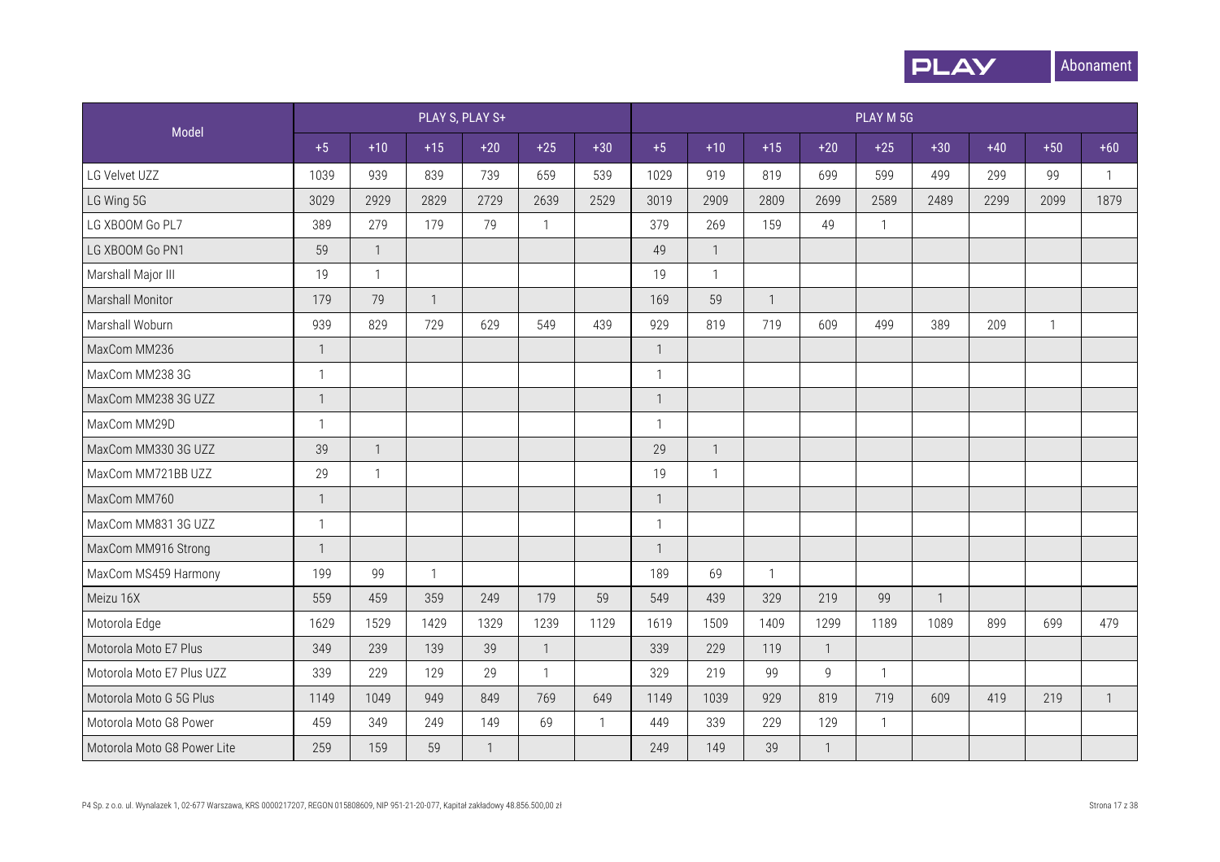| Model | PLAY S, PLAY S+ | | | | | | PLAY M 5G | | | | | | | | |
|---|---|---|---|---|---|---|---|---|---|---|---|---|---|---|---|
| | +5 | +10 | +15 | +20 | +25 | +30 | +5 | +10 | +15 | +20 | +25 | +30 | +40 | +50 | +60 |
| LG Velvet UZZ | 1039 | 939 | 839 | 739 | 659 | 539 | 1029 | 919 | 819 | 699 | 599 | 499 | 299 | 99 | 1 |
| LG Wing 5G | 3029 | 2929 | 2829 | 2729 | 2639 | 2529 | 3019 | 2909 | 2809 | 2699 | 2589 | 2489 | 2299 | 2099 | 1879 |
| LG XBOOM Go PL7 | 389 | 279 | 179 | 79 | 1 | | 379 | 269 | 159 | 49 | 1 | | | | |
| LG XBOOM Go PN1 | 59 | 1 | | | | | 49 | 1 | | | | | | | |
| Marshall Major III | 19 | 1 | | | | | 19 | 1 | | | | | | | |
| Marshall Monitor | 179 | 79 | 1 | | | | 169 | 59 | 1 | | | | | | |
| Marshall Woburn | 939 | 829 | 729 | 629 | 549 | 439 | 929 | 819 | 719 | 609 | 499 | 389 | 209 | 1 | |
| MaxCom MM236 | 1 | | | | | | 1 | | | | | | | | |
| MaxCom MM238 3G | 1 | | | | | | 1 | | | | | | | | |
| MaxCom MM238 3G UZZ | 1 | | | | | | 1 | | | | | | | | |
| MaxCom MM29D | 1 | | | | | | 1 | | | | | | | | |
| MaxCom MM330 3G UZZ | 39 | 1 | | | | | 29 | 1 | | | | | | | |
| MaxCom MM721BB UZZ | 29 | 1 | | | | | 19 | 1 | | | | | | | |
| MaxCom MM760 | 1 | | | | | | 1 | | | | | | | | |
| MaxCom MM831 3G UZZ | 1 | | | | | | 1 | | | | | | | | |
| MaxCom MM916 Strong | 1 | | | | | | 1 | | | | | | | | |
| MaxCom MS459 Harmony | 199 | 99 | 1 | | | | 189 | 69 | 1 | | | | | | |
| Meizu 16X | 559 | 459 | 359 | 249 | 179 | 59 | 549 | 439 | 329 | 219 | 99 | 1 | | | |
| Motorola Edge | 1629 | 1529 | 1429 | 1329 | 1239 | 1129 | 1619 | 1509 | 1409 | 1299 | 1189 | 1089 | 899 | 699 | 479 |
| Motorola Moto E7 Plus | 349 | 239 | 139 | 39 | 1 | | 339 | 229 | 119 | 1 | | | | | |
| Motorola Moto E7 Plus UZZ | 339 | 229 | 129 | 29 | 1 | | 329 | 219 | 99 | 9 | 1 | | | | |
| Motorola Moto G 5G Plus | 1149 | 1049 | 949 | 849 | 769 | 649 | 1149 | 1039 | 929 | 819 | 719 | 609 | 419 | 219 | 1 |
| Motorola Moto G8 Power | 459 | 349 | 249 | 149 | 69 | 1 | 449 | 339 | 229 | 129 | 1 | | | | |
| Motorola Moto G8 Power Lite | 259 | 159 | 59 | 1 | | | 249 | 149 | 39 | 1 | | | | | |

P4 Sp. z o.o. ul. Wynalazek 1, 02-677 Warszawa, KRS 0000217207, REGON 015808609, NIP 951-21-20-077, Kapitał zakładowy 48.856.500,00 zł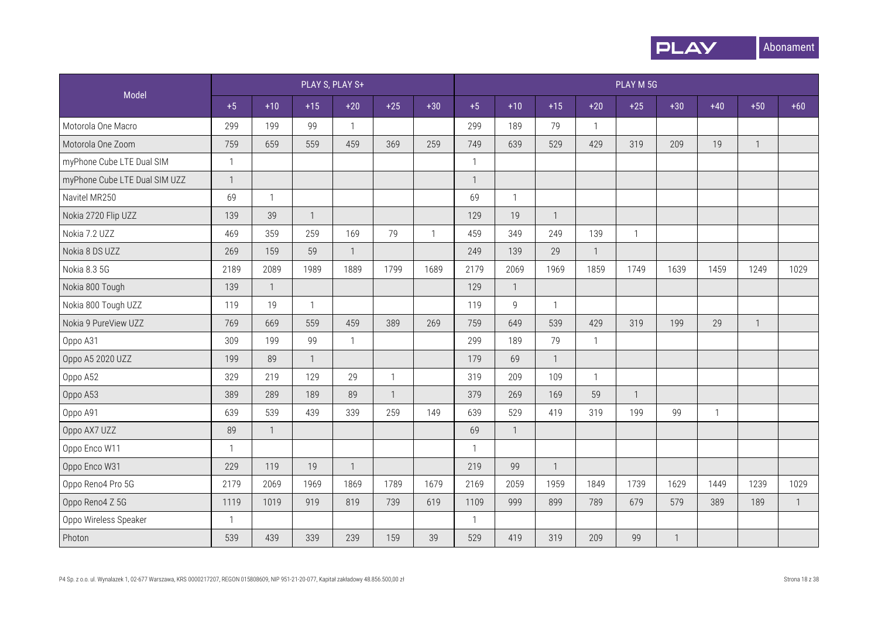| Model | PLAY S, PLAY S+ | | | | | | PLAY M 5G | | | | | | | | |
|---|---|---|---|---|---|---|---|---|---|---|---|---|---|---|---|
| | +5 | +10 | +15 | +20 | +25 | +30 | +5 | +10 | +15 | +20 | +25 | +30 | +40 | +50 | +60 |
| Motorola One Macro | 299 | 199 | 99 | 1 | | | 299 | 189 | 79 | 1 | | | | | |
| Motorola One Zoom | 759 | 659 | 559 | 459 | 369 | 259 | 749 | 639 | 529 | 429 | 319 | 209 | 19 | 1 | |
| myPhone Cube LTE Dual SIM | 1 | | | | | | 1 | | | | | | | | |
| myPhone Cube LTE Dual SIM UZZ | 1 | | | | | | 1 | | | | | | | | |
| Navitel MR250 | 69 | 1 | | | | | 69 | 1 | | | | | | | |
| Nokia 2720 Flip UZZ | 139 | 39 | 1 | | | | 129 | 19 | 1 | | | | | | |
| Nokia 7.2 UZZ | 469 | 359 | 259 | 169 | 79 | 1 | 459 | 349 | 249 | 139 | 1 | | | | |
| Nokia 8 DS UZZ | 269 | 159 | 59 | 1 | | | 249 | 139 | 29 | 1 | | | | | |
| Nokia 8.3 5G | 2189 | 2089 | 1989 | 1889 | 1799 | 1689 | 2179 | 2069 | 1969 | 1859 | 1749 | 1639 | 1459 | 1249 | 1029 |
| Nokia 800 Tough | 139 | 1 | | | | | 129 | 1 | | | | | | | |
| Nokia 800 Tough UZZ | 119 | 19 | 1 | | | | 119 | 9 | 1 | | | | | | |
| Nokia 9 PureView UZZ | 769 | 669 | 559 | 459 | 389 | 269 | 759 | 649 | 539 | 429 | 319 | 199 | 29 | 1 | |
| Oppo A31 | 309 | 199 | 99 | 1 | | | 299 | 189 | 79 | 1 | | | | | |
| Oppo A5 2020 UZZ | 199 | 89 | 1 | | | | 179 | 69 | 1 | | | | | | |
| Oppo A52 | 329 | 219 | 129 | 29 | 1 | | 319 | 209 | 109 | 1 | | | | | |
| Oppo A53 | 389 | 289 | 189 | 89 | 1 | | 379 | 269 | 169 | 59 | 1 | | | | |
| Oppo A91 | 639 | 539 | 439 | 339 | 259 | 149 | 639 | 529 | 419 | 319 | 199 | 99 | 1 | | |
| Oppo AX7 UZZ | 89 | 1 | | | | | 69 | 1 | | | | | | | |
| Oppo Enco W11 | 1 | | | | | | 1 | | | | | | | | |
| Oppo Enco W31 | 229 | 119 | 19 | 1 | | | 219 | 99 | 1 | | | | | | |
| Oppo Reno4 Pro 5G | 2179 | 2069 | 1969 | 1869 | 1789 | 1679 | 2169 | 2059 | 1959 | 1849 | 1739 | 1629 | 1449 | 1239 | 1029 |
| Oppo Reno4 Z 5G | 1119 | 1019 | 919 | 819 | 739 | 619 | 1109 | 999 | 899 | 789 | 679 | 579 | 389 | 189 | 1 |
| Oppo Wireless Speaker | 1 | | | | | | 1 | | | | | | | | |
| Photon | 539 | 439 | 339 | 239 | 159 | 39 | 529 | 419 | 319 | 209 | 99 | 1 | | | |

P4 Sp. z o.o. ul. Wynalazek 1, 02-677 Warszawa, KRS 0000217207, REGON 015808609, NIP 951-21-20-077, Kapitał zakładowy 48.856.500,00 zł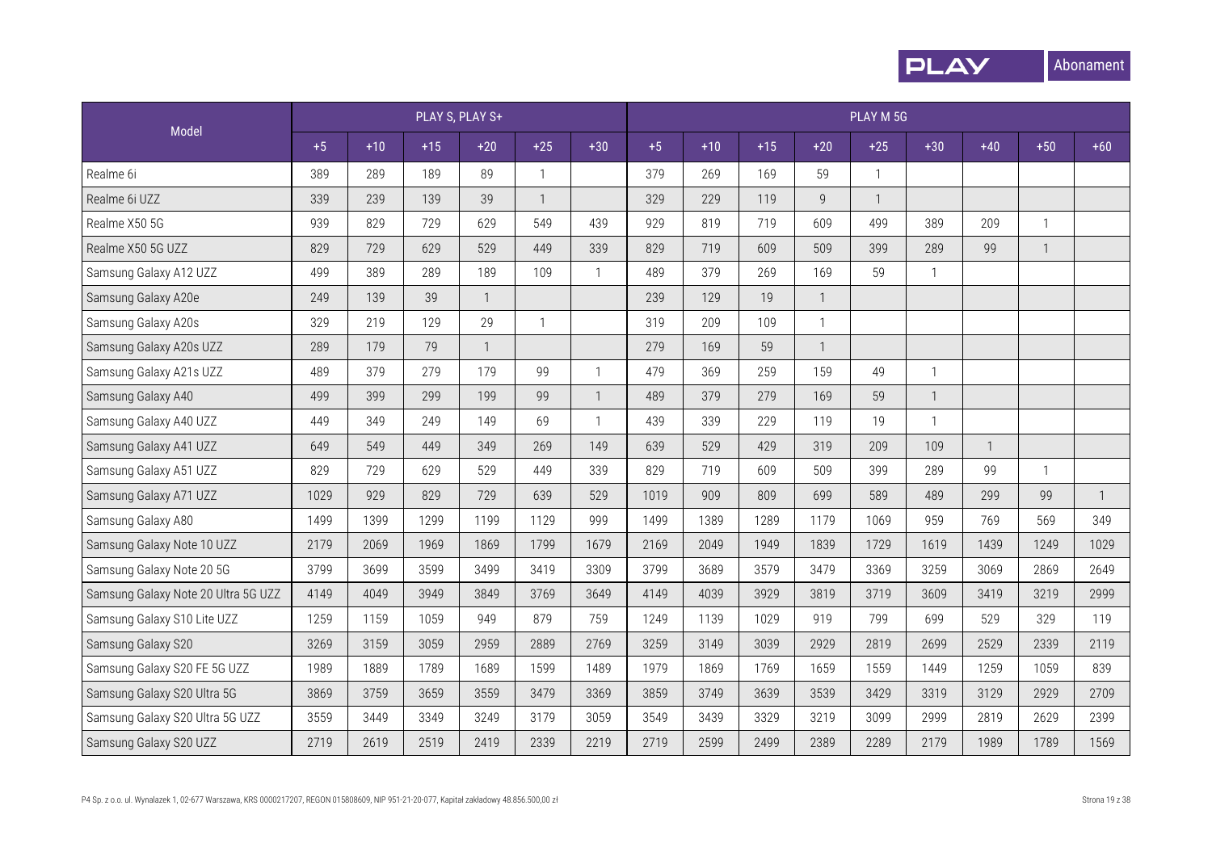| Model | PLAY S, PLAY S+ | | | | | | PLAY M 5G | | | | | | | | |
|---|---|---|---|---|---|---|---|---|---|---|---|---|---|---|---|
| | +5 | +10 | +15 | +20 | +25 | +30 | +5 | +10 | +15 | +20 | +25 | +30 | +40 | +50 | +60 |
| Realme 6i | 389 | 289 | 189 | 89 | 1 | | 379 | 269 | 169 | 59 | 1 | | | | |
| Realme 6i UZZ | 339 | 239 | 139 | 39 | 1 | | 329 | 229 | 119 | 9 | 1 | | | | |
| Realme X50 5G | 939 | 829 | 729 | 629 | 549 | 439 | 929 | 819 | 719 | 609 | 499 | 389 | 209 | 1 | |
| Realme X50 5G UZZ | 829 | 729 | 629 | 529 | 449 | 339 | 829 | 719 | 609 | 509 | 399 | 289 | 99 | 1 | |
| Samsung Galaxy A12 UZZ | 499 | 389 | 289 | 189 | 109 | 1 | 489 | 379 | 269 | 169 | 59 | 1 | | | |
| Samsung Galaxy A20e | 249 | 139 | 39 | 1 | | | 239 | 129 | 19 | 1 | | | | | |
| Samsung Galaxy A20s | 329 | 219 | 129 | 29 | 1 | | 319 | 209 | 109 | 1 | | | | | |
| Samsung Galaxy A20s UZZ | 289 | 179 | 79 | 1 | | | 279 | 169 | 59 | 1 | | | | | |
| Samsung Galaxy A21s UZZ | 489 | 379 | 279 | 179 | 99 | 1 | 479 | 369 | 259 | 159 | 49 | 1 | | | |
| Samsung Galaxy A40 | 499 | 399 | 299 | 199 | 99 | 1 | 489 | 379 | 279 | 169 | 59 | 1 | | | |
| Samsung Galaxy A40 UZZ | 449 | 349 | 249 | 149 | 69 | 1 | 439 | 339 | 229 | 119 | 19 | 1 | | | |
| Samsung Galaxy A41 UZZ | 649 | 549 | 449 | 349 | 269 | 149 | 639 | 529 | 429 | 319 | 209 | 109 | 1 | | |
| Samsung Galaxy A51 UZZ | 829 | 729 | 629 | 529 | 449 | 339 | 829 | 719 | 609 | 509 | 399 | 289 | 99 | 1 | |
| Samsung Galaxy A71 UZZ | 1029 | 929 | 829 | 729 | 639 | 529 | 1019 | 909 | 809 | 699 | 589 | 489 | 299 | 99 | 1 |
| Samsung Galaxy A80 | 1499 | 1399 | 1299 | 1199 | 1129 | 999 | 1499 | 1389 | 1289 | 1179 | 1069 | 959 | 769 | 569 | 349 |
| Samsung Galaxy Note 10 UZZ | 2179 | 2069 | 1969 | 1869 | 1799 | 1679 | 2169 | 2049 | 1949 | 1839 | 1729 | 1619 | 1439 | 1249 | 1029 |
| Samsung Galaxy Note 20 5G | 3799 | 3699 | 3599 | 3499 | 3419 | 3309 | 3799 | 3689 | 3579 | 3479 | 3369 | 3259 | 3069 | 2869 | 2649 |
| Samsung Galaxy Note 20 Ultra 5G UZZ | 4149 | 4049 | 3949 | 3849 | 3769 | 3649 | 4149 | 4039 | 3929 | 3819 | 3719 | 3609 | 3419 | 3219 | 2999 |
| Samsung Galaxy S10 Lite UZZ | 1259 | 1159 | 1059 | 949 | 879 | 759 | 1249 | 1139 | 1029 | 919 | 799 | 699 | 529 | 329 | 119 |
| Samsung Galaxy S20 | 3269 | 3159 | 3059 | 2959 | 2889 | 2769 | 3259 | 3149 | 3039 | 2929 | 2819 | 2699 | 2529 | 2339 | 2119 |
| Samsung Galaxy S20 FE 5G UZZ | 1989 | 1889 | 1789 | 1689 | 1599 | 1489 | 1979 | 1869 | 1769 | 1659 | 1559 | 1449 | 1259 | 1059 | 839 |
| Samsung Galaxy S20 Ultra 5G | 3869 | 3759 | 3659 | 3559 | 3479 | 3369 | 3859 | 3749 | 3639 | 3539 | 3429 | 3319 | 3129 | 2929 | 2709 |
| Samsung Galaxy S20 Ultra 5G UZZ | 3559 | 3449 | 3349 | 3249 | 3179 | 3059 | 3549 | 3439 | 3329 | 3219 | 3099 | 2999 | 2819 | 2629 | 2399 |
| Samsung Galaxy S20 UZZ | 2719 | 2619 | 2519 | 2419 | 2339 | 2219 | 2719 | 2599 | 2499 | 2389 | 2289 | 2179 | 1989 | 1789 | 1569 |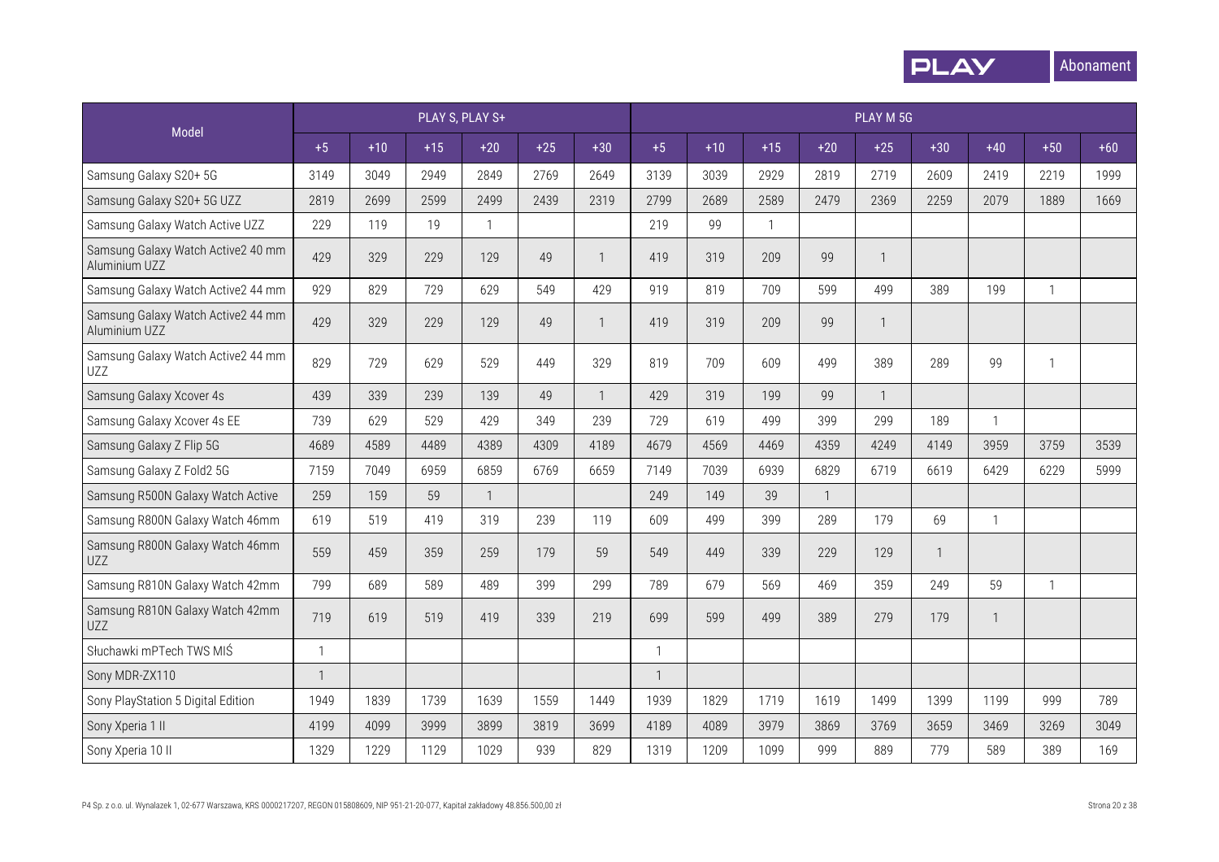| Model | PLAY S, PLAY S+ | | | | | | PLAY M 5G | | | | | | | | |
|---|---|---|---|---|---|---|---|---|---|---|---|---|---|---|---|
| | +5 | +10 | +15 | +20 | +25 | +30 | +5 | +10 | +15 | +20 | +25 | +30 | +40 | +50 | +60 |
| Samsung Galaxy S20+ 5G | 3149 | 3049 | 2949 | 2849 | 2769 | 2649 | 3139 | 3039 | 2929 | 2819 | 2719 | 2609 | 2419 | 2219 | 1999 |
| Samsung Galaxy S20+ 5G UZZ | 2819 | 2699 | 2599 | 2499 | 2439 | 2319 | 2799 | 2689 | 2589 | 2479 | 2369 | 2259 | 2079 | 1889 | 1669 |
| Samsung Galaxy Watch Active UZZ | 229 | 119 | 19 | 1 | | | 219 | 99 | 1 | | | | | | |
| Samsung Galaxy Watch Active2 40 mm Aluminium UZZ | 429 | 329 | 229 | 129 | 49 | 1 | 419 | 319 | 209 | 99 | 1 | | | | |
| Samsung Galaxy Watch Active2 44 mm | 929 | 829 | 729 | 629 | 549 | 429 | 919 | 819 | 709 | 599 | 499 | 389 | 199 | 1 | |
| Samsung Galaxy Watch Active2 44 mm Aluminium UZZ | 429 | 329 | 229 | 129 | 49 | 1 | 419 | 319 | 209 | 99 | 1 | | | | |
| Samsung Galaxy Watch Active2 44 mm UZZ | 829 | 729 | 629 | 529 | 449 | 329 | 819 | 709 | 609 | 499 | 389 | 289 | 99 | 1 | |
| Samsung Galaxy Xcover 4s | 439 | 339 | 239 | 139 | 49 | 1 | 429 | 319 | 199 | 99 | 1 | | | | |
| Samsung Galaxy Xcover 4s EE | 739 | 629 | 529 | 429 | 349 | 239 | 729 | 619 | 499 | 399 | 299 | 189 | 1 | | |
| Samsung Galaxy Z Flip 5G | 4689 | 4589 | 4489 | 4389 | 4309 | 4189 | 4679 | 4569 | 4469 | 4359 | 4249 | 4149 | 3959 | 3759 | 3539 |
| Samsung Galaxy Z Fold2 5G | 7159 | 7049 | 6959 | 6859 | 6769 | 6659 | 7149 | 7039 | 6939 | 6829 | 6719 | 6619 | 6429 | 6229 | 5999 |
| Samsung R500N Galaxy Watch Active | 259 | 159 | 59 | 1 | | | 249 | 149 | 39 | 1 | | | | | |
| Samsung R800N Galaxy Watch 46mm | 619 | 519 | 419 | 319 | 239 | 119 | 609 | 499 | 399 | 289 | 179 | 69 | 1 | | |
| Samsung R800N Galaxy Watch 46mm UZZ | 559 | 459 | 359 | 259 | 179 | 59 | 549 | 449 | 339 | 229 | 129 | 1 | | | |
| Samsung R810N Galaxy Watch 42mm | 799 | 689 | 589 | 489 | 399 | 299 | 789 | 679 | 569 | 469 | 359 | 249 | 59 | 1 | |
| Samsung R810N Galaxy Watch 42mm UZZ | 719 | 619 | 519 | 419 | 339 | 219 | 699 | 599 | 499 | 389 | 279 | 179 | 1 | | |
| Słuchawki mPTech TWS MIŚ | 1 | | | | | | 1 | | | | | | | | |
| Sony MDR-ZX110 | 1 | | | | | | 1 | | | | | | | | |
| Sony PlayStation 5 Digital Edition | 1949 | 1839 | 1739 | 1639 | 1559 | 1449 | 1939 | 1829 | 1719 | 1619 | 1499 | 1399 | 1199 | 999 | 789 |
| Sony Xperia 1 II | 4199 | 4099 | 3999 | 3899 | 3819 | 3699 | 4189 | 4089 | 3979 | 3869 | 3769 | 3659 | 3469 | 3269 | 3049 |
| Sony Xperia 10 II | 1329 | 1229 | 1129 | 1029 | 939 | 829 | 1319 | 1209 | 1099 | 999 | 889 | 779 | 589 | 389 | 169 |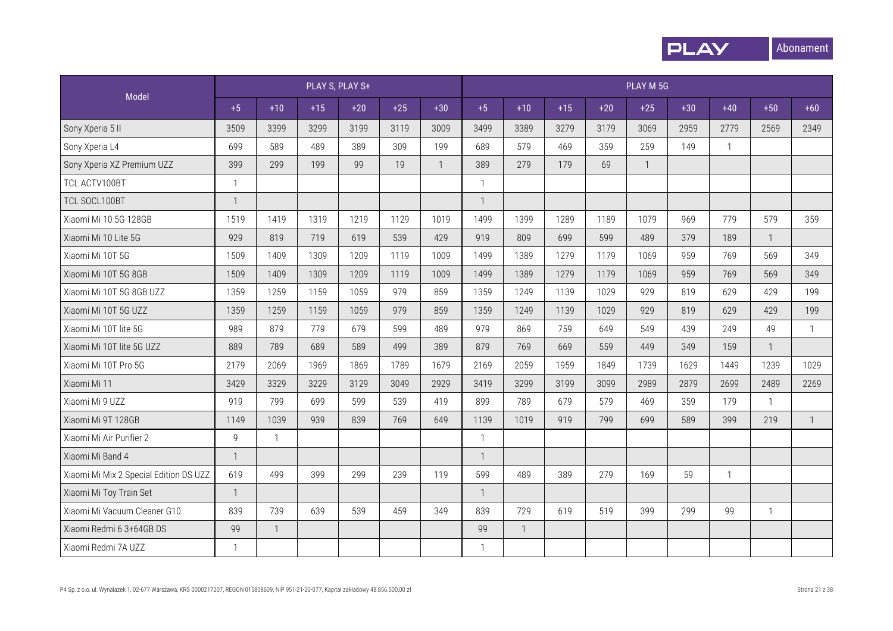| Model | PLAY S, PLAY S+ | | | | | | PLAY M 5G | | | | | | | | |
|---|---|---|---|---|---|---|---|---|---|---|---|---|---|---|---|
| | +5 | +10 | +15 | +20 | +25 | +30 | +5 | +10 | +15 | +20 | +25 | +30 | +40 | +50 | +60 |
| Sony Xperia 5 II | 3509 | 3399 | 3299 | 3199 | 3119 | 3009 | 3499 | 3389 | 3279 | 3179 | 3069 | 2959 | 2779 | 2569 | 2349 |
| Sony Xperia L4 | 699 | 589 | 489 | 389 | 309 | 199 | 689 | 579 | 469 | 359 | 259 | 149 | 1 | | |
| Sony Xperia XZ Premium UZZ | 399 | 299 | 199 | 99 | 19 | 1 | 389 | 279 | 179 | 69 | 1 | | | | |
| TCL ACTV100BT | 1 | | | | | | 1 | | | | | | | | |
| TCL SOCL100BT | 1 | | | | | | 1 | | | | | | | | |
| Xiaomi Mi 10 5G 128GB | 1519 | 1419 | 1319 | 1219 | 1129 | 1019 | 1499 | 1399 | 1289 | 1189 | 1079 | 969 | 779 | 579 | 359 |
| Xiaomi Mi 10 Lite 5G | 929 | 819 | 719 | 619 | 539 | 429 | 919 | 809 | 699 | 599 | 489 | 379 | 189 | 1 | |
| Xiaomi Mi 10T 5G | 1509 | 1409 | 1309 | 1209 | 1119 | 1009 | 1499 | 1389 | 1279 | 1179 | 1069 | 959 | 769 | 569 | 349 |
| Xiaomi Mi 10T 5G 8GB | 1509 | 1409 | 1309 | 1209 | 1119 | 1009 | 1499 | 1389 | 1279 | 1179 | 1069 | 959 | 769 | 569 | 349 |
| Xiaomi Mi 10T 5G 8GB UZZ | 1359 | 1259 | 1159 | 1059 | 979 | 859 | 1359 | 1249 | 1139 | 1029 | 929 | 819 | 629 | 429 | 199 |
| Xiaomi Mi 10T 5G UZZ | 1359 | 1259 | 1159 | 1059 | 979 | 859 | 1359 | 1249 | 1139 | 1029 | 929 | 819 | 629 | 429 | 199 |
| Xiaomi Mi 10T lite 5G | 989 | 879 | 779 | 679 | 599 | 489 | 979 | 869 | 759 | 649 | 549 | 439 | 249 | 49 | 1 |
| Xiaomi Mi 10T lite 5G UZZ | 889 | 789 | 689 | 589 | 499 | 389 | 879 | 769 | 669 | 559 | 449 | 349 | 159 | 1 | |
| Xiaomi Mi 10T Pro 5G | 2179 | 2069 | 1969 | 1869 | 1789 | 1679 | 2169 | 2059 | 1959 | 1849 | 1739 | 1629 | 1449 | 1239 | 1029 |
| Xiaomi Mi 11 | 3429 | 3329 | 3229 | 3129 | 3049 | 2929 | 3419 | 3299 | 3199 | 3099 | 2989 | 2879 | 2699 | 2489 | 2269 |
| Xiaomi Mi 9 UZZ | 919 | 799 | 699 | 599 | 539 | 419 | 899 | 789 | 679 | 579 | 469 | 359 | 179 | 1 | |
| Xiaomi Mi 9T 128GB | 1149 | 1039 | 939 | 839 | 769 | 649 | 1139 | 1019 | 919 | 799 | 699 | 589 | 399 | 219 | 1 |
| Xiaomi Mi Air Purifier 2 | 9 | 1 | | | | | 1 | | | | | | | | |
| Xiaomi Mi Band 4 | 1 | | | | | | 1 | | | | | | | | |
| Xiaomi Mi Mix 2 Special Edition DS UZZ | 619 | 499 | 399 | 299 | 239 | 119 | 599 | 489 | 389 | 279 | 169 | 59 | 1 | | |
| Xiaomi Mi Toy Train Set | 1 | | | | | | 1 | | | | | | | | |
| Xiaomi Mi Vacuum Cleaner G10 | 839 | 739 | 639 | 539 | 459 | 349 | 839 | 729 | 619 | 519 | 399 | 299 | 99 | 1 | |
| Xiaomi Redmi 6 3+64GB DS | 99 | 1 | | | | | 99 | 1 | | | | | | | |
| Xiaomi Redmi 7A UZZ | 1 | | | | | | 1 | | | | | | | | |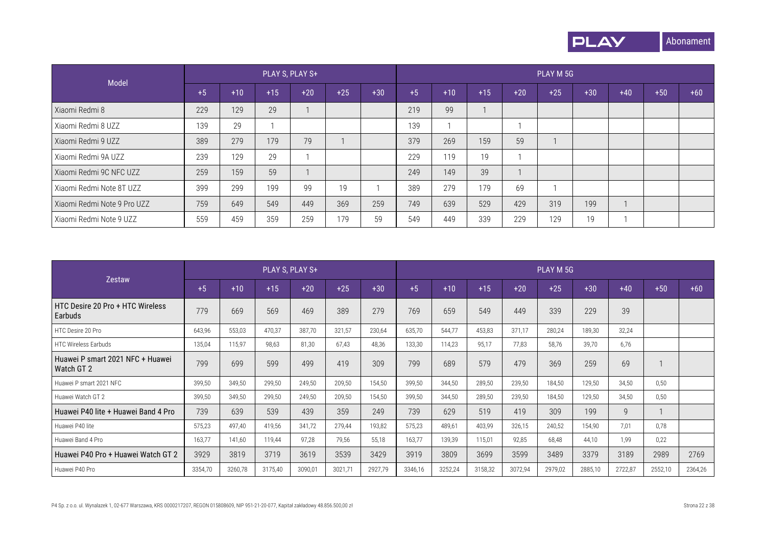| Model | PLAY S, PLAY S+ | | | | | | PLAY M 5G | | | | | | | | |
|---|---|---|---|---|---|---|---|---|---|---|---|---|---|---|---|
| | +5 | +10 | +15 | +20 | +25 | +30 | +5 | +10 | +15 | +20 | +25 | +30 | +40 | +50 | +60 |
| Xiaomi Redmi 8 | 229 | 129 | 29 | 1 | | | 219 | 99 | 1 | | | | | | |
| Xiaomi Redmi 8 UZZ | 139 | 29 | 1 | | | | 139 | 1 | | 1 | | | | | |
| Xiaomi Redmi 9 UZZ | 389 | 279 | 179 | 79 | 1 | | 379 | 269 | 159 | 59 | 1 | | | | |
| Xiaomi Redmi 9A UZZ | 239 | 129 | 29 | 1 | | | 229 | 119 | 19 | 1 | | | | | |
| Xiaomi Redmi 9C NFC UZZ | 259 | 159 | 59 | 1 | | | 249 | 149 | 39 | 1 | | | | | |
| Xiaomi Redmi Note 8T UZZ | 399 | 299 | 199 | 99 | 19 | 1 | 389 | 279 | 179 | 69 | 1 | | | | |
| Xiaomi Redmi Note 9 Pro UZZ | 759 | 649 | 549 | 449 | 369 | 259 | 749 | 639 | 529 | 429 | 319 | 199 | 1 | | |
| Xiaomi Redmi Note 9 UZZ | 559 | 459 | 359 | 259 | 179 | 59 | 549 | 449 | 339 | 229 | 129 | 19 | 1 | | |

| Zestaw | PLAY S, PLAY S+ | | | | | | PLAY M 5G | | | | | | | | |
|---|---|---|---|---|---|---|---|---|---|---|---|---|---|---|---|
| | +5 | +10 | +15 | +20 | +25 | +30 | +5 | +10 | +15 | +20 | +25 | +30 | +40 | +50 | +60 |
| HTC Desire 20 Pro + HTC Wireless Earbuds | 779 | 669 | 569 | 469 | 389 | 279 | 769 | 659 | 549 | 449 | 339 | 229 | 39 | | |
| HTC Desire 20 Pro | 643,96 | 553,03 | 470,37 | 387,70 | 321,57 | 230,64 | 635,70 | 544,77 | 453,83 | 371,17 | 280,24 | 189,30 | 32,24 | | |
| HTC Wireless Earbuds | 135,04 | 115,97 | 98,63 | 81,30 | 67,43 | 48,36 | 133,30 | 114,23 | 95,17 | 77,83 | 58,76 | 39,70 | 6,76 | | |
| Huawei P smart 2021 NFC + Huawei Watch GT 2 | 799 | 699 | 599 | 499 | 419 | 309 | 799 | 689 | 579 | 479 | 369 | 259 | 69 | 1 | |
| Huawei P smart 2021 NFC | 399,50 | 349,50 | 299,50 | 249,50 | 209,50 | 154,50 | 399,50 | 344,50 | 289,50 | 239,50 | 184,50 | 129,50 | 34,50 | 0,50 | |
| Huawei Watch GT 2 | 399,50 | 349,50 | 299,50 | 249,50 | 209,50 | 154,50 | 399,50 | 344,50 | 289,50 | 239,50 | 184,50 | 129,50 | 34,50 | 0,50 | |
| Huawei P40 lite + Huawei Band 4 Pro | 739 | 639 | 539 | 439 | 359 | 249 | 739 | 629 | 519 | 419 | 309 | 199 | 9 | 1 | |
| Huawei P40 lite | 575,23 | 497,40 | 419,56 | 341,72 | 279,44 | 193,82 | 575,23 | 489,61 | 403,99 | 326,15 | 240,52 | 154,90 | 7,01 | 0,78 | |
| Huawei Band 4 Pro | 163,77 | 141,60 | 119,44 | 97,28 | 79,56 | 55,18 | 163,77 | 139,39 | 115,01 | 92,85 | 68,48 | 44,10 | 1,99 | 0,22 | |
| Huawei P40 Pro + Huawei Watch GT 2 | 3929 | 3819 | 3719 | 3619 | 3539 | 3429 | 3919 | 3809 | 3699 | 3599 | 3489 | 3379 | 3189 | 2989 | 2769 |
| Huawei P40 Pro | 3354,70 | 3260,78 | 3175,40 | 3090,01 | 3021,71 | 2927,79 | 3346,16 | 3252,24 | 3158,32 | 3072,94 | 2979,02 | 2885,10 | 2722,87 | 2552,10 | 2364,26 |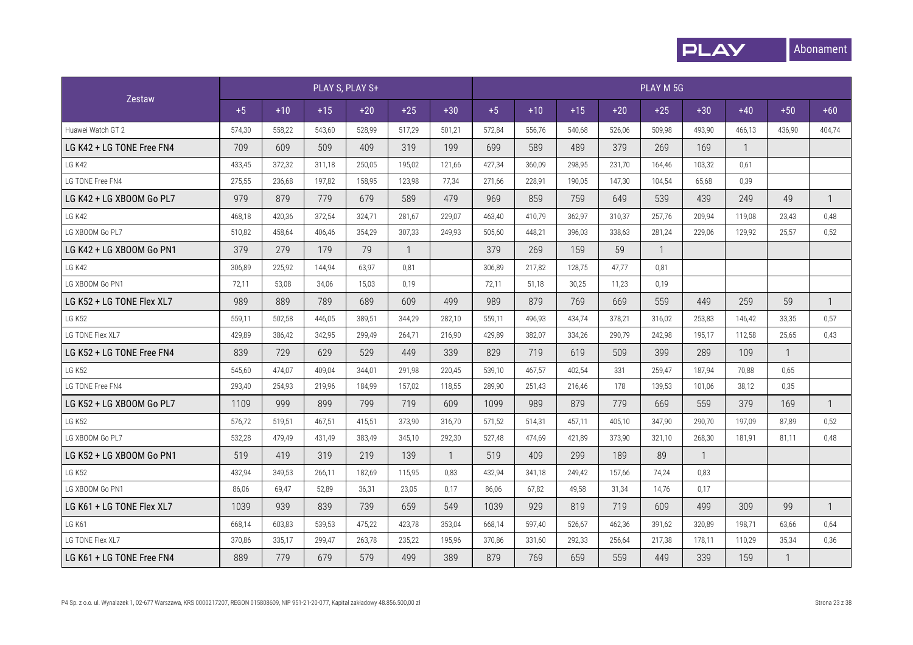| Zestaw | PLAY S, PLAY S+ | | | | | | PLAY M 5G | | | | | | | | |
|---|---|---|---|---|---|---|---|---|---|---|---|---|---|---|---|
| | +5 | +10 | +15 | +20 | +25 | +30 | +5 | +10 | +15 | +20 | +25 | +30 | +40 | +50 | +60 |
| Huawei Watch GT 2 | 574,30 | 558,22 | 543,60 | 528,99 | 517,29 | 501,21 | 572,84 | 556,76 | 540,68 | 526,06 | 509,98 | 493,90 | 466,13 | 436,90 | 404,74 |
| LG K42 + LG TONE Free FN4 | 709 | 609 | 509 | 409 | 319 | 199 | 699 | 589 | 489 | 379 | 269 | 169 | 1 | | |
| LG K42 | 433,45 | 372,32 | 311,18 | 250,05 | 195,02 | 121,66 | 427,34 | 360,09 | 298,95 | 231,70 | 164,46 | 103,32 | 0,61 | | |
| LG TONE Free FN4 | 275,55 | 236,68 | 197,82 | 158,95 | 123,98 | 77,34 | 271,66 | 228,91 | 190,05 | 147,30 | 104,54 | 65,68 | 0,39 | | |
| LG K42 + LG XBOOM Go PL7 | 979 | 879 | 779 | 679 | 589 | 479 | 969 | 859 | 759 | 649 | 539 | 439 | 249 | 49 | 1 |
| LG K42 | 468,18 | 420,36 | 372,54 | 324,71 | 281,67 | 229,07 | 463,40 | 410,79 | 362,97 | 310,37 | 257,76 | 209,94 | 119,08 | 23,43 | 0,48 |
| LG XBOOM Go PL7 | 510,82 | 458,64 | 406,46 | 354,29 | 307,33 | 249,93 | 505,60 | 448,21 | 396,03 | 338,63 | 281,24 | 229,06 | 129,92 | 25,57 | 0,52 |
| LG K42 + LG XBOOM Go PN1 | 379 | 279 | 179 | 79 | 1 | | 379 | 269 | 159 | 59 | 1 | | | | |
| LG K42 | 306,89 | 225,92 | 144,94 | 63,97 | 0,81 | | 306,89 | 217,82 | 128,75 | 47,77 | 0,81 | | | | |
| LG XBOOM Go PN1 | 72,11 | 53,08 | 34,06 | 15,03 | 0,19 | | 72,11 | 51,18 | 30,25 | 11,23 | 0,19 | | | | |
| LG K52 + LG TONE Flex XL7 | 989 | 889 | 789 | 689 | 609 | 499 | 989 | 879 | 769 | 669 | 559 | 449 | 259 | 59 | 1 |
| LG K52 | 559,11 | 502,58 | 446,05 | 389,51 | 344,29 | 282,10 | 559,11 | 496,93 | 434,74 | 378,21 | 316,02 | 253,83 | 146,42 | 33,35 | 0,57 |
| LG TONE Flex XL7 | 429,89 | 386,42 | 342,95 | 299,49 | 264,71 | 216,90 | 429,89 | 382,07 | 334,26 | 290,79 | 242,98 | 195,17 | 112,58 | 25,65 | 0,43 |
| LG K52 + LG TONE Free FN4 | 839 | 729 | 629 | 529 | 449 | 339 | 829 | 719 | 619 | 509 | 399 | 289 | 109 | 1 | |
| LG K52 | 545,60 | 474,07 | 409,04 | 344,01 | 291,98 | 220,45 | 539,10 | 467,57 | 402,54 | 331 | 259,47 | 187,94 | 70,88 | 0,65 | |
| LG TONE Free FN4 | 293,40 | 254,93 | 219,96 | 184,99 | 157,02 | 118,55 | 289,90 | 251,43 | 216,46 | 178 | 139,53 | 101,06 | 38,12 | 0,35 | |
| LG K52 + LG XBOOM Go PL7 | 1109 | 999 | 899 | 799 | 719 | 609 | 1099 | 989 | 879 | 779 | 669 | 559 | 379 | 169 | 1 |
| LG K52 | 576,72 | 519,51 | 467,51 | 415,51 | 373,90 | 316,70 | 571,52 | 514,31 | 457,11 | 405,10 | 347,90 | 290,70 | 197,09 | 87,89 | 0,52 |
| LG XBOOM Go PL7 | 532,28 | 479,49 | 431,49 | 383,49 | 345,10 | 292,30 | 527,48 | 474,69 | 421,89 | 373,90 | 321,10 | 268,30 | 181,91 | 81,11 | 0,48 |
| LG K52 + LG XBOOM Go PN1 | 519 | 419 | 319 | 219 | 139 | 1 | 519 | 409 | 299 | 189 | 89 | 1 | | | |
| LG K52 | 432,94 | 349,53 | 266,11 | 182,69 | 115,95 | 0,83 | 432,94 | 341,18 | 249,42 | 157,66 | 74,24 | 0,83 | | | |
| LG XBOOM Go PN1 | 86,06 | 69,47 | 52,89 | 36,31 | 23,05 | 0,17 | 86,06 | 67,82 | 49,58 | 31,34 | 14,76 | 0,17 | | | |
| LG K61 + LG TONE Flex XL7 | 1039 | 939 | 839 | 739 | 659 | 549 | 1039 | 929 | 819 | 719 | 609 | 499 | 309 | 99 | 1 |
| LG K61 | 668,14 | 603,83 | 539,53 | 475,22 | 423,78 | 353,04 | 668,14 | 597,40 | 526,67 | 462,36 | 391,62 | 320,89 | 198,71 | 63,66 | 0,64 |
| LG TONE Flex XL7 | 370,86 | 335,17 | 299,47 | 263,78 | 235,22 | 195,96 | 370,86 | 331,60 | 292,33 | 256,64 | 217,38 | 178,11 | 110,29 | 35,34 | 0,36 |
| LG K61 + LG TONE Free FN4 | 889 | 779 | 679 | 579 | 499 | 389 | 879 | 769 | 659 | 559 | 449 | 339 | 159 | 1 | |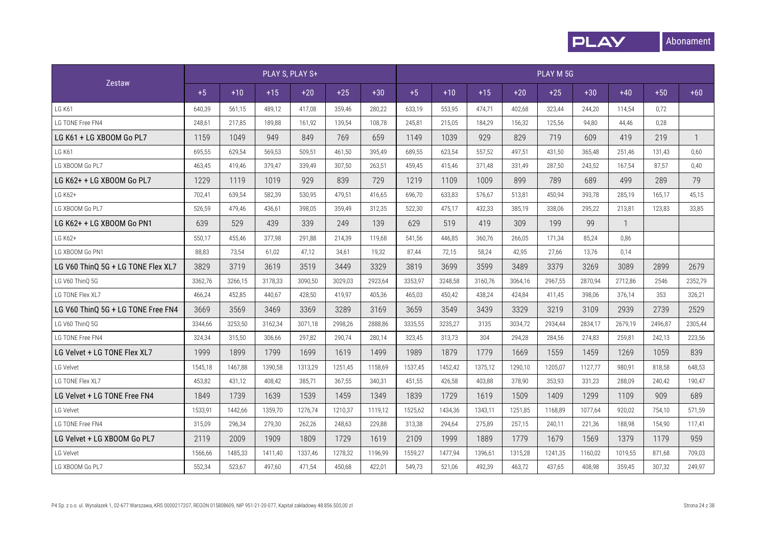| Zestaw | PLAY S, PLAY S+ | | | | | | PLAY M 5G | | | | | | | | |
|---|---|---|---|---|---|---|---|---|---|---|---|---|---|---|---|
| | +5 | +10 | +15 | +20 | +25 | +30 | +5 | +10 | +15 | +20 | +25 | +30 | +40 | +50 | +60 |
| LG K61 | 640,39 | 561,15 | 489,12 | 417,08 | 359,46 | 280,22 | 633,19 | 553,95 | 474,71 | 402,68 | 323,44 | 244,20 | 114,54 | 0,72 | |
| LG TONE Free FN4 | 248,61 | 217,85 | 189,88 | 161,92 | 139,54 | 108,78 | 245,81 | 215,05 | 184,29 | 156,32 | 125,56 | 94,80 | 44,46 | 0,28 | |
| LG K61 + LG XBOOM Go PL7 | 1159 | 1049 | 949 | 849 | 769 | 659 | 1149 | 1039 | 929 | 829 | 719 | 609 | 419 | 219 | 1 |
| LG K61 | 695,55 | 629,54 | 569,53 | 509,51 | 461,50 | 395,49 | 689,55 | 623,54 | 557,52 | 497,51 | 431,50 | 365,48 | 251,46 | 131,43 | 0,60 |
| LG XBOOM Go PL7 | 463,45 | 419,46 | 379,47 | 339,49 | 307,50 | 263,51 | 459,45 | 415,46 | 371,48 | 331,49 | 287,50 | 243,52 | 167,54 | 87,57 | 0,40 |
| LG K62+ + LG XBOOM Go PL7 | 1229 | 1119 | 1019 | 929 | 839 | 729 | 1219 | 1109 | 1009 | 899 | 789 | 689 | 499 | 289 | 79 |
| LG K62+ | 702,41 | 639,54 | 582,39 | 530,95 | 479,51 | 416,65 | 696,70 | 633,83 | 576,67 | 513,81 | 450,94 | 393,78 | 285,19 | 165,17 | 45,15 |
| LG XBOOM Go PL7 | 526,59 | 479,46 | 436,61 | 398,05 | 359,49 | 312,35 | 522,30 | 475,17 | 432,33 | 385,19 | 338,06 | 295,22 | 213,81 | 123,83 | 33,85 |
| LG K62+ + LG XBOOM Go PN1 | 639 | 529 | 439 | 339 | 249 | 139 | 629 | 519 | 419 | 309 | 199 | 99 | 1 | | |
| LG K62+ | 550,17 | 455,46 | 377,98 | 291,88 | 214,39 | 119,68 | 541,56 | 446,85 | 360,76 | 266,05 | 171,34 | 85,24 | 0,86 | | |
| LG XBOOM Go PN1 | 88,83 | 73,54 | 61,02 | 47,12 | 34,61 | 19,32 | 87,44 | 72,15 | 58,24 | 42,95 | 27,66 | 13,76 | 0,14 | | |
| LG V60 ThinQ 5G + LG TONE Flex XL7 | 3829 | 3719 | 3619 | 3519 | 3449 | 3329 | 3819 | 3699 | 3599 | 3489 | 3379 | 3269 | 3089 | 2899 | 2679 |
| LG V60 ThinQ 5G | 3362,76 | 3266,15 | 3178,33 | 3090,50 | 3029,03 | 2923,64 | 3353,97 | 3248,58 | 3160,76 | 3064,16 | 2967,55 | 2870,94 | 2712,86 | 2546 | 2352,79 |
| LG TONE Flex XL7 | 466,24 | 452,85 | 440,67 | 428,50 | 419,97 | 405,36 | 465,03 | 450,42 | 438,24 | 424,84 | 411,45 | 398,06 | 376,14 | 353 | 326,21 |
| LG V60 ThinQ 5G + LG TONE Free FN4 | 3669 | 3569 | 3469 | 3369 | 3289 | 3169 | 3659 | 3549 | 3439 | 3329 | 3219 | 3109 | 2939 | 2739 | 2529 |
| LG V60 ThinQ 5G | 3344,66 | 3253,50 | 3162,34 | 3071,18 | 2998,26 | 2888,86 | 3335,55 | 3235,27 | 3135 | 3034,72 | 2934,44 | 2834,17 | 2679,19 | 2496,87 | 2305,44 |
| LG TONE Free FN4 | 324,34 | 315,50 | 306,66 | 297,82 | 290,74 | 280,14 | 323,45 | 313,73 | 304 | 294,28 | 284,56 | 274,83 | 259,81 | 242,13 | 223,56 |
| LG Velvet + LG TONE Flex XL7 | 1999 | 1899 | 1799 | 1699 | 1619 | 1499 | 1989 | 1879 | 1779 | 1669 | 1559 | 1459 | 1269 | 1059 | 839 |
| LG Velvet | 1545,18 | 1467,88 | 1390,58 | 1313,29 | 1251,45 | 1158,69 | 1537,45 | 1452,42 | 1375,12 | 1290,10 | 1205,07 | 1127,77 | 980,91 | 818,58 | 648,53 |
| LG TONE Flex XL7 | 453,82 | 431,12 | 408,42 | 385,71 | 367,55 | 340,31 | 451,55 | 426,58 | 403,88 | 378,90 | 353,93 | 331,23 | 288,09 | 240,42 | 190,47 |
| LG Velvet + LG TONE Free FN4 | 1849 | 1739 | 1639 | 1539 | 1459 | 1349 | 1839 | 1729 | 1619 | 1509 | 1409 | 1299 | 1109 | 909 | 689 |
| LG Velvet | 1533,91 | 1442,66 | 1359,70 | 1276,74 | 1210,37 | 1119,12 | 1525,62 | 1434,36 | 1343,11 | 1251,85 | 1168,89 | 1077,64 | 920,02 | 754,10 | 571,59 |
| LG TONE Free FN4 | 315,09 | 296,34 | 279,30 | 262,26 | 248,63 | 229,88 | 313,38 | 294,64 | 275,89 | 257,15 | 240,11 | 221,36 | 188,98 | 154,90 | 117,41 |
| LG Velvet + LG XBOOM Go PL7 | 2119 | 2009 | 1909 | 1809 | 1729 | 1619 | 2109 | 1999 | 1889 | 1779 | 1679 | 1569 | 1379 | 1179 | 959 |
| LG Velvet | 1566,66 | 1485,33 | 1411,40 | 1337,46 | 1278,32 | 1196,99 | 1559,27 | 1477,94 | 1396,61 | 1315,28 | 1241,35 | 1160,02 | 1019,55 | 871,68 | 709,03 |
| LG XBOOM Go PL7 | 552,34 | 523,67 | 497,60 | 471,54 | 450,68 | 422,01 | 549,73 | 521,06 | 492,39 | 463,72 | 437,65 | 408,98 | 359,45 | 307,32 | 249,97 |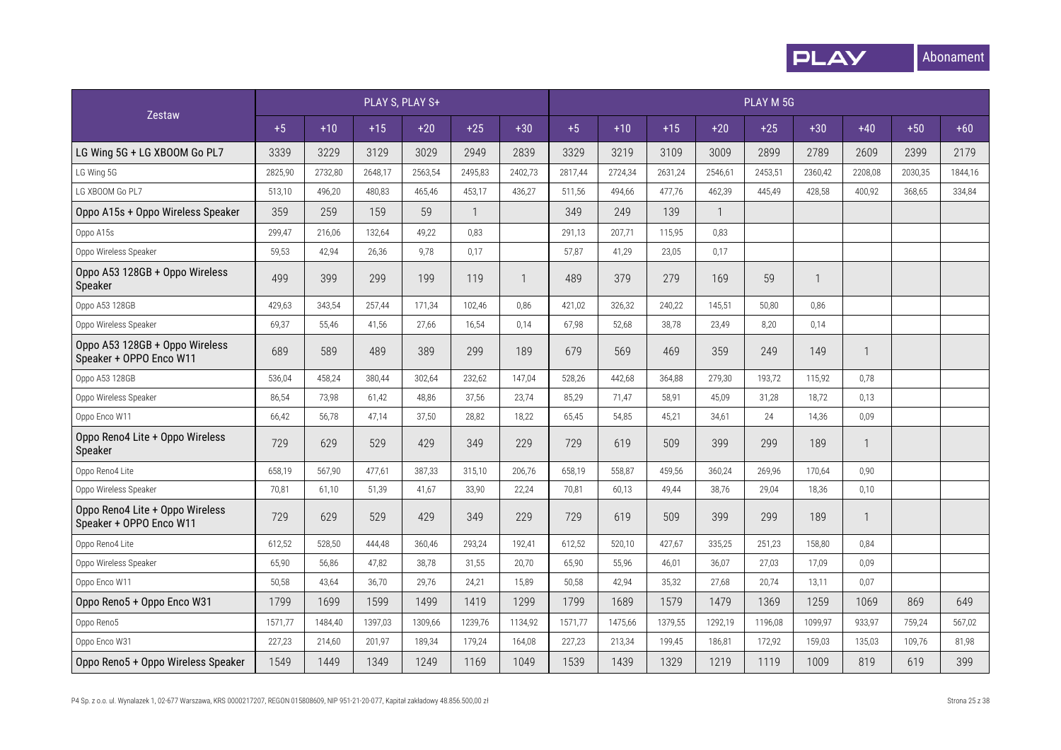| Zestaw | PLAY S, PLAY S+ | | | | | | PLAY M 5G | | | | | | | | |
|---|---|---|---|---|---|---|---|---|---|---|---|---|---|---|---|
| | +5 | +10 | +15 | +20 | +25 | +30 | +5 | +10 | +15 | +20 | +25 | +30 | +40 | +50 | +60 |
| LG Wing 5G + LG XBOOM Go PL7 | 3339 | 3229 | 3129 | 3029 | 2949 | 2839 | 3329 | 3219 | 3109 | 3009 | 2899 | 2789 | 2609 | 2399 | 2179 |
| LG Wing 5G | 2825,90 | 2732,80 | 2648,17 | 2563,54 | 2495,83 | 2402,73 | 2817,44 | 2724,34 | 2631,24 | 2546,61 | 2453,51 | 2360,42 | 2208,08 | 2030,35 | 1844,16 |
| LG XBOOM Go PL7 | 513,10 | 496,20 | 480,83 | 465,46 | 453,17 | 436,27 | 511,56 | 494,66 | 477,76 | 462,39 | 445,49 | 428,58 | 400,92 | 368,65 | 334,84 |
| Oppo A15s + Oppo Wireless Speaker | 359 | 259 | 159 | 59 | 1 | | 349 | 249 | 139 | 1 | | | | | |
| Oppo A15s | 299,47 | 216,06 | 132,64 | 49,22 | 0,83 | | 291,13 | 207,71 | 115,95 | 0,83 | | | | | |
| Oppo Wireless Speaker | 59,53 | 42,94 | 26,36 | 9,78 | 0,17 | | 57,87 | 41,29 | 23,05 | 0,17 | | | | | |
| Oppo A53 128GB + Oppo Wireless Speaker | 499 | 399 | 299 | 199 | 119 | 1 | 489 | 379 | 279 | 169 | 59 | 1 | | | |
| Oppo A53 128GB | 429,63 | 343,54 | 257,44 | 171,34 | 102,46 | 0,86 | 421,02 | 326,32 | 240,22 | 145,51 | 50,80 | 0,86 | | | |
| Oppo Wireless Speaker | 69,37 | 55,46 | 41,56 | 27,66 | 16,54 | 0,14 | 67,98 | 52,68 | 38,78 | 23,49 | 8,20 | 0,14 | | | |
| Oppo A53 128GB + Oppo Wireless Speaker + OPPO Enco W11 | 689 | 589 | 489 | 389 | 299 | 189 | 679 | 569 | 469 | 359 | 249 | 149 | 1 | | |
| Oppo A53 128GB | 536,04 | 458,24 | 380,44 | 302,64 | 232,62 | 147,04 | 528,26 | 442,68 | 364,88 | 279,30 | 193,72 | 115,92 | 0,78 | | |
| Oppo Wireless Speaker | 86,54 | 73,98 | 61,42 | 48,86 | 37,56 | 23,74 | 85,29 | 71,47 | 58,91 | 45,09 | 31,28 | 18,72 | 0,13 | | |
| Oppo Enco W11 | 66,42 | 56,78 | 47,14 | 37,50 | 28,82 | 18,22 | 65,45 | 54,85 | 45,21 | 34,61 | 24 | 14,36 | 0,09 | | |
| Oppo Reno4 Lite + Oppo Wireless Speaker | 729 | 629 | 529 | 429 | 349 | 229 | 729 | 619 | 509 | 399 | 299 | 189 | 1 | | |
| Oppo Reno4 Lite | 658,19 | 567,90 | 477,61 | 387,33 | 315,10 | 206,76 | 658,19 | 558,87 | 459,56 | 360,24 | 269,96 | 170,64 | 0,90 | | |
| Oppo Wireless Speaker | 70,81 | 61,10 | 51,39 | 41,67 | 33,90 | 22,24 | 70,81 | 60,13 | 49,44 | 38,76 | 29,04 | 18,36 | 0,10 | | |
| Oppo Reno4 Lite + Oppo Wireless Speaker + OPPO Enco W11 | 729 | 629 | 529 | 429 | 349 | 229 | 729 | 619 | 509 | 399 | 299 | 189 | 1 | | |
| Oppo Reno4 Lite | 612,52 | 528,50 | 444,48 | 360,46 | 293,24 | 192,41 | 612,52 | 520,10 | 427,67 | 335,25 | 251,23 | 158,80 | 0,84 | | |
| Oppo Wireless Speaker | 65,90 | 56,86 | 47,82 | 38,78 | 31,55 | 20,70 | 65,90 | 55,96 | 46,01 | 36,07 | 27,03 | 17,09 | 0,09 | | |
| Oppo Enco W11 | 50,58 | 43,64 | 36,70 | 29,76 | 24,21 | 15,89 | 50,58 | 42,94 | 35,32 | 27,68 | 20,74 | 13,11 | 0,07 | | |
| Oppo Reno5 + Oppo Enco W31 | 1799 | 1699 | 1599 | 1499 | 1419 | 1299 | 1799 | 1689 | 1579 | 1479 | 1369 | 1259 | 1069 | 869 | 649 |
| Oppo Reno5 | 1571,77 | 1484,40 | 1397,03 | 1309,66 | 1239,76 | 1134,92 | 1571,77 | 1475,66 | 1379,55 | 1292,19 | 1196,08 | 1099,97 | 933,97 | 759,24 | 567,02 |
| Oppo Enco W31 | 227,23 | 214,60 | 201,97 | 189,34 | 179,24 | 164,08 | 227,23 | 213,34 | 199,45 | 186,81 | 172,92 | 159,03 | 135,03 | 109,76 | 81,98 |
| Oppo Reno5 + Oppo Wireless Speaker | 1549 | 1449 | 1349 | 1249 | 1169 | 1049 | 1539 | 1439 | 1329 | 1219 | 1119 | 1009 | 819 | 619 | 399 |

P4 Sp. z o.o. ul. Wynalazek 1, 02-677 Warszawa, KRS 0000217207, REGON 015808609, NIP 951-21-20-077, Kapitał zakładowy 48.856.500,00 zł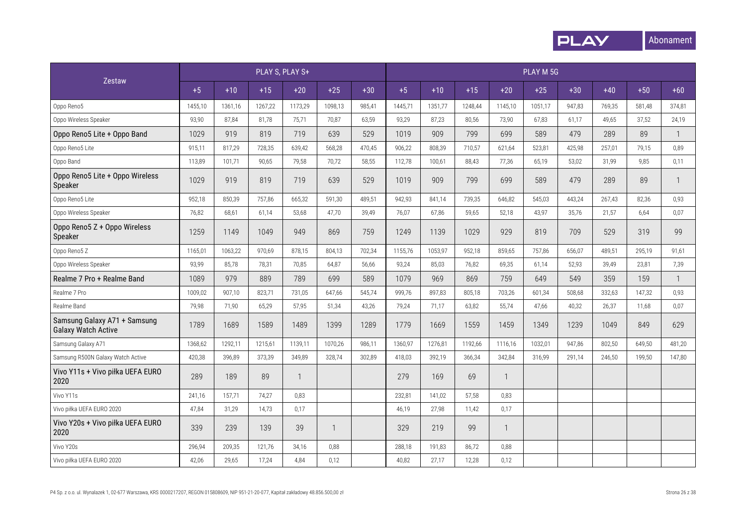| Zestaw | PLAY S, PLAY S+ | | | | | | PLAY M 5G | | | | | | | | |
|---|---|---|---|---|---|---|---|---|---|---|---|---|---|---|---|
| | +5 | +10 | +15 | +20 | +25 | +30 | +5 | +10 | +15 | +20 | +25 | +30 | +40 | +50 | +60 |
| Oppo Reno5 | 1455,10 | 1361,16 | 1267,22 | 1173,29 | 1098,13 | 985,41 | 1445,71 | 1351,77 | 1248,44 | 1145,10 | 1051,17 | 947,83 | 769,35 | 581,48 | 374,81 |
| Oppo Wireless Speaker | 93,90 | 87,84 | 81,78 | 75,71 | 70,87 | 63,59 | 93,29 | 87,23 | 80,56 | 73,90 | 67,83 | 61,17 | 49,65 | 37,52 | 24,19 |
| Oppo Reno5 Lite + Oppo Band | 1029 | 919 | 819 | 719 | 639 | 529 | 1019 | 909 | 799 | 699 | 589 | 479 | 289 | 89 | 1 |
| Oppo Reno5 Lite | 915,11 | 817,29 | 728,35 | 639,42 | 568,28 | 470,45 | 906,22 | 808,39 | 710,57 | 621,64 | 523,81 | 425,98 | 257,01 | 79,15 | 0,89 |
| Oppo Band | 113,89 | 101,71 | 90,65 | 79,58 | 70,72 | 58,55 | 112,78 | 100,61 | 88,43 | 77,36 | 65,19 | 53,02 | 31,99 | 9,85 | 0,11 |
| Oppo Reno5 Lite + Oppo Wireless Speaker | 1029 | 919 | 819 | 719 | 639 | 529 | 1019 | 909 | 799 | 699 | 589 | 479 | 289 | 89 | 1 |
| Oppo Reno5 Lite | 952,18 | 850,39 | 757,86 | 665,32 | 591,30 | 489,51 | 942,93 | 841,14 | 739,35 | 646,82 | 545,03 | 443,24 | 267,43 | 82,36 | 0,93 |
| Oppo Wireless Speaker | 76,82 | 68,61 | 61,14 | 53,68 | 47,70 | 39,49 | 76,07 | 67,86 | 59,65 | 52,18 | 43,97 | 35,76 | 21,57 | 6,64 | 0,07 |
| Oppo Reno5 Z + Oppo Wireless Speaker | 1259 | 1149 | 1049 | 949 | 869 | 759 | 1249 | 1139 | 1029 | 929 | 819 | 709 | 529 | 319 | 99 |
| Oppo Reno5 Z | 1165,01 | 1063,22 | 970,69 | 878,15 | 804,13 | 702,34 | 1155,76 | 1053,97 | 952,18 | 859,65 | 757,86 | 656,07 | 489,51 | 295,19 | 91,61 |
| Oppo Wireless Speaker | 93,99 | 85,78 | 78,31 | 70,85 | 64,87 | 56,66 | 93,24 | 85,03 | 76,82 | 69,35 | 61,14 | 52,93 | 39,49 | 23,81 | 7,39 |
| Realme 7 Pro + Realme Band | 1089 | 979 | 889 | 789 | 699 | 589 | 1079 | 969 | 869 | 759 | 649 | 549 | 359 | 159 | 1 |
| Realme 7 Pro | 1009,02 | 907,10 | 823,71 | 731,05 | 647,66 | 545,74 | 999,76 | 897,83 | 805,18 | 703,26 | 601,34 | 508,68 | 332,63 | 147,32 | 0,93 |
| Realme Band | 79,98 | 71,90 | 65,29 | 57,95 | 51,34 | 43,26 | 79,24 | 71,17 | 63,82 | 55,74 | 47,66 | 40,32 | 26,37 | 11,68 | 0,07 |
| Samsung Galaxy A71 + Samsung Galaxy Watch Active | 1789 | 1689 | 1589 | 1489 | 1399 | 1289 | 1779 | 1669 | 1559 | 1459 | 1349 | 1239 | 1049 | 849 | 629 |
| Samsung Galaxy A71 | 1368,62 | 1292,11 | 1215,61 | 1139,11 | 1070,26 | 986,11 | 1360,97 | 1276,81 | 1192,66 | 1116,16 | 1032,01 | 947,86 | 802,50 | 649,50 | 481,20 |
| Samsung R500N Galaxy Watch Active | 420,38 | 396,89 | 373,39 | 349,89 | 328,74 | 302,89 | 418,03 | 392,19 | 366,34 | 342,84 | 316,99 | 291,14 | 246,50 | 199,50 | 147,80 |
| Vivo Y11s + Vivo piłka UEFA EURO 2020 | 289 | 189 | 89 | 1 | | | 279 | 169 | 69 | 1 | | | | | |
| Vivo Y11s | 241,16 | 157,71 | 74,27 | 0,83 | | | 232,81 | 141,02 | 57,58 | 0,83 | | | | | |
| Vivo piłka UEFA EURO 2020 | 47,84 | 31,29 | 14,73 | 0,17 | | | 46,19 | 27,98 | 11,42 | 0,17 | | | | | |
| Vivo Y20s + Vivo piłka UEFA EURO 2020 | 339 | 239 | 139 | 39 | 1 | | 329 | 219 | 99 | 1 | | | | | |
| Vivo Y20s | 296,94 | 209,35 | 121,76 | 34,16 | 0,88 | | 288,18 | 191,83 | 86,72 | 0,88 | | | | | |
| Vivo piłka UEFA EURO 2020 | 42,06 | 29,65 | 17,24 | 4,84 | 0,12 | | 40,82 | 27,17 | 12,28 | 0,12 | | | | | |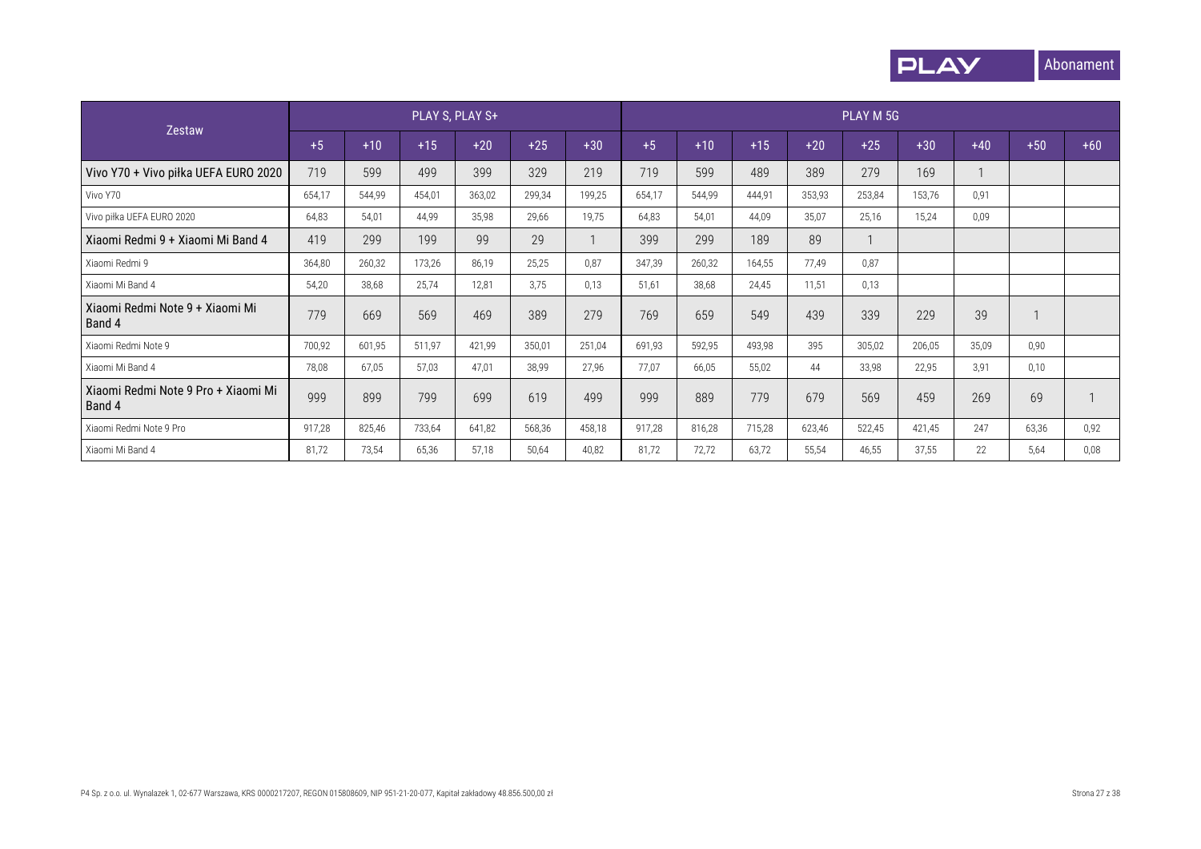| Zestaw | PLAY S, PLAY S+ | | | | | | PLAY M 5G | | | | | | | | |
|---|---|---|---|---|---|---|---|---|---|---|---|---|---|---|---|
| | +5 | +10 | +15 | +20 | +25 | +30 | +5 | +10 | +15 | +20 | +25 | +30 | +40 | +50 | +60 |
| Vivo Y70 + Vivo piłka UEFA EURO 2020 | 719 | 599 | 499 | 399 | 329 | 219 | 719 | 599 | 489 | 389 | 279 | 169 | 1 | | |
| Vivo Y70 | 654,17 | 544,99 | 454,01 | 363,02 | 299,34 | 199,25 | 654,17 | 544,99 | 444,91 | 353,93 | 253,84 | 153,76 | 0,91 | | |
| Vivo piłka UEFA EURO 2020 | 64,83 | 54,01 | 44,99 | 35,98 | 29,66 | 19,75 | 64,83 | 54,01 | 44,09 | 35,07 | 25,16 | 15,24 | 0,09 | | |
| Xiaomi Redmi 9 + Xiaomi Mi Band 4 | 419 | 299 | 199 | 99 | 29 | 1 | 399 | 299 | 189 | 89 | 1 | | | | |
| Xiaomi Redmi 9 | 364,80 | 260,32 | 173,26 | 86,19 | 25,25 | 0,87 | 347,39 | 260,32 | 164,55 | 77,49 | 0,87 | | | | |
| Xiaomi Mi Band 4 | 54,20 | 38,68 | 25,74 | 12,81 | 3,75 | 0,13 | 51,61 | 38,68 | 24,45 | 11,51 | 0,13 | | | | |
| Xiaomi Redmi Note 9 + Xiaomi Mi Band 4 | 779 | 669 | 569 | 469 | 389 | 279 | 769 | 659 | 549 | 439 | 339 | 229 | 39 | 1 | |
| Xiaomi Redmi Note 9 | 700,92 | 601,95 | 511,97 | 421,99 | 350,01 | 251,04 | 691,93 | 592,95 | 493,98 | 395 | 305,02 | 206,05 | 35,09 | 0,90 | |
| Xiaomi Mi Band 4 | 78,08 | 67,05 | 57,03 | 47,01 | 38,99 | 27,96 | 77,07 | 66,05 | 55,02 | 44 | 33,98 | 22,95 | 3,91 | 0,10 | |
| Xiaomi Redmi Note 9 Pro + Xiaomi Mi Band 4 | 999 | 899 | 799 | 699 | 619 | 499 | 999 | 889 | 779 | 679 | 569 | 459 | 269 | 69 | 1 |
| Xiaomi Redmi Note 9 Pro | 917,28 | 825,46 | 733,64 | 641,82 | 568,36 | 458,18 | 917,28 | 816,28 | 715,28 | 623,46 | 522,45 | 421,45 | 247 | 63,36 | 0,92 |
| Xiaomi Mi Band 4 | 81,72 | 73,54 | 65,36 | 57,18 | 50,64 | 40,82 | 81,72 | 72,72 | 63,72 | 55,54 | 46,55 | 37,55 | 22 | 5,64 | 0,08 |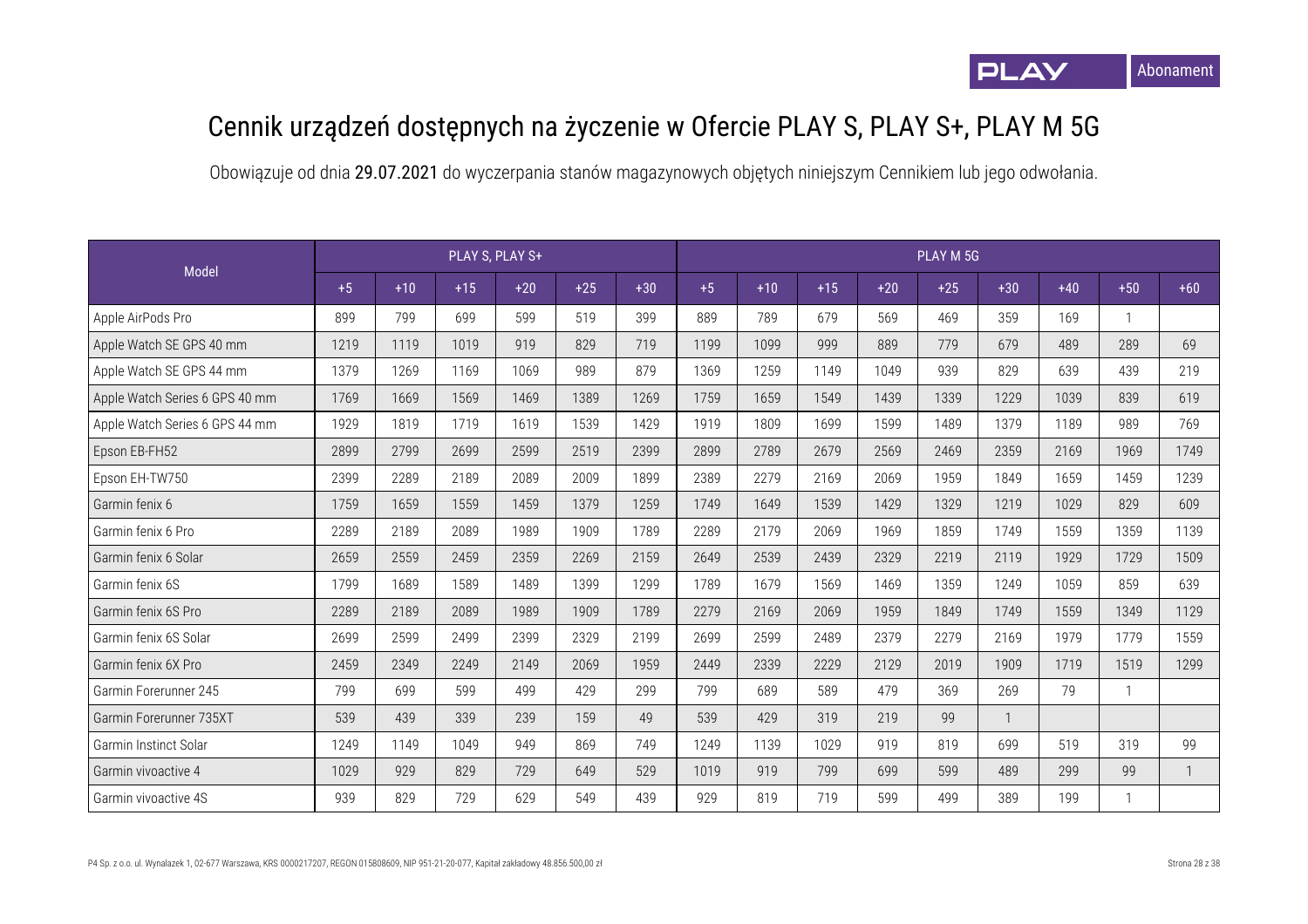# Cennik urządzeń dostępnych na życzenie w Ofercie PLAY S, PLAY S+, PLAY M 5G

Obowiązuje od dnia **29.07.2021** do wyczerpania stanów magazynowych objętych niniejszym Cennikiem lub jego odwołania.

| Model | PLAY S, PLAY S+ | | | | | | PLAY M 5G | | | | | | | | |
|---|---|---|---|---|---|---|---|---|---|---|---|---|---|---|---|
| | +5 | +10 | +15 | +20 | +25 | +30 | +5 | +10 | +15 | +20 | +25 | +30 | +40 | +50 | +60 |
| Apple AirPods Pro | 899 | 799 | 699 | 599 | 519 | 399 | 889 | 789 | 679 | 569 | 469 | 359 | 169 | 1 | |
| Apple Watch SE GPS 40 mm | 1219 | 1119 | 1019 | 919 | 829 | 719 | 1199 | 1099 | 999 | 889 | 779 | 679 | 489 | 289 | 69 |
| Apple Watch SE GPS 44 mm | 1379 | 1269 | 1169 | 1069 | 989 | 879 | 1369 | 1259 | 1149 | 1049 | 939 | 829 | 639 | 439 | 219 |
| Apple Watch Series 6 GPS 40 mm | 1769 | 1669 | 1569 | 1469 | 1389 | 1269 | 1759 | 1659 | 1549 | 1439 | 1339 | 1229 | 1039 | 839 | 619 |
| Apple Watch Series 6 GPS 44 mm | 1929 | 1819 | 1719 | 1619 | 1539 | 1429 | 1919 | 1809 | 1699 | 1599 | 1489 | 1379 | 1189 | 989 | 769 |
| Epson EB-FH52 | 2899 | 2799 | 2699 | 2599 | 2519 | 2399 | 2899 | 2789 | 2679 | 2569 | 2469 | 2359 | 2169 | 1969 | 1749 |
| Epson EH-TW750 | 2399 | 2289 | 2189 | 2089 | 2009 | 1899 | 2389 | 2279 | 2169 | 2069 | 1959 | 1849 | 1659 | 1459 | 1239 |
| Garmin fenix 6 | 1759 | 1659 | 1559 | 1459 | 1379 | 1259 | 1749 | 1649 | 1539 | 1429 | 1329 | 1219 | 1029 | 829 | 609 |
| Garmin fenix 6 Pro | 2289 | 2189 | 2089 | 1989 | 1909 | 1789 | 2289 | 2179 | 2069 | 1969 | 1859 | 1749 | 1559 | 1359 | 1139 |
| Garmin fenix 6 Solar | 2659 | 2559 | 2459 | 2359 | 2269 | 2159 | 2649 | 2539 | 2439 | 2329 | 2219 | 2119 | 1929 | 1729 | 1509 |
| Garmin fenix 6S | 1799 | 1689 | 1589 | 1489 | 1399 | 1299 | 1789 | 1679 | 1569 | 1469 | 1359 | 1249 | 1059 | 859 | 639 |
| Garmin fenix 6S Pro | 2289 | 2189 | 2089 | 1989 | 1909 | 1789 | 2279 | 2169 | 2069 | 1959 | 1849 | 1749 | 1559 | 1349 | 1129 |
| Garmin fenix 6S Solar | 2699 | 2599 | 2499 | 2399 | 2329 | 2199 | 2699 | 2599 | 2489 | 2379 | 2279 | 2169 | 1979 | 1779 | 1559 |
| Garmin fenix 6X Pro | 2459 | 2349 | 2249 | 2149 | 2069 | 1959 | 2449 | 2339 | 2229 | 2129 | 2019 | 1909 | 1719 | 1519 | 1299 |
| Garmin Forerunner 245 | 799 | 699 | 599 | 499 | 429 | 299 | 799 | 689 | 589 | 479 | 369 | 269 | 79 | 1 | |
| Garmin Forerunner 735XT | 539 | 439 | 339 | 239 | 159 | 49 | 539 | 429 | 319 | 219 | 99 | 1 | | | |
| Garmin Instinct Solar | 1249 | 1149 | 1049 | 949 | 869 | 749 | 1249 | 1139 | 1029 | 919 | 819 | 699 | 519 | 319 | 99 |
| Garmin vivoactive 4 | 1029 | 929 | 829 | 729 | 649 | 529 | 1019 | 919 | 799 | 699 | 599 | 489 | 299 | 99 | 1 |
| Garmin vivoactive 4S | 939 | 829 | 729 | 629 | 549 | 439 | 929 | 819 | 719 | 599 | 499 | 389 | 199 | 1 | |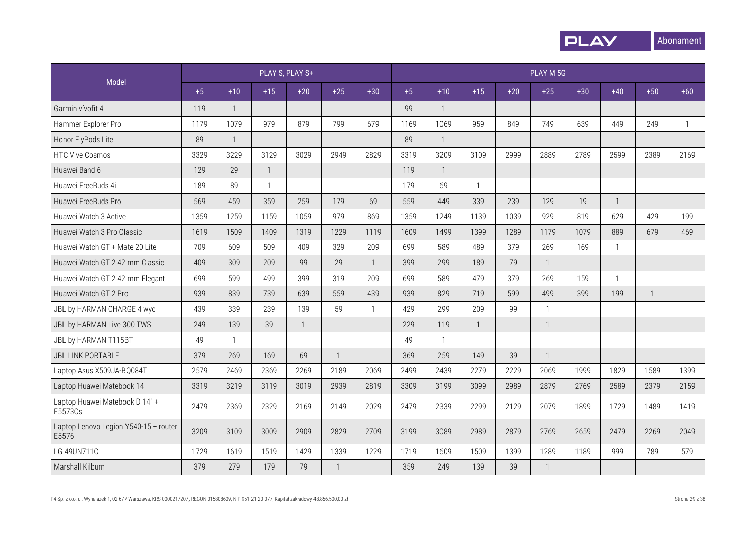| Model | PLAY S, PLAY S+ | | | | | | PLAY M 5G | | | | | | | | |
|---|---|---|---|---|---|---|---|---|---|---|---|---|---|---|---|
| | +5 | +10 | +15 | +20 | +25 | +30 | +5 | +10 | +15 | +20 | +25 | +30 | +40 | +50 | +60 |
| Garmin vívofit 4 | 119 | 1 | | | | | 99 | 1 | | | | | | | |
| Hammer Explorer Pro | 1179 | 1079 | 979 | 879 | 799 | 679 | 1169 | 1069 | 959 | 849 | 749 | 639 | 449 | 249 | 1 |
| Honor FlyPods Lite | 89 | 1 | | | | | 89 | 1 | | | | | | | |
| HTC Vive Cosmos | 3329 | 3229 | 3129 | 3029 | 2949 | 2829 | 3319 | 3209 | 3109 | 2999 | 2889 | 2789 | 2599 | 2389 | 2169 |
| Huawei Band 6 | 129 | 29 | 1 | | | | 119 | 1 | | | | | | | |
| Huawei FreeBuds 4i | 189 | 89 | 1 | | | | 179 | 69 | 1 | | | | | | |
| Huawei FreeBuds Pro | 569 | 459 | 359 | 259 | 179 | 69 | 559 | 449 | 339 | 239 | 129 | 19 | 1 | | |
| Huawei Watch 3 Active | 1359 | 1259 | 1159 | 1059 | 979 | 869 | 1359 | 1249 | 1139 | 1039 | 929 | 819 | 629 | 429 | 199 |
| Huawei Watch 3 Pro Classic | 1619 | 1509 | 1409 | 1319 | 1229 | 1119 | 1609 | 1499 | 1399 | 1289 | 1179 | 1079 | 889 | 679 | 469 |
| Huawei Watch GT + Mate 20 Lite | 709 | 609 | 509 | 409 | 329 | 209 | 699 | 589 | 489 | 379 | 269 | 169 | 1 | | |
| Huawei Watch GT 2 42 mm Classic | 409 | 309 | 209 | 99 | 29 | 1 | 399 | 299 | 189 | 79 | 1 | | | | |
| Huawei Watch GT 2 42 mm Elegant | 699 | 599 | 499 | 399 | 319 | 209 | 699 | 589 | 479 | 379 | 269 | 159 | 1 | | |
| Huawei Watch GT 2 Pro | 939 | 839 | 739 | 639 | 559 | 439 | 939 | 829 | 719 | 599 | 499 | 399 | 199 | 1 | |
| JBL by HARMAN CHARGE 4 wyc | 439 | 339 | 239 | 139 | 59 | 1 | 429 | 299 | 209 | 99 | 1 | | | | |
| JBL by HARMAN Live 300 TWS | 249 | 139 | 39 | 1 | | | 229 | 119 | 1 | | 1 | | | | |
| JBL by HARMAN T115BT | 49 | 1 | | | | | 49 | 1 | | | | | | | |
| JBL LINK PORTABLE | 379 | 269 | 169 | 69 | 1 | | 369 | 259 | 149 | 39 | 1 | | | | |
| Laptop Asus X509JA-BQ084T | 2579 | 2469 | 2369 | 2269 | 2189 | 2069 | 2499 | 2439 | 2279 | 2229 | 2069 | 1999 | 1829 | 1589 | 1399 |
| Laptop Huawei Matebook 14 | 3319 | 3219 | 3119 | 3019 | 2939 | 2819 | 3309 | 3199 | 3099 | 2989 | 2879 | 2769 | 2589 | 2379 | 2159 |
| Laptop Huawei Matebook D 14" + E5573Cs | 2479 | 2369 | 2329 | 2169 | 2149 | 2029 | 2479 | 2339 | 2299 | 2129 | 2079 | 1899 | 1729 | 1489 | 1419 |
| Laptop Lenovo Legion Y540-15 + router E5576 | 3209 | 3109 | 3009 | 2909 | 2829 | 2709 | 3199 | 3089 | 2989 | 2879 | 2769 | 2659 | 2479 | 2269 | 2049 |
| LG 49UN711C | 1729 | 1619 | 1519 | 1429 | 1339 | 1229 | 1719 | 1609 | 1509 | 1399 | 1289 | 1189 | 999 | 789 | 579 |
| Marshall Kilburn | 379 | 279 | 179 | 79 | 1 | | 359 | 249 | 139 | 39 | 1 | | | | |

P4 Sp. z o.o. ul. Wynalazek 1, 02-677 Warszawa, KRS 0000217207, REGON 015808609, NIP 951-21-20-077, Kapitał zakładowy 48.856.500,00 zł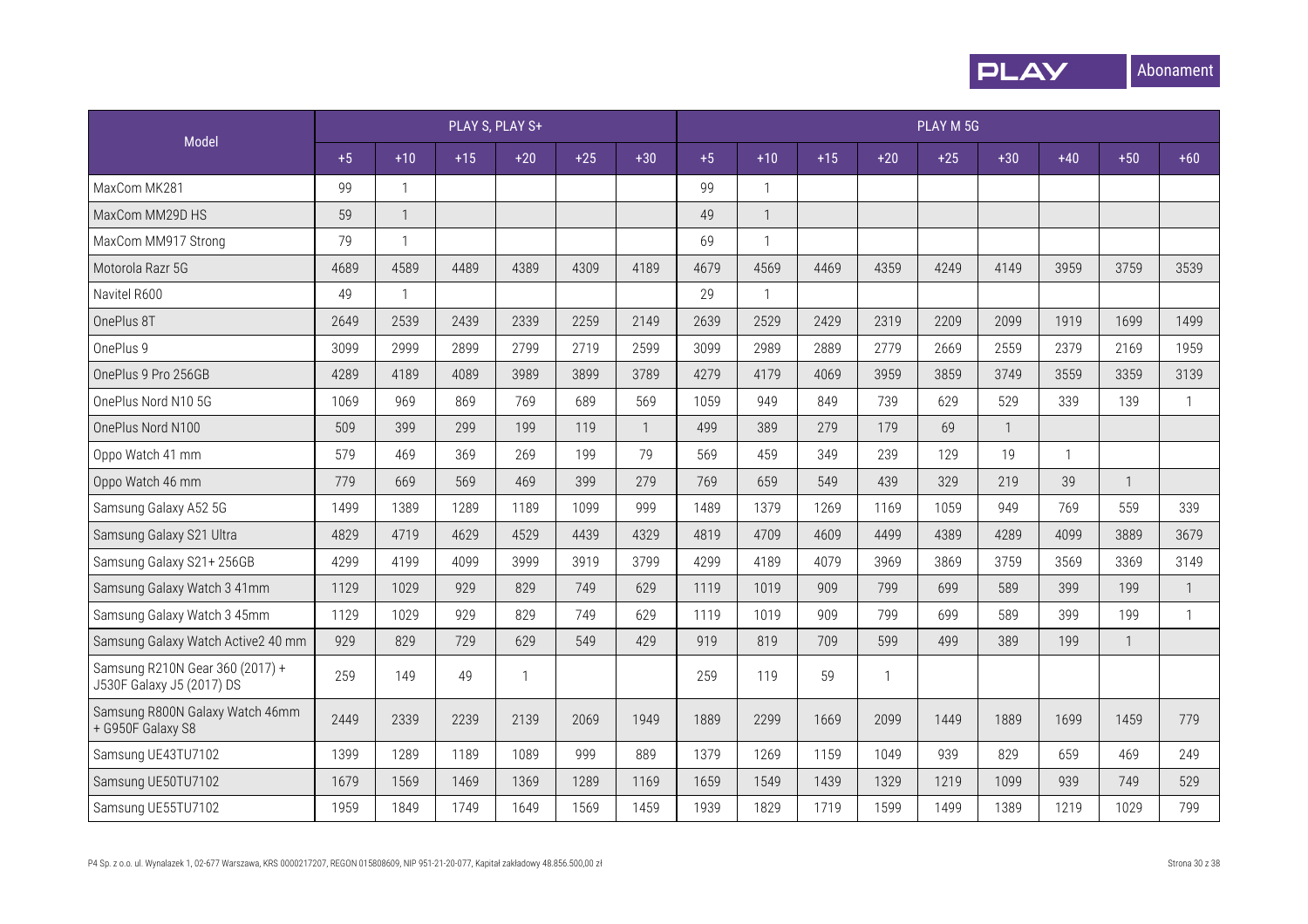| Model | PLAY S, PLAY S+ | | | | | | PLAY M 5G | | | | | | | | |
|---|---|---|---|---|---|---|---|---|---|---|---|---|---|---|---|
| | +5 | +10 | +15 | +20 | +25 | +30 | +5 | +10 | +15 | +20 | +25 | +30 | +40 | +50 | +60 |
| MaxCom MK281 | 99 | 1 | | | | | 99 | 1 | | | | | | | |
| MaxCom MM29D HS | 59 | 1 | | | | | 49 | 1 | | | | | | | |
| MaxCom MM917 Strong | 79 | 1 | | | | | 69 | 1 | | | | | | | |
| Motorola Razr 5G | 4689 | 4589 | 4489 | 4389 | 4309 | 4189 | 4679 | 4569 | 4469 | 4359 | 4249 | 4149 | 3959 | 3759 | 3539 |
| Navitel R600 | 49 | 1 | | | | | 29 | 1 | | | | | | | |
| OnePlus 8T | 2649 | 2539 | 2439 | 2339 | 2259 | 2149 | 2639 | 2529 | 2429 | 2319 | 2209 | 2099 | 1919 | 1699 | 1499 |
| OnePlus 9 | 3099 | 2999 | 2899 | 2799 | 2719 | 2599 | 3099 | 2989 | 2889 | 2779 | 2669 | 2559 | 2379 | 2169 | 1959 |
| OnePlus 9 Pro 256GB | 4289 | 4189 | 4089 | 3989 | 3899 | 3789 | 4279 | 4179 | 4069 | 3959 | 3859 | 3749 | 3559 | 3359 | 3139 |
| OnePlus Nord N10 5G | 1069 | 969 | 869 | 769 | 689 | 569 | 1059 | 949 | 849 | 739 | 629 | 529 | 339 | 139 | 1 |
| OnePlus Nord N100 | 509 | 399 | 299 | 199 | 119 | 1 | 499 | 389 | 279 | 179 | 69 | 1 | | | |
| Oppo Watch 41 mm | 579 | 469 | 369 | 269 | 199 | 79 | 569 | 459 | 349 | 239 | 129 | 19 | 1 | | |
| Oppo Watch 46 mm | 779 | 669 | 569 | 469 | 399 | 279 | 769 | 659 | 549 | 439 | 329 | 219 | 39 | 1 | |
| Samsung Galaxy A52 5G | 1499 | 1389 | 1289 | 1189 | 1099 | 999 | 1489 | 1379 | 1269 | 1169 | 1059 | 949 | 769 | 559 | 339 |
| Samsung Galaxy S21 Ultra | 4829 | 4719 | 4629 | 4529 | 4439 | 4329 | 4819 | 4709 | 4609 | 4499 | 4389 | 4289 | 4099 | 3889 | 3679 |
| Samsung Galaxy S21+ 256GB | 4299 | 4199 | 4099 | 3999 | 3919 | 3799 | 4299 | 4189 | 4079 | 3969 | 3869 | 3759 | 3569 | 3369 | 3149 |
| Samsung Galaxy Watch 3 41mm | 1129 | 1029 | 929 | 829 | 749 | 629 | 1119 | 1019 | 909 | 799 | 699 | 589 | 399 | 199 | 1 |
| Samsung Galaxy Watch 3 45mm | 1129 | 1029 | 929 | 829 | 749 | 629 | 1119 | 1019 | 909 | 799 | 699 | 589 | 399 | 199 | 1 |
| Samsung Galaxy Watch Active2 40 mm | 929 | 829 | 729 | 629 | 549 | 429 | 919 | 819 | 709 | 599 | 499 | 389 | 199 | 1 | |
| Samsung R210N Gear 360 (2017) + J530F Galaxy J5 (2017) DS | 259 | 149 | 49 | 1 | | | 259 | 119 | 59 | 1 | | | | | |
| Samsung R800N Galaxy Watch 46mm + G950F Galaxy S8 | 2449 | 2339 | 2239 | 2139 | 2069 | 1949 | 1889 | 2299 | 1669 | 2099 | 1449 | 1889 | 1699 | 1459 | 779 |
| Samsung UE43TU7102 | 1399 | 1289 | 1189 | 1089 | 999 | 889 | 1379 | 1269 | 1159 | 1049 | 939 | 829 | 659 | 469 | 249 |
| Samsung UE50TU7102 | 1679 | 1569 | 1469 | 1369 | 1289 | 1169 | 1659 | 1549 | 1439 | 1329 | 1219 | 1099 | 939 | 749 | 529 |
| Samsung UE55TU7102 | 1959 | 1849 | 1749 | 1649 | 1569 | 1459 | 1939 | 1829 | 1719 | 1599 | 1499 | 1389 | 1219 | 1029 | 799 |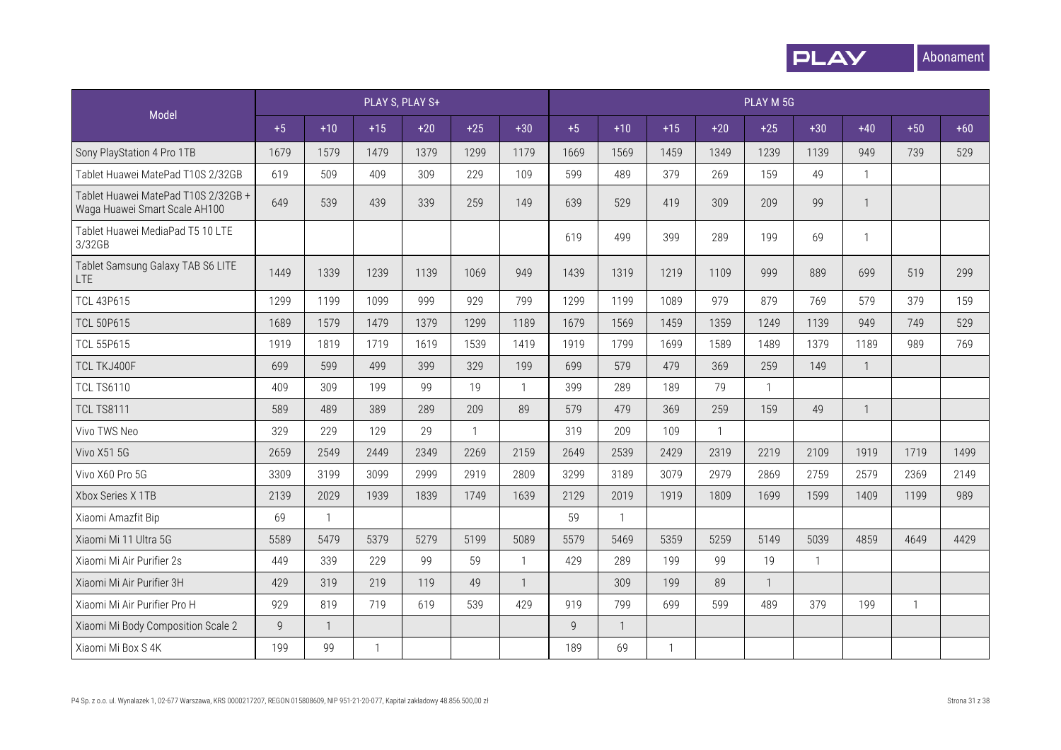| Model | PLAY S, PLAY S+ | | | | | | PLAY M 5G | | | | | | | | |
|---|---|---|---|---|---|---|---|---|---|---|---|---|---|---|---|
| | +5 | +10 | +15 | +20 | +25 | +30 | +5 | +10 | +15 | +20 | +25 | +30 | +40 | +50 | +60 |
| Sony PlayStation 4 Pro 1TB | 1679 | 1579 | 1479 | 1379 | 1299 | 1179 | 1669 | 1569 | 1459 | 1349 | 1239 | 1139 | 949 | 739 | 529 |
| Tablet Huawei MatePad T10S 2/32GB | 619 | 509 | 409 | 309 | 229 | 109 | 599 | 489 | 379 | 269 | 159 | 49 | 1 | | |
| Tablet Huawei MatePad T10S 2/32GB + Waga Huawei Smart Scale AH100 | 649 | 539 | 439 | 339 | 259 | 149 | 639 | 529 | 419 | 309 | 209 | 99 | 1 | | |
| Tablet Huawei MediaPad T5 10 LTE 3/32GB | | | | | | | 619 | 499 | 399 | 289 | 199 | 69 | 1 | | |
| Tablet Samsung Galaxy TAB S6 LITE LTE | 1449 | 1339 | 1239 | 1139 | 1069 | 949 | 1439 | 1319 | 1219 | 1109 | 999 | 889 | 699 | 519 | 299 |
| TCL 43P615 | 1299 | 1199 | 1099 | 999 | 929 | 799 | 1299 | 1199 | 1089 | 979 | 879 | 769 | 579 | 379 | 159 |
| TCL 50P615 | 1689 | 1579 | 1479 | 1379 | 1299 | 1189 | 1679 | 1569 | 1459 | 1359 | 1249 | 1139 | 949 | 749 | 529 |
| TCL 55P615 | 1919 | 1819 | 1719 | 1619 | 1539 | 1419 | 1919 | 1799 | 1699 | 1589 | 1489 | 1379 | 1189 | 989 | 769 |
| TCL TKJ400F | 699 | 599 | 499 | 399 | 329 | 199 | 699 | 579 | 479 | 369 | 259 | 149 | 1 | | |
| TCL TS6110 | 409 | 309 | 199 | 99 | 19 | 1 | 399 | 289 | 189 | 79 | 1 | | | | |
| TCL TS8111 | 589 | 489 | 389 | 289 | 209 | 89 | 579 | 479 | 369 | 259 | 159 | 49 | 1 | | |
| Vivo TWS Neo | 329 | 229 | 129 | 29 | 1 | | 319 | 209 | 109 | 1 | | | | | |
| Vivo X51 5G | 2659 | 2549 | 2449 | 2349 | 2269 | 2159 | 2649 | 2539 | 2429 | 2319 | 2219 | 2109 | 1919 | 1719 | 1499 |
| Vivo X60 Pro 5G | 3309 | 3199 | 3099 | 2999 | 2919 | 2809 | 3299 | 3189 | 3079 | 2979 | 2869 | 2759 | 2579 | 2369 | 2149 |
| Xbox Series X 1TB | 2139 | 2029 | 1939 | 1839 | 1749 | 1639 | 2129 | 2019 | 1919 | 1809 | 1699 | 1599 | 1409 | 1199 | 989 |
| Xiaomi Amazfit Bip | 69 | 1 | | | | | 59 | 1 | | | | | | | |
| Xiaomi Mi 11 Ultra 5G | 5589 | 5479 | 5379 | 5279 | 5199 | 5089 | 5579 | 5469 | 5359 | 5259 | 5149 | 5039 | 4859 | 4649 | 4429 |
| Xiaomi Mi Air Purifier 2s | 449 | 339 | 229 | 99 | 59 | 1 | 429 | 289 | 199 | 99 | 19 | 1 | | | |
| Xiaomi Mi Air Purifier 3H | 429 | 319 | 219 | 119 | 49 | 1 | | 309 | 199 | 89 | 1 | | | | |
| Xiaomi Mi Air Purifier Pro H | 929 | 819 | 719 | 619 | 539 | 429 | 919 | 799 | 699 | 599 | 489 | 379 | 199 | 1 | |
| Xiaomi Mi Body Composition Scale 2 | 9 | 1 | | | | | 9 | 1 | | | | | | | |
| Xiaomi Mi Box S 4K | 199 | 99 | 1 | | | | 189 | 69 | 1 | | | | | | |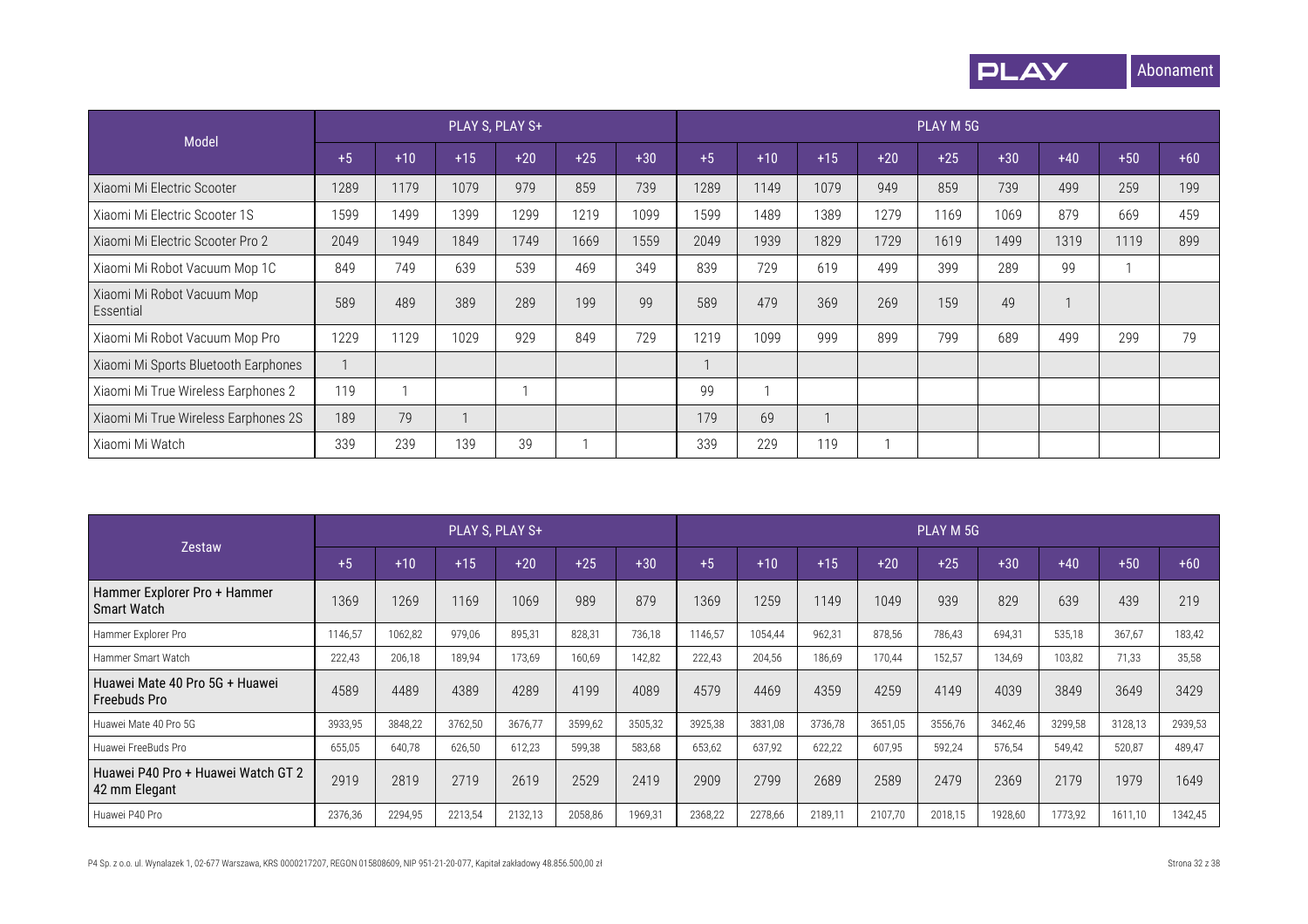| Model | PLAY S, PLAY S+ | | | | | | PLAY M 5G | | | | | | | | |
|---|---|---|---|---|---|---|---|---|---|---|---|---|---|---|---|
| | +5 | +10 | +15 | +20 | +25 | +30 | +5 | +10 | +15 | +20 | +25 | +30 | +40 | +50 | +60 |
| Xiaomi Mi Electric Scooter | 1289 | 1179 | 1079 | 979 | 859 | 739 | 1289 | 1149 | 1079 | 949 | 859 | 739 | 499 | 259 | 199 |
| Xiaomi Mi Electric Scooter 1S | 1599 | 1499 | 1399 | 1299 | 1219 | 1099 | 1599 | 1489 | 1389 | 1279 | 1169 | 1069 | 879 | 669 | 459 |
| Xiaomi Mi Electric Scooter Pro 2 | 2049 | 1949 | 1849 | 1749 | 1669 | 1559 | 2049 | 1939 | 1829 | 1729 | 1619 | 1499 | 1319 | 1119 | 899 |
| Xiaomi Mi Robot Vacuum Mop 1C | 849 | 749 | 639 | 539 | 469 | 349 | 839 | 729 | 619 | 499 | 399 | 289 | 99 | 1 | |
| Xiaomi Mi Robot Vacuum Mop Essential | 589 | 489 | 389 | 289 | 199 | 99 | 589 | 479 | 369 | 269 | 159 | 49 | 1 | | |
| Xiaomi Mi Robot Vacuum Mop Pro | 1229 | 1129 | 1029 | 929 | 849 | 729 | 1219 | 1099 | 999 | 899 | 799 | 689 | 499 | 299 | 79 |
| Xiaomi Mi Sports Bluetooth Earphones | 1 | | | | | | 1 | | | | | | | | |
| Xiaomi Mi True Wireless Earphones 2 | 119 | 1 | | 1 | | | 99 | 1 | | | | | | | |
| Xiaomi Mi True Wireless Earphones 2S | 189 | 79 | 1 | | | | 179 | 69 | 1 | | | | | | |
| Xiaomi Mi Watch | 339 | 239 | 139 | 39 | 1 | | 339 | 229 | 119 | 1 | | | | | |

| Zestaw | PLAY S, PLAY S+ | | | | | | PLAY M 5G | | | | | | | | |
|---|---|---|---|---|---|---|---|---|---|---|---|---|---|---|---|
| | +5 | +10 | +15 | +20 | +25 | +30 | +5 | +10 | +15 | +20 | +25 | +30 | +40 | +50 | +60 |
| **Hammer Explorer Pro + Hammer Smart Watch** | 1369 | 1269 | 1169 | 1069 | 989 | 879 | 1369 | 1259 | 1149 | 1049 | 939 | 829 | 639 | 439 | 219 |
| Hammer Explorer Pro | 1146,57 | 1062,82 | 979,06 | 895,31 | 828,31 | 736,18 | 1146,57 | 1054,44 | 962,31 | 878,56 | 786,43 | 694,31 | 535,18 | 367,67 | 183,42 |
| Hammer Smart Watch | 222,43 | 206,18 | 189,94 | 173,69 | 160,69 | 142,82 | 222,43 | 204,56 | 186,69 | 170,44 | 152,57 | 134,69 | 103,82 | 71,33 | 35,58 |
| **Huawei Mate 40 Pro 5G + Huawei Freebuds Pro** | 4589 | 4489 | 4389 | 4289 | 4199 | 4089 | 4579 | 4469 | 4359 | 4259 | 4149 | 4039 | 3849 | 3649 | 3429 |
| Huawei Mate 40 Pro 5G | 3933,95 | 3848,22 | 3762,50 | 3676,77 | 3599,62 | 3505,32 | 3925,38 | 3831,08 | 3736,78 | 3651,05 | 3556,76 | 3462,46 | 3299,58 | 3128,13 | 2939,53 |
| Huawei FreeBuds Pro | 655,05 | 640,78 | 626,50 | 612,23 | 599,38 | 583,68 | 653,62 | 637,92 | 622,22 | 607,95 | 592,24 | 576,54 | 549,42 | 520,87 | 489,47 |
| **Huawei P40 Pro + Huawei Watch GT 2 42 mm Elegant** | 2919 | 2819 | 2719 | 2619 | 2529 | 2419 | 2909 | 2799 | 2689 | 2589 | 2479 | 2369 | 2179 | 1979 | 1649 |
| Huawei P40 Pro | 2376,36 | 2294,95 | 2213,54 | 2132,13 | 2058,86 | 1969,31 | 2368,22 | 2278,66 | 2189,11 | 2107,70 | 2018,15 | 1928,60 | 1773,92 | 1611,10 | 1342,45 |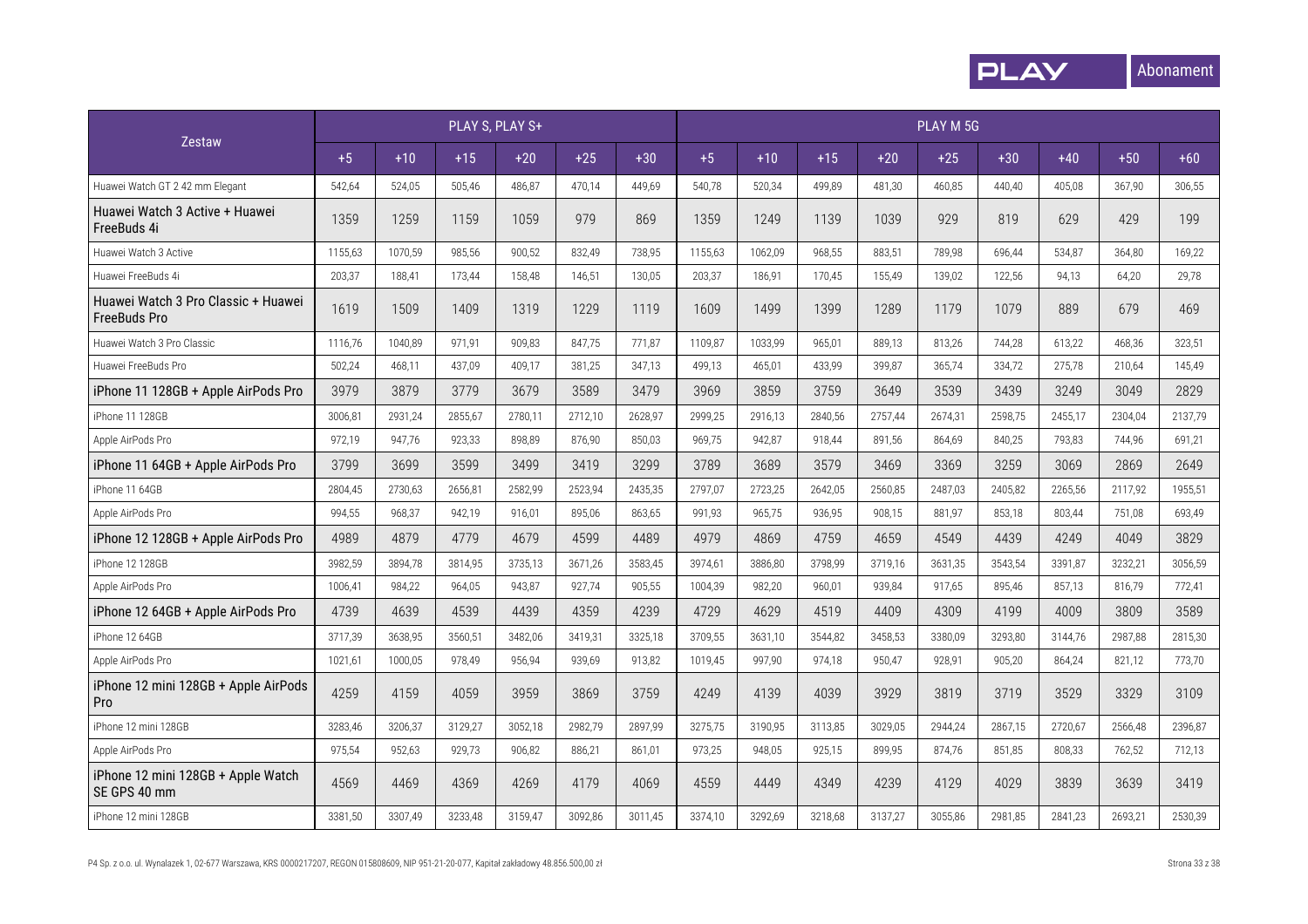| Zestaw | PLAY S, PLAY S+ | | | | | | PLAY M 5G | | | | | | | | |
|---|---|---|---|---|---|---|---|---|---|---|---|---|---|---|---|
| | +5 | +10 | +15 | +20 | +25 | +30 | +5 | +10 | +15 | +20 | +25 | +30 | +40 | +50 | +60 |
| Huawei Watch GT 2 42 mm Elegant | 542,64 | 524,05 | 505,46 | 486,87 | 470,14 | 449,69 | 540,78 | 520,34 | 499,89 | 481,30 | 460,85 | 440,40 | 405,08 | 367,90 | 306,55 |
| Huawei Watch 3 Active + Huawei FreeBuds 4i | 1359 | 1259 | 1159 | 1059 | 979 | 869 | 1359 | 1249 | 1139 | 1039 | 929 | 819 | 629 | 429 | 199 |
| Huawei Watch 3 Active | 1155,63 | 1070,59 | 985,56 | 900,52 | 832,49 | 738,95 | 1155,63 | 1062,09 | 968,55 | 883,51 | 789,98 | 696,44 | 534,87 | 364,80 | 169,22 |
| Huawei FreeBuds 4i | 203,37 | 188,41 | 173,44 | 158,48 | 146,51 | 130,05 | 203,37 | 186,91 | 170,45 | 155,49 | 139,02 | 122,56 | 94,13 | 64,20 | 29,78 |
| Huawei Watch 3 Pro Classic + Huawei FreeBuds Pro | 1619 | 1509 | 1409 | 1319 | 1229 | 1119 | 1609 | 1499 | 1399 | 1289 | 1179 | 1079 | 889 | 679 | 469 |
| Huawei Watch 3 Pro Classic | 1116,76 | 1040,89 | 971,91 | 909,83 | 847,75 | 771,87 | 1109,87 | 1033,99 | 965,01 | 889,13 | 813,26 | 744,28 | 613,22 | 468,36 | 323,51 |
| Huawei FreeBuds Pro | 502,24 | 468,11 | 437,09 | 409,17 | 381,25 | 347,13 | 499,13 | 465,01 | 433,99 | 399,87 | 365,74 | 334,72 | 275,78 | 210,64 | 145,49 |
| iPhone 11 128GB + Apple AirPods Pro | 3979 | 3879 | 3779 | 3679 | 3589 | 3479 | 3969 | 3859 | 3759 | 3649 | 3539 | 3439 | 3249 | 3049 | 2829 |
| iPhone 11 128GB | 3006,81 | 2931,24 | 2855,67 | 2780,11 | 2712,10 | 2628,97 | 2999,25 | 2916,13 | 2840,56 | 2757,44 | 2674,31 | 2598,75 | 2455,17 | 2304,04 | 2137,79 |
| Apple AirPods Pro | 972,19 | 947,76 | 923,33 | 898,89 | 876,90 | 850,03 | 969,75 | 942,87 | 918,44 | 891,56 | 864,69 | 840,25 | 793,83 | 744,96 | 691,21 |
| iPhone 11 64GB + Apple AirPods Pro | 3799 | 3699 | 3599 | 3499 | 3419 | 3299 | 3789 | 3689 | 3579 | 3469 | 3369 | 3259 | 3069 | 2869 | 2649 |
| iPhone 11 64GB | 2804,45 | 2730,63 | 2656,81 | 2582,99 | 2523,94 | 2435,35 | 2797,07 | 2723,25 | 2642,05 | 2560,85 | 2487,03 | 2405,82 | 2265,56 | 2117,92 | 1955,51 |
| Apple AirPods Pro | 994,55 | 968,37 | 942,19 | 916,01 | 895,06 | 863,65 | 991,93 | 965,75 | 936,95 | 908,15 | 881,97 | 853,18 | 803,44 | 751,08 | 693,49 |
| iPhone 12 128GB + Apple AirPods Pro | 4989 | 4879 | 4779 | 4679 | 4599 | 4489 | 4979 | 4869 | 4759 | 4659 | 4549 | 4439 | 4249 | 4049 | 3829 |
| iPhone 12 128GB | 3982,59 | 3894,78 | 3814,95 | 3735,13 | 3671,26 | 3583,45 | 3974,61 | 3886,80 | 3798,99 | 3719,16 | 3631,35 | 3543,54 | 3391,87 | 3232,21 | 3056,59 |
| Apple AirPods Pro | 1006,41 | 984,22 | 964,05 | 943,87 | 927,74 | 905,55 | 1004,39 | 982,20 | 960,01 | 939,84 | 917,65 | 895,46 | 857,13 | 816,79 | 772,41 |
| iPhone 12 64GB + Apple AirPods Pro | 4739 | 4639 | 4539 | 4439 | 4359 | 4239 | 4729 | 4629 | 4519 | 4409 | 4309 | 4199 | 4009 | 3809 | 3589 |
| iPhone 12 64GB | 3717,39 | 3638,95 | 3560,51 | 3482,06 | 3419,31 | 3325,18 | 3709,55 | 3631,10 | 3544,82 | 3458,53 | 3380,09 | 3293,80 | 3144,76 | 2987,88 | 2815,30 |
| Apple AirPods Pro | 1021,61 | 1000,05 | 978,49 | 956,94 | 939,69 | 913,82 | 1019,45 | 997,90 | 974,18 | 950,47 | 928,91 | 905,20 | 864,24 | 821,12 | 773,70 |
| iPhone 12 mini 128GB + Apple AirPods Pro | 4259 | 4159 | 4059 | 3959 | 3869 | 3759 | 4249 | 4139 | 4039 | 3929 | 3819 | 3719 | 3529 | 3329 | 3109 |
| iPhone 12 mini 128GB | 3283,46 | 3206,37 | 3129,27 | 3052,18 | 2982,79 | 2897,99 | 3275,75 | 3190,95 | 3113,85 | 3029,05 | 2944,24 | 2867,15 | 2720,67 | 2566,48 | 2396,87 |
| Apple AirPods Pro | 975,54 | 952,63 | 929,73 | 906,82 | 886,21 | 861,01 | 973,25 | 948,05 | 925,15 | 899,95 | 874,76 | 851,85 | 808,33 | 762,52 | 712,13 |
| iPhone 12 mini 128GB + Apple Watch SE GPS 40 mm | 4569 | 4469 | 4369 | 4269 | 4179 | 4069 | 4559 | 4449 | 4349 | 4239 | 4129 | 4029 | 3839 | 3639 | 3419 |
| iPhone 12 mini 128GB | 3381,50 | 3307,49 | 3233,48 | 3159,47 | 3092,86 | 3011,45 | 3374,10 | 3292,69 | 3218,68 | 3137,27 | 3055,86 | 2981,85 | 2841,23 | 2693,21 | 2530,39 |

P4 Sp. z o.o. ul. Wynalazek 1, 02-677 Warszawa, KRS 0000217207, REGON 015808609, NIP 951-21-20-077, Kapitał zakładowy 48.856.500,00 zł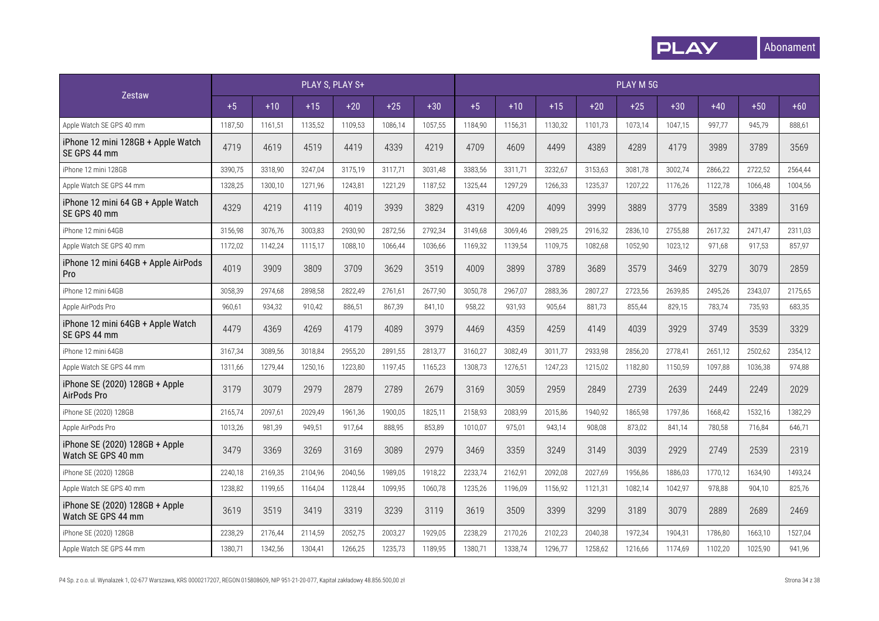| Zestaw | PLAY S, PLAY S+ | | | | | | PLAY M 5G | | | | | | | | |
|---|---|---|---|---|---|---|---|---|---|---|---|---|---|---|---|
| | +5 | +10 | +15 | +20 | +25 | +30 | +5 | +10 | +15 | +20 | +25 | +30 | +40 | +50 | +60 |
| Apple Watch SE GPS 40 mm | 1187,50 | 1161,51 | 1135,52 | 1109,53 | 1086,14 | 1057,55 | 1184,90 | 1156,31 | 1130,32 | 1101,73 | 1073,14 | 1047,15 | 997,77 | 945,79 | 888,61 |
| iPhone 12 mini 128GB + Apple Watch SE GPS 44 mm | 4719 | 4619 | 4519 | 4419 | 4339 | 4219 | 4709 | 4609 | 4499 | 4389 | 4289 | 4179 | 3989 | 3789 | 3569 |
| iPhone 12 mini 128GB | 3390,75 | 3318,90 | 3247,04 | 3175,19 | 3117,71 | 3031,48 | 3383,56 | 3311,71 | 3232,67 | 3153,63 | 3081,78 | 3002,74 | 2866,22 | 2722,52 | 2564,44 |
| Apple Watch SE GPS 44 mm | 1328,25 | 1300,10 | 1271,96 | 1243,81 | 1221,29 | 1187,52 | 1325,44 | 1297,29 | 1266,33 | 1235,37 | 1207,22 | 1176,26 | 1122,78 | 1066,48 | 1004,56 |
| iPhone 12 mini 64 GB + Apple Watch SE GPS 40 mm | 4329 | 4219 | 4119 | 4019 | 3939 | 3829 | 4319 | 4209 | 4099 | 3999 | 3889 | 3779 | 3589 | 3389 | 3169 |
| iPhone 12 mini 64GB | 3156,98 | 3076,76 | 3003,83 | 2930,90 | 2872,56 | 2792,34 | 3149,68 | 3069,46 | 2989,25 | 2916,32 | 2836,10 | 2755,88 | 2617,32 | 2471,47 | 2311,03 |
| Apple Watch SE GPS 40 mm | 1172,02 | 1142,24 | 1115,17 | 1088,10 | 1066,44 | 1036,66 | 1169,32 | 1139,54 | 1109,75 | 1082,68 | 1052,90 | 1023,12 | 971,68 | 917,53 | 857,97 |
| iPhone 12 mini 64GB + Apple AirPods Pro | 4019 | 3909 | 3809 | 3709 | 3629 | 3519 | 4009 | 3899 | 3789 | 3689 | 3579 | 3469 | 3279 | 3079 | 2859 |
| iPhone 12 mini 64GB | 3058,39 | 2974,68 | 2898,58 | 2822,49 | 2761,61 | 2677,90 | 3050,78 | 2967,07 | 2883,36 | 2807,27 | 2723,56 | 2639,85 | 2495,26 | 2343,07 | 2175,65 |
| Apple AirPods Pro | 960,61 | 934,32 | 910,42 | 886,51 | 867,39 | 841,10 | 958,22 | 931,93 | 905,64 | 881,73 | 855,44 | 829,15 | 783,74 | 735,93 | 683,35 |
| iPhone 12 mini 64GB + Apple Watch SE GPS 44 mm | 4479 | 4369 | 4269 | 4179 | 4089 | 3979 | 4469 | 4359 | 4259 | 4149 | 4039 | 3929 | 3749 | 3539 | 3329 |
| iPhone 12 mini 64GB | 3167,34 | 3089,56 | 3018,84 | 2955,20 | 2891,55 | 2813,77 | 3160,27 | 3082,49 | 3011,77 | 2933,98 | 2856,20 | 2778,41 | 2651,12 | 2502,62 | 2354,12 |
| Apple Watch SE GPS 44 mm | 1311,66 | 1279,44 | 1250,16 | 1223,80 | 1197,45 | 1165,23 | 1308,73 | 1276,51 | 1247,23 | 1215,02 | 1182,80 | 1150,59 | 1097,88 | 1036,38 | 974,88 |
| iPhone SE (2020) 128GB + Apple AirPods Pro | 3179 | 3079 | 2979 | 2879 | 2789 | 2679 | 3169 | 3059 | 2959 | 2849 | 2739 | 2639 | 2449 | 2249 | 2029 |
| iPhone SE (2020) 128GB | 2165,74 | 2097,61 | 2029,49 | 1961,36 | 1900,05 | 1825,11 | 2158,93 | 2083,99 | 2015,86 | 1940,92 | 1865,98 | 1797,86 | 1668,42 | 1532,16 | 1382,29 |
| Apple AirPods Pro | 1013,26 | 981,39 | 949,51 | 917,64 | 888,95 | 853,89 | 1010,07 | 975,01 | 943,14 | 908,08 | 873,02 | 841,14 | 780,58 | 716,84 | 646,71 |
| iPhone SE (2020) 128GB + Apple Watch SE GPS 40 mm | 3479 | 3369 | 3269 | 3169 | 3089 | 2979 | 3469 | 3359 | 3249 | 3149 | 3039 | 2929 | 2749 | 2539 | 2319 |
| iPhone SE (2020) 128GB | 2240,18 | 2169,35 | 2104,96 | 2040,56 | 1989,05 | 1918,22 | 2233,74 | 2162,91 | 2092,08 | 2027,69 | 1956,86 | 1886,03 | 1770,12 | 1634,90 | 1493,24 |
| Apple Watch SE GPS 40 mm | 1238,82 | 1199,65 | 1164,04 | 1128,44 | 1099,95 | 1060,78 | 1235,26 | 1196,09 | 1156,92 | 1121,31 | 1082,14 | 1042,97 | 978,88 | 904,10 | 825,76 |
| iPhone SE (2020) 128GB + Apple Watch SE GPS 44 mm | 3619 | 3519 | 3419 | 3319 | 3239 | 3119 | 3619 | 3509 | 3399 | 3299 | 3189 | 3079 | 2889 | 2689 | 2469 |
| iPhone SE (2020) 128GB | 2238,29 | 2176,44 | 2114,59 | 2052,75 | 2003,27 | 1929,05 | 2238,29 | 2170,26 | 2102,23 | 2040,38 | 1972,34 | 1904,31 | 1786,80 | 1663,10 | 1527,04 |
| Apple Watch SE GPS 44 mm | 1380,71 | 1342,56 | 1304,41 | 1266,25 | 1235,73 | 1189,95 | 1380,71 | 1338,74 | 1296,77 | 1258,62 | 1216,66 | 1174,69 | 1102,20 | 1025,90 | 941,96 |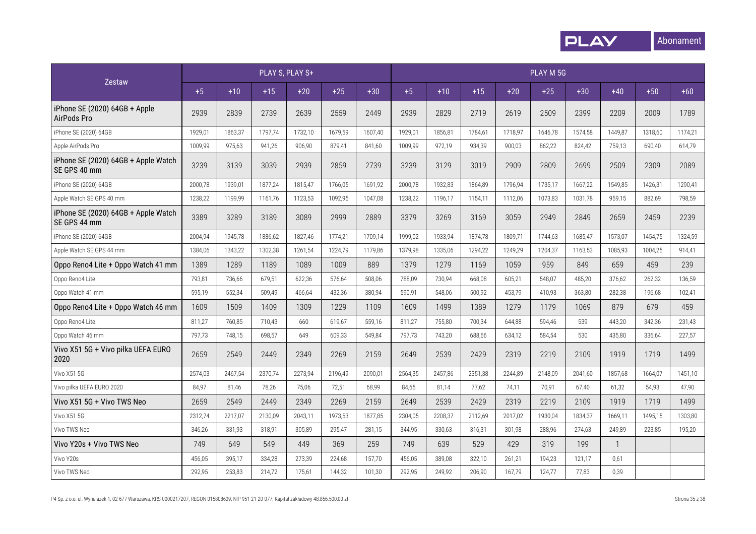| Zestaw | PLAY S, PLAY S+ | | | | | | PLAY M 5G | | | | | | | | |
|---|---|---|---|---|---|---|---|---|---|---|---|---|---|---|---|
| | +5 | +10 | +15 | +20 | +25 | +30 | +5 | +10 | +15 | +20 | +25 | +30 | +40 | +50 | +60 |
| iPhone SE (2020) 64GB + Apple AirPods Pro | 2939 | 2839 | 2739 | 2639 | 2559 | 2449 | 2939 | 2829 | 2719 | 2619 | 2509 | 2399 | 2209 | 2009 | 1789 |
| iPhone SE (2020) 64GB | 1929,01 | 1863,37 | 1797,74 | 1732,10 | 1679,59 | 1607,40 | 1929,01 | 1856,81 | 1784,61 | 1718,97 | 1646,78 | 1574,58 | 1449,87 | 1318,60 | 1174,21 |
| Apple AirPods Pro | 1009,99 | 975,63 | 941,26 | 906,90 | 879,41 | 841,60 | 1009,99 | 972,19 | 934,39 | 900,03 | 862,22 | 824,42 | 759,13 | 690,40 | 614,79 |
| iPhone SE (2020) 64GB + Apple Watch SE GPS 40 mm | 3239 | 3139 | 3039 | 2939 | 2859 | 2739 | 3239 | 3129 | 3019 | 2909 | 2809 | 2699 | 2509 | 2309 | 2089 |
| iPhone SE (2020) 64GB | 2000,78 | 1939,01 | 1877,24 | 1815,47 | 1766,05 | 1691,92 | 2000,78 | 1932,83 | 1864,89 | 1796,94 | 1735,17 | 1667,22 | 1549,85 | 1426,31 | 1290,41 |
| Apple Watch SE GPS 40 mm | 1238,22 | 1199,99 | 1161,76 | 1123,53 | 1092,95 | 1047,08 | 1238,22 | 1196,17 | 1154,11 | 1112,06 | 1073,83 | 1031,78 | 959,15 | 882,69 | 798,59 |
| iPhone SE (2020) 64GB + Apple Watch SE GPS 44 mm | 3389 | 3289 | 3189 | 3089 | 2999 | 2889 | 3379 | 3269 | 3169 | 3059 | 2949 | 2849 | 2659 | 2459 | 2239 |
| iPhone SE (2020) 64GB | 2004,94 | 1945,78 | 1886,62 | 1827,46 | 1774,21 | 1709,14 | 1999,02 | 1933,94 | 1874,78 | 1809,71 | 1744,63 | 1685,47 | 1573,07 | 1454,75 | 1324,59 |
| Apple Watch SE GPS 44 mm | 1384,06 | 1343,22 | 1302,38 | 1261,54 | 1224,79 | 1179,86 | 1379,98 | 1335,06 | 1294,22 | 1249,29 | 1204,37 | 1163,53 | 1085,93 | 1004,25 | 914,41 |
| Oppo Reno4 Lite + Oppo Watch 41 mm | 1389 | 1289 | 1189 | 1089 | 1009 | 889 | 1379 | 1279 | 1169 | 1059 | 959 | 849 | 659 | 459 | 239 |
| Oppo Reno4 Lite | 793,81 | 736,66 | 679,51 | 622,36 | 576,64 | 508,06 | 788,09 | 730,94 | 668,08 | 605,21 | 548,07 | 485,20 | 376,62 | 262,32 | 136,59 |
| Oppo Watch 41 mm | 595,19 | 552,34 | 509,49 | 466,64 | 432,36 | 380,94 | 590,91 | 548,06 | 500,92 | 453,79 | 410,93 | 363,80 | 282,38 | 196,68 | 102,41 |
| Oppo Reno4 Lite + Oppo Watch 46 mm | 1609 | 1509 | 1409 | 1309 | 1229 | 1109 | 1609 | 1499 | 1389 | 1279 | 1179 | 1069 | 879 | 679 | 459 |
| Oppo Reno4 Lite | 811,27 | 760,85 | 710,43 | 660 | 619,67 | 559,16 | 811,27 | 755,80 | 700,34 | 644,88 | 594,46 | 539 | 443,20 | 342,36 | 231,43 |
| Oppo Watch 46 mm | 797,73 | 748,15 | 698,57 | 649 | 609,33 | 549,84 | 797,73 | 743,20 | 688,66 | 634,12 | 584,54 | 530 | 435,80 | 336,64 | 227,57 |
| Vivo X51 5G + Vivo piłka UEFA EURO 2020 | 2659 | 2549 | 2449 | 2349 | 2269 | 2159 | 2649 | 2539 | 2429 | 2319 | 2219 | 2109 | 1919 | 1719 | 1499 |
| Vivo X51 5G | 2574,03 | 2467,54 | 2370,74 | 2273,94 | 2196,49 | 2090,01 | 2564,35 | 2457,86 | 2351,38 | 2244,89 | 2148,09 | 2041,60 | 1857,68 | 1664,07 | 1451,10 |
| Vivo piłka UEFA EURO 2020 | 84,97 | 81,46 | 78,26 | 75,06 | 72,51 | 68,99 | 84,65 | 81,14 | 77,62 | 74,11 | 70,91 | 67,40 | 61,32 | 54,93 | 47,90 |
| Vivo X51 5G + Vivo TWS Neo | 2659 | 2549 | 2449 | 2349 | 2269 | 2159 | 2649 | 2539 | 2429 | 2319 | 2219 | 2109 | 1919 | 1719 | 1499 |
| Vivo X51 5G | 2312,74 | 2217,07 | 2130,09 | 2043,11 | 1973,53 | 1877,85 | 2304,05 | 2208,37 | 2112,69 | 2017,02 | 1930,04 | 1834,37 | 1669,11 | 1495,15 | 1303,80 |
| Vivo TWS Neo | 346,26 | 331,93 | 318,91 | 305,89 | 295,47 | 281,15 | 344,95 | 330,63 | 316,31 | 301,98 | 288,96 | 274,63 | 249,89 | 223,85 | 195,20 |
| Vivo Y20s + Vivo TWS Neo | 749 | 649 | 549 | 449 | 369 | 259 | 749 | 639 | 529 | 429 | 319 | 199 | 1 | | |
| Vivo Y20s | 456,05 | 395,17 | 334,28 | 273,39 | 224,68 | 157,70 | 456,05 | 389,08 | 322,10 | 261,21 | 194,23 | 121,17 | 0,61 | | |
| Vivo TWS Neo | 292,95 | 253,83 | 214,72 | 175,61 | 144,32 | 101,30 | 292,95 | 249,92 | 206,90 | 167,79 | 124,77 | 77,83 | 0,39 | | |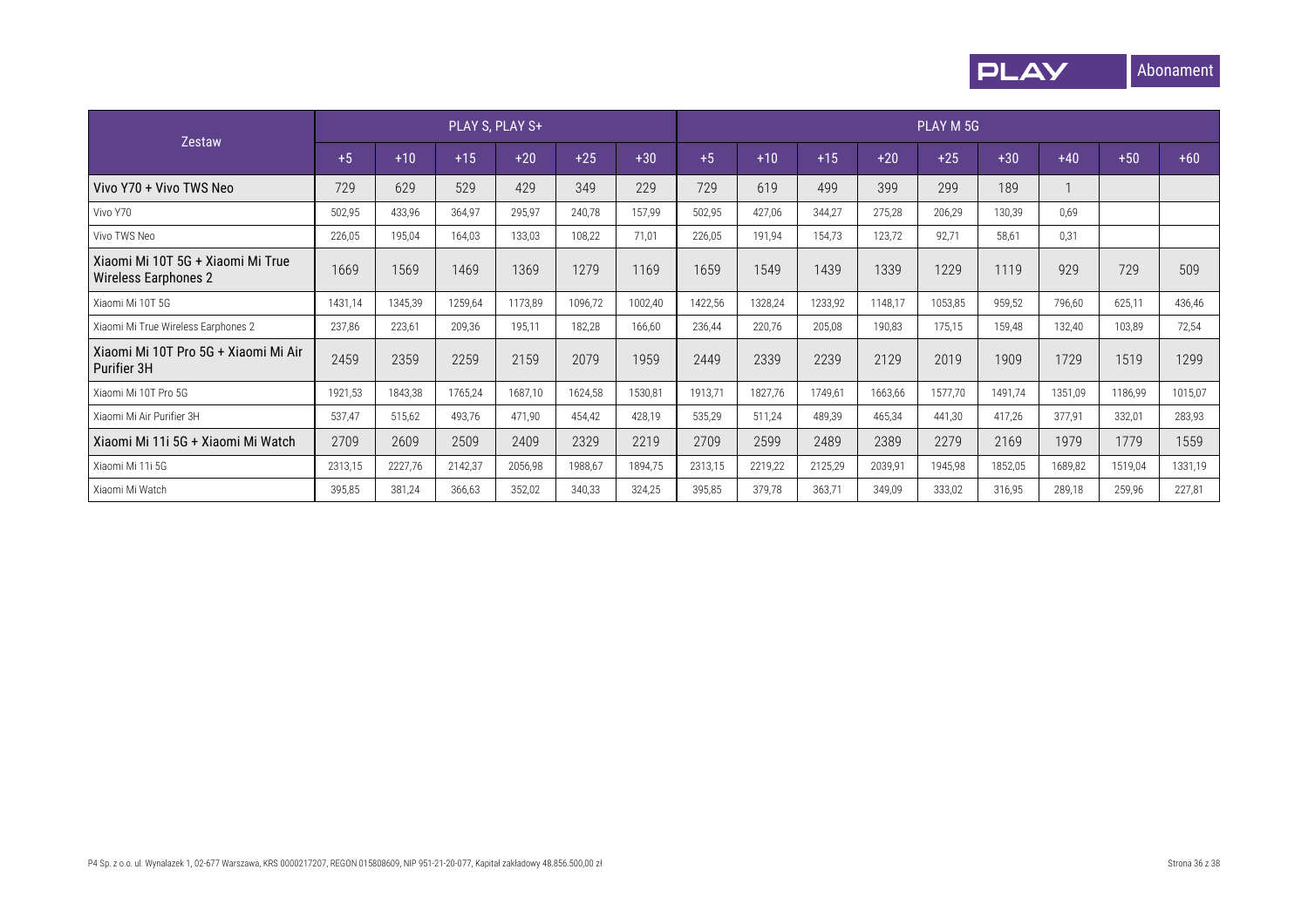| Zestaw | PLAY S, PLAY S+ | | | | | | PLAY M 5G | | | | | | | | |
|---|---|---|---|---|---|---|---|---|---|---|---|---|---|---|---|
| | +5 | +10 | +15 | +20 | +25 | +30 | +5 | +10 | +15 | +20 | +25 | +30 | +40 | +50 | +60 |
| Vivo Y70 + Vivo TWS Neo | 729 | 629 | 529 | 429 | 349 | 229 | 729 | 619 | 499 | 399 | 299 | 189 | 1 | | |
| Vivo Y70 | 502,95 | 433,96 | 364,97 | 295,97 | 240,78 | 157,99 | 502,95 | 427,06 | 344,27 | 275,28 | 206,29 | 130,39 | 0,69 | | |
| Vivo TWS Neo | 226,05 | 195,04 | 164,03 | 133,03 | 108,22 | 71,01 | 226,05 | 191,94 | 154,73 | 123,72 | 92,71 | 58,61 | 0,31 | | |
| Xiaomi Mi 10T 5G + Xiaomi Mi True Wireless Earphones 2 | 1669 | 1569 | 1469 | 1369 | 1279 | 1169 | 1659 | 1549 | 1439 | 1339 | 1229 | 1119 | 929 | 729 | 509 |
| Xiaomi Mi 10T 5G | 1431,14 | 1345,39 | 1259,64 | 1173,89 | 1096,72 | 1002,40 | 1422,56 | 1328,24 | 1233,92 | 1148,17 | 1053,85 | 959,52 | 796,60 | 625,11 | 436,46 |
| Xiaomi Mi True Wireless Earphones 2 | 237,86 | 223,61 | 209,36 | 195,11 | 182,28 | 166,60 | 236,44 | 220,76 | 205,08 | 190,83 | 175,15 | 159,48 | 132,40 | 103,89 | 72,54 |
| Xiaomi Mi 10T Pro 5G + Xiaomi Mi Air Purifier 3H | 2459 | 2359 | 2259 | 2159 | 2079 | 1959 | 2449 | 2339 | 2239 | 2129 | 2019 | 1909 | 1729 | 1519 | 1299 |
| Xiaomi Mi 10T Pro 5G | 1921,53 | 1843,38 | 1765,24 | 1687,10 | 1624,58 | 1530,81 | 1913,71 | 1827,76 | 1749,61 | 1663,66 | 1577,70 | 1491,74 | 1351,09 | 1186,99 | 1015,07 |
| Xiaomi Mi Air Purifier 3H | 537,47 | 515,62 | 493,76 | 471,90 | 454,42 | 428,19 | 535,29 | 511,24 | 489,39 | 465,34 | 441,30 | 417,26 | 377,91 | 332,01 | 283,93 |
| Xiaomi Mi 11i 5G + Xiaomi Mi Watch | 2709 | 2609 | 2509 | 2409 | 2329 | 2219 | 2709 | 2599 | 2489 | 2389 | 2279 | 2169 | 1979 | 1779 | 1559 |
| Xiaomi Mi 11i 5G | 2313,15 | 2227,76 | 2142,37 | 2056,98 | 1988,67 | 1894,75 | 2313,15 | 2219,22 | 2125,29 | 2039,91 | 1945,98 | 1852,05 | 1689,82 | 1519,04 | 1331,19 |
| Xiaomi Mi Watch | 395,85 | 381,24 | 366,63 | 352,02 | 340,33 | 324,25 | 395,85 | 379,78 | 363,71 | 349,09 | 333,02 | 316,95 | 289,18 | 259,96 | 227,81 |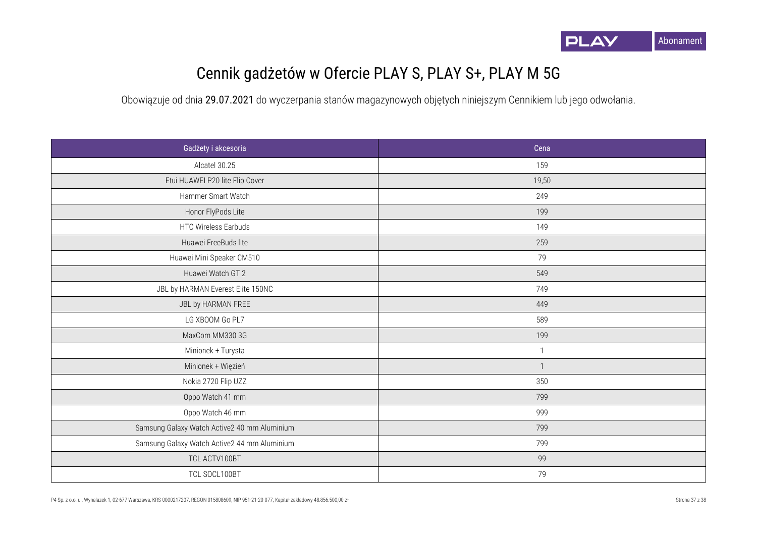# Cennik gadżetów w Ofercie PLAY S, PLAY S+, PLAY M 5G

Obowiązuje od dnia **29.07.2021** do wyczerpania stanów magazynowych objętych niniejszym Cennikiem lub jego odwołania.

| Gadżety i akcesoria | Cena |
|---|---|
| Alcatel 30.25 | 159 |
| Etui HUAWEI P20 lite Flip Cover | 19,50 |
| Hammer Smart Watch | 249 |
| Honor FlyPods Lite | 199 |
| HTC Wireless Earbuds | 149 |
| Huawei FreeBuds lite | 259 |
| Huawei Mini Speaker CM510 | 79 |
| Huawei Watch GT 2 | 549 |
| JBL by HARMAN Everest Elite 150NC | 749 |
| JBL by HARMAN FREE | 449 |
| LG XBOOM Go PL7 | 589 |
| MaxCom MM330 3G | 199 |
| Minionek + Turysta | 1 |
| Minionek + Więzień | 1 |
| Nokia 2720 Flip UZZ | 350 |
| Oppo Watch 41 mm | 799 |
| Oppo Watch 46 mm | 999 |
| Samsung Galaxy Watch Active2 40 mm Aluminium | 799 |
| Samsung Galaxy Watch Active2 44 mm Aluminium | 799 |
| TCL ACTV100BT | 99 |
| TCL SOCL100BT | 79 |

P4 Sp. z o.o. ul. Wynalazek 1, 02-677 Warszawa, KRS 0000217207, REGON 015808609, NIP 951-21-20-077, Kapitał zakładowy 48.856.500,00 zł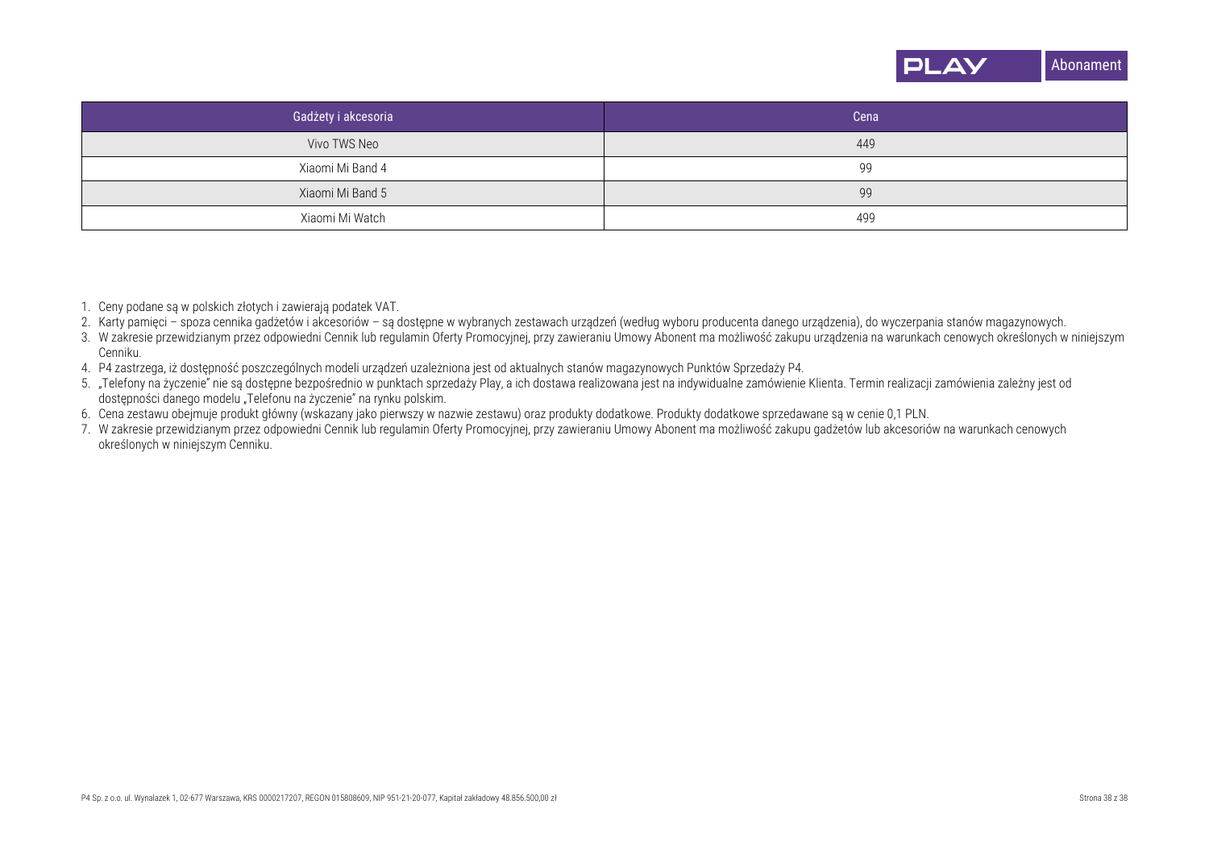| Gadżety i akcesoria | Cena |
| --- | --- |
| Vivo TWS Neo | 449 |
| Xiaomi Mi Band 4 | 99 |
| Xiaomi Mi Band 5 | 99 |
| Xiaomi Mi Watch | 499 |

1. Ceny podane są w polskich złotych i zawierają podatek VAT.
2. Karty pamięci – spoza cennika gadżetów i akcesoriów – są dostępne w wybranych zestawach urządzeń (według wyboru producenta danego urządzenia), do wyczerpania stanów magazynowych.
3. W zakresie przewidzianym przez odpowiedni Cennik lub regulamin Oferty Promocyjnej, przy zawieraniu Umowy Abonent ma możliwość zakupu urządzenia na warunkach cenowych określonych w niniejszym Cenniku.
4. P4 zastrzega, iż dostępność poszczególnych modeli urządzeń uzależniona jest od aktualnych stanów magazynowych Punktów Sprzedaży P4.
5. „Telefony na życzenie" nie są dostępne bezpośrednio w punktach sprzedaży Play, a ich dostawa realizowana jest na indywidualne zamówienie Klienta. Termin realizacji zamówienia zależny jest od dostępności danego modelu „Telefonu na życzenie" na rynku polskim.
6. Cena zestawu obejmuje produkt główny (wskazany jako pierwszy w nazwie zestawu) oraz produkty dodatkowe. Produkty dodatkowe sprzedawane są w cenie 0,1 PLN.
7. W zakresie przewidzianym przez odpowiedni Cennik lub regulamin Oferty Promocyjnej, przy zawieraniu Umowy Abonent ma możliwość zakupu gadżetów lub akcesoriów na warunkach cenowych określonych w niniejszym Cenniku.